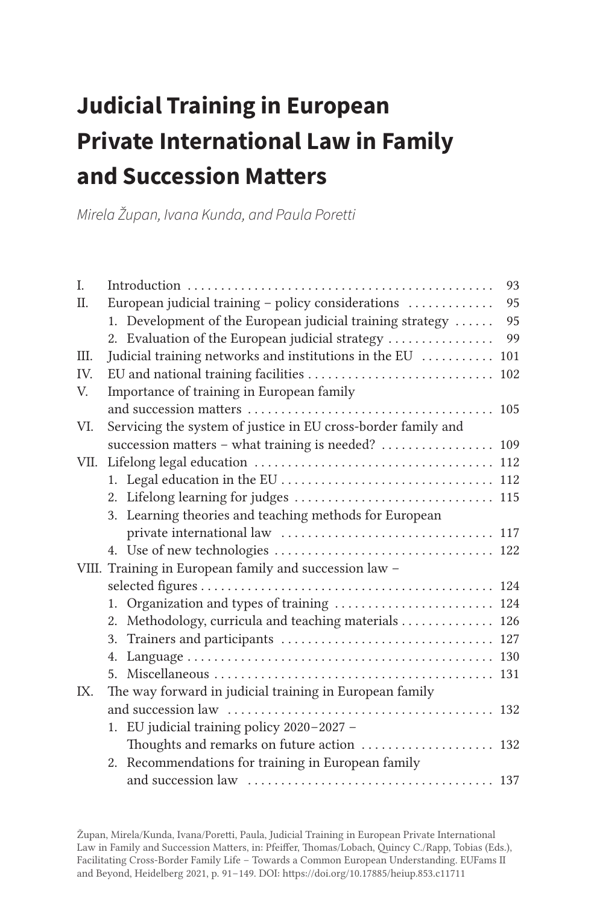# Judicial Training in European Private International Law in Family and Succession Matters

*Mirela Župan, Ivana Kunda, and Paula Poretti*

| | | |
|---|---|---|
| I. | Introduction | 93 |
| II. | European judicial training – policy considerations | 95 |
| | 1. Development of the European judicial training strategy | 95 |
| | 2. Evaluation of the European judicial strategy | 99 |
| III. | Judicial training networks and institutions in the EU | 101 |
| IV. | EU and national training facilities | 102 |
| V. | Importance of training in European family and succession matters | 105 |
| VI. | Servicing the system of justice in EU cross-border family and succession matters – what training is needed? | 109 |
| VII. | Lifelong legal education | 112 |
| | 1. Legal education in the EU | 112 |
| | 2. Lifelong learning for judges | 115 |
| | 3. Learning theories and teaching methods for European private international law | 117 |
| | 4. Use of new technologies | 122 |
| VIII. | Training in European family and succession law – selected figures | 124 |
| | 1. Organization and types of training | 124 |
| | 2. Methodology, curricula and teaching materials | 126 |
| | 3. Trainers and participants | 127 |
| | 4. Language | 130 |
| | 5. Miscellaneous | 131 |
| IX. | The way forward in judicial training in European family and succession law | 132 |
| | 1. EU judicial training policy 2020–2027 – Thoughts and remarks on future action | 132 |
| | 2. Recommendations for training in European family and succession law | 137 |

Župan, Mirela/Kunda, Ivana/Poretti, Paula, Judicial Training in European Private International Law in Family and Succession Matters, in: Pfeiffer, Thomas/Lobach, Quincy C./Rapp, Tobias (Eds.), Facilitating Cross-Border Family Life – Towards a Common European Understanding. EUFams II and Beyond, Heidelberg 2021, p. 91–149. DOI: https://doi.org/10.17885/heiup.853.c11711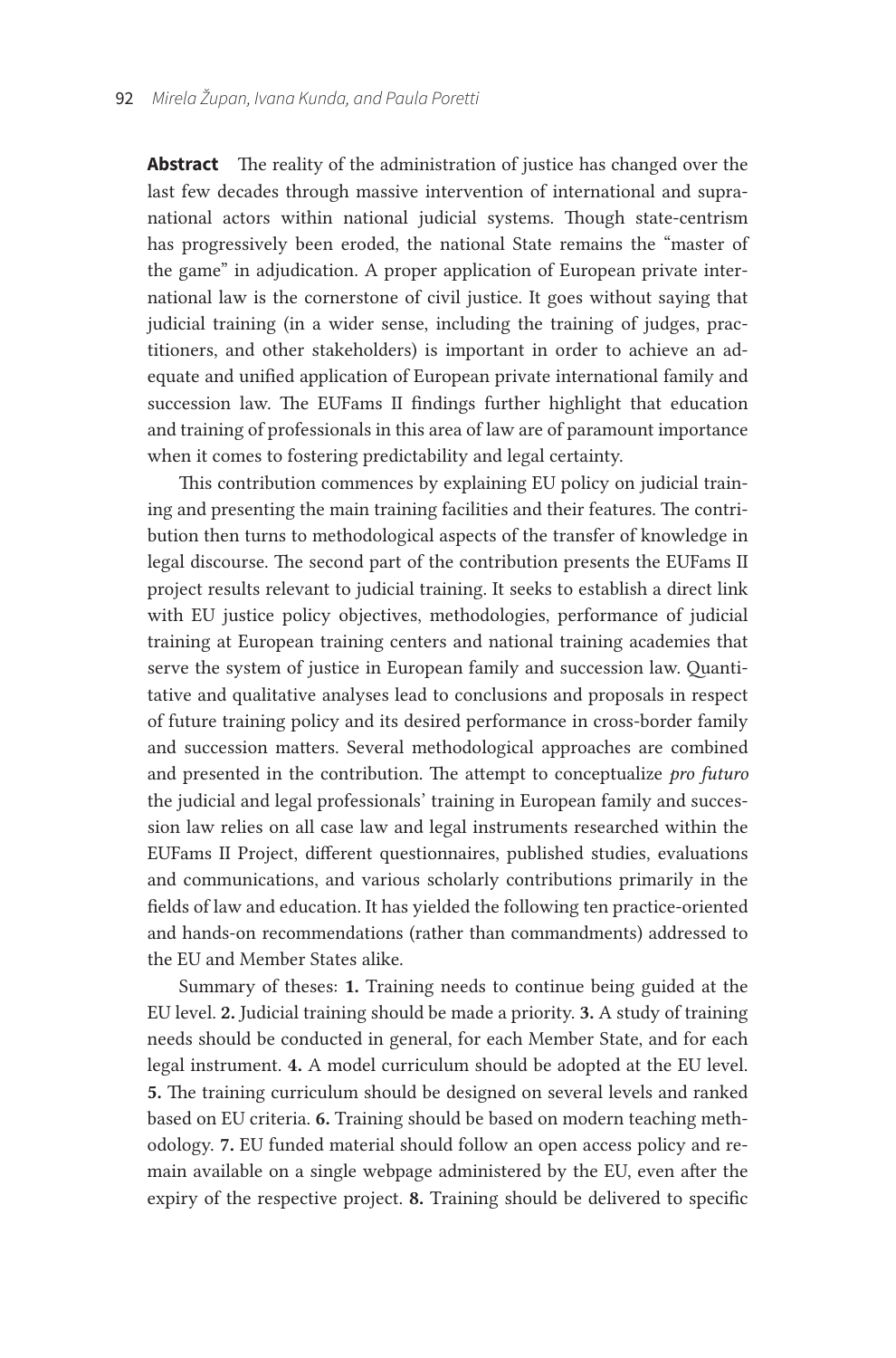**Abstract** The reality of the administration of justice has changed over the last few decades through massive intervention of international and supranational actors within national judicial systems. Though state-centrism has progressively been eroded, the national State remains the "master of the game" in adjudication. A proper application of European private international law is the cornerstone of civil justice. It goes without saying that judicial training (in a wider sense, including the training of judges, practitioners, and other stakeholders) is important in order to achieve an adequate and unified application of European private international family and succession law. The EUFams II findings further highlight that education and training of professionals in this area of law are of paramount importance when it comes to fostering predictability and legal certainty.

This contribution commences by explaining EU policy on judicial training and presenting the main training facilities and their features. The contribution then turns to methodological aspects of the transfer of knowledge in legal discourse. The second part of the contribution presents the EUFams II project results relevant to judicial training. It seeks to establish a direct link with EU justice policy objectives, methodologies, performance of judicial training at European training centers and national training academies that serve the system of justice in European family and succession law. Quantitative and qualitative analyses lead to conclusions and proposals in respect of future training policy and its desired performance in cross-border family and succession matters. Several methodological approaches are combined and presented in the contribution. The attempt to conceptualize *pro futuro* the judicial and legal professionals' training in European family and succession law relies on all case law and legal instruments researched within the EUFams II Project, different questionnaires, published studies, evaluations and communications, and various scholarly contributions primarily in the fields of law and education. It has yielded the following ten practice-oriented and hands-on recommendations (rather than commandments) addressed to the EU and Member States alike.

Summary of theses: **1.** Training needs to continue being guided at the EU level. **2.** Judicial training should be made a priority. **3.** A study of training needs should be conducted in general, for each Member State, and for each legal instrument. **4.** A model curriculum should be adopted at the EU level. **5.** The training curriculum should be designed on several levels and ranked based on EU criteria. **6.** Training should be based on modern teaching methodology. **7.** EU funded material should follow an open access policy and remain available on a single webpage administered by the EU, even after the expiry of the respective project. **8.** Training should be delivered to specific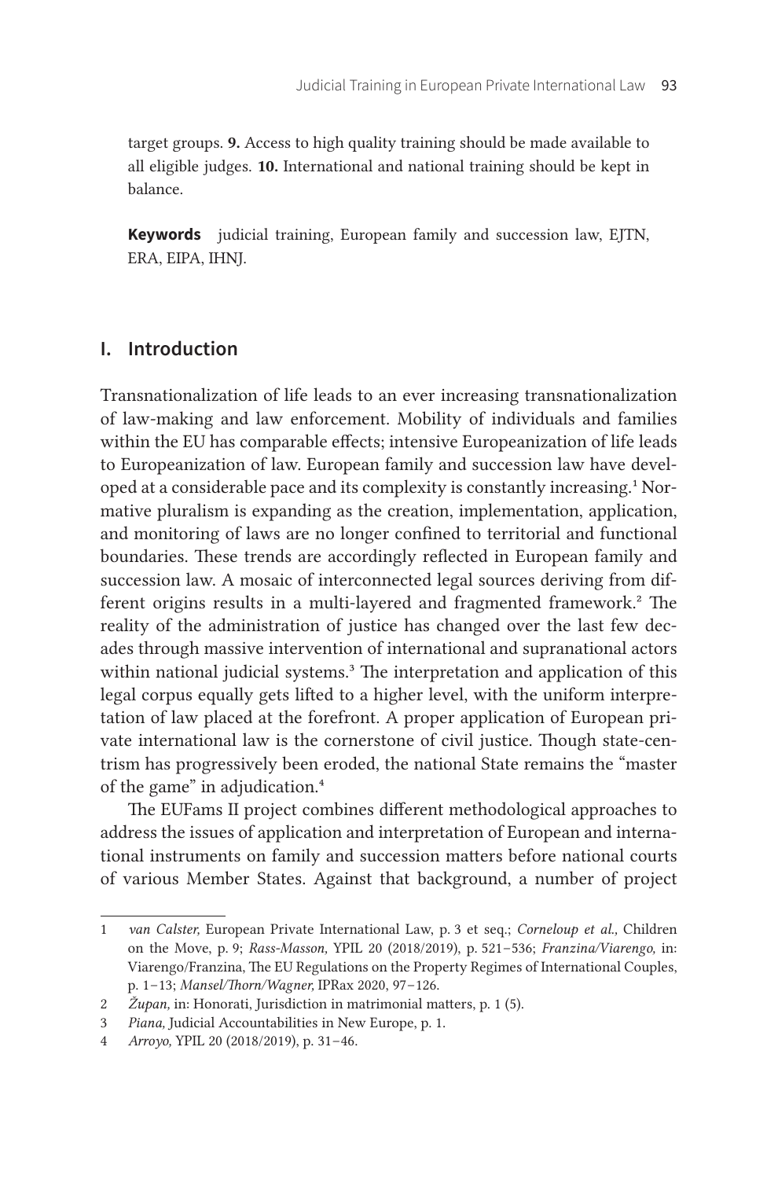target groups. **9.** Access to high quality training should be made available to all eligible judges. **10.** International and national training should be kept in balance.

**Keywords** judicial training, European family and succession law, EJTN, ERA, EIPA, IHNJ.

## I. Introduction

Transnationalization of life leads to an ever increasing transnationalization of law-making and law enforcement. Mobility of individuals and families within the EU has comparable effects; intensive Europeanization of life leads to Europeanization of law. European family and succession law have developed at a considerable pace and its complexity is constantly increasing.[1] Normative pluralism is expanding as the creation, implementation, application, and monitoring of laws are no longer confined to territorial and functional boundaries. These trends are accordingly reflected in European family and succession law. A mosaic of interconnected legal sources deriving from different origins results in a multi-layered and fragmented framework.[2] The reality of the administration of justice has changed over the last few decades through massive intervention of international and supranational actors within national judicial systems.[3] The interpretation and application of this legal corpus equally gets lifted to a higher level, with the uniform interpretation of law placed at the forefront. A proper application of European private international law is the cornerstone of civil justice. Though state-centrism has progressively been eroded, the national State remains the "master of the game" in adjudication.[4]

The EUFams II project combines different methodological approaches to address the issues of application and interpretation of European and international instruments on family and succession matters before national courts of various Member States. Against that background, a number of project

1 *van Calster,* European Private International Law, p. 3 et seq.; *Corneloup et al.,* Children on the Move, p. 9; *Rass-Masson,* YPIL 20 (2018/2019), p. 521–536; *Franzina/Viarengo,* in: Viarengo/Franzina, The EU Regulations on the Property Regimes of International Couples, p. 1–13; *Mansel/Thorn/Wagner,* IPRax 2020, 97–126.

2 *Župan,* in: Honorati, Jurisdiction in matrimonial matters, p. 1 (5).

3 *Piana,* Judicial Accountabilities in New Europe, p. 1.

4 *Arroyo,* YPIL 20 (2018/2019), p. 31–46.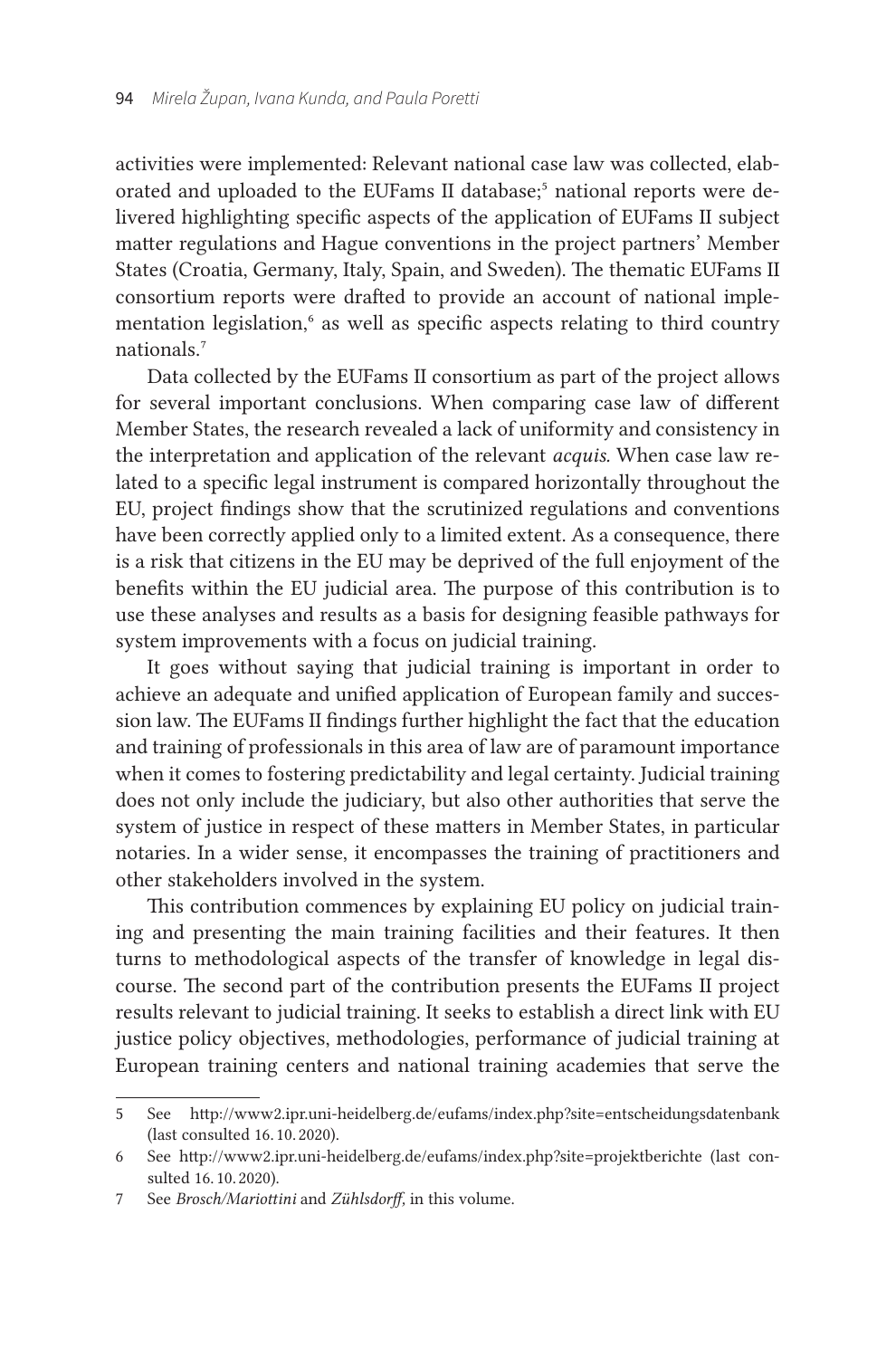activities were implemented: Relevant national case law was collected, elaborated and uploaded to the EUFams II database;[5] national reports were delivered highlighting specific aspects of the application of EUFams II subject matter regulations and Hague conventions in the project partners' Member States (Croatia, Germany, Italy, Spain, and Sweden). The thematic EUFams II consortium reports were drafted to provide an account of national implementation legislation,[6] as well as specific aspects relating to third country nationals.[7]

Data collected by the EUFams II consortium as part of the project allows for several important conclusions. When comparing case law of different Member States, the research revealed a lack of uniformity and consistency in the interpretation and application of the relevant *acquis.* When case law related to a specific legal instrument is compared horizontally throughout the EU, project findings show that the scrutinized regulations and conventions have been correctly applied only to a limited extent. As a consequence, there is a risk that citizens in the EU may be deprived of the full enjoyment of the benefits within the EU judicial area. The purpose of this contribution is to use these analyses and results as a basis for designing feasible pathways for system improvements with a focus on judicial training.

It goes without saying that judicial training is important in order to achieve an adequate and unified application of European family and succession law. The EUFams II findings further highlight the fact that the education and training of professionals in this area of law are of paramount importance when it comes to fostering predictability and legal certainty. Judicial training does not only include the judiciary, but also other authorities that serve the system of justice in respect of these matters in Member States, in particular notaries. In a wider sense, it encompasses the training of practitioners and other stakeholders involved in the system.

This contribution commences by explaining EU policy on judicial training and presenting the main training facilities and their features. It then turns to methodological aspects of the transfer of knowledge in legal discourse. The second part of the contribution presents the EUFams II project results relevant to judicial training. It seeks to establish a direct link with EU justice policy objectives, methodologies, performance of judicial training at European training centers and national training academies that serve the

---

5 See http://www2.ipr.uni-heidelberg.de/eufams/index.php?site=entscheidungsdatenbank (last consulted 16. 10. 2020).

6 See http://www2.ipr.uni-heidelberg.de/eufams/index.php?site=projektberichte (last consulted 16. 10. 2020).

7 See *Brosch/Mariottini* and *Zühlsdorff*, in this volume.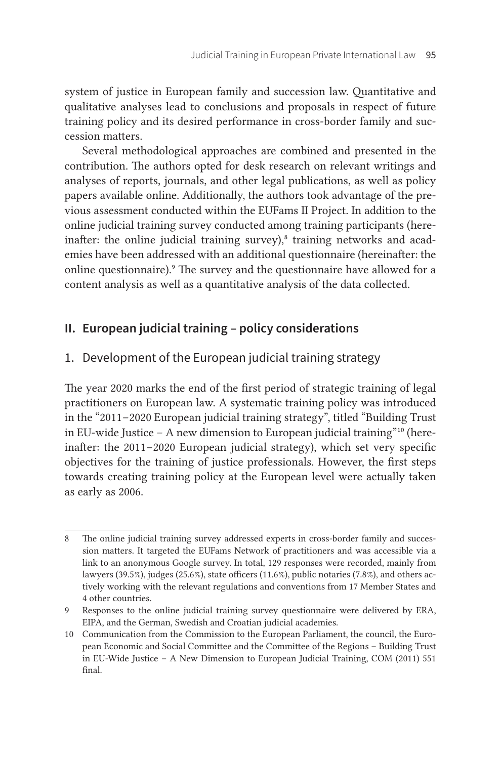system of justice in European family and succession law. Quantitative and qualitative analyses lead to conclusions and proposals in respect of future training policy and its desired performance in cross-border family and succession matters.

Several methodological approaches are combined and presented in the contribution. The authors opted for desk research on relevant writings and analyses of reports, journals, and other legal publications, as well as policy papers available online. Additionally, the authors took advantage of the previous assessment conducted within the EUFams II Project. In addition to the online judicial training survey conducted among training participants (hereinafter: the online judicial training survey),[8] training networks and academies have been addressed with an additional questionnaire (hereinafter: the online questionnaire).[9] The survey and the questionnaire have allowed for a content analysis as well as a quantitative analysis of the data collected.

## II. European judicial training – policy considerations

### 1. Development of the European judicial training strategy

The year 2020 marks the end of the first period of strategic training of legal practitioners on European law. A systematic training policy was introduced in the "2011–2020 European judicial training strategy", titled "Building Trust in EU-wide Justice – A new dimension to European judicial training"[10] (hereinafter: the 2011–2020 European judicial strategy), which set very specific objectives for the training of justice professionals. However, the first steps towards creating training policy at the European level were actually taken as early as 2006.

---

8 The online judicial training survey addressed experts in cross-border family and succession matters. It targeted the EUFams Network of practitioners and was accessible via a link to an anonymous Google survey. In total, 129 responses were recorded, mainly from lawyers (39.5%), judges (25.6%), state officers (11.6%), public notaries (7.8%), and others actively working with the relevant regulations and conventions from 17 Member States and 4 other countries.

9 Responses to the online judicial training survey questionnaire were delivered by ERA, EIPA, and the German, Swedish and Croatian judicial academies.

10 Communication from the Commission to the European Parliament, the council, the European Economic and Social Committee and the Committee of the Regions – Building Trust in EU-Wide Justice – A New Dimension to European Judicial Training, COM (2011) 551 final.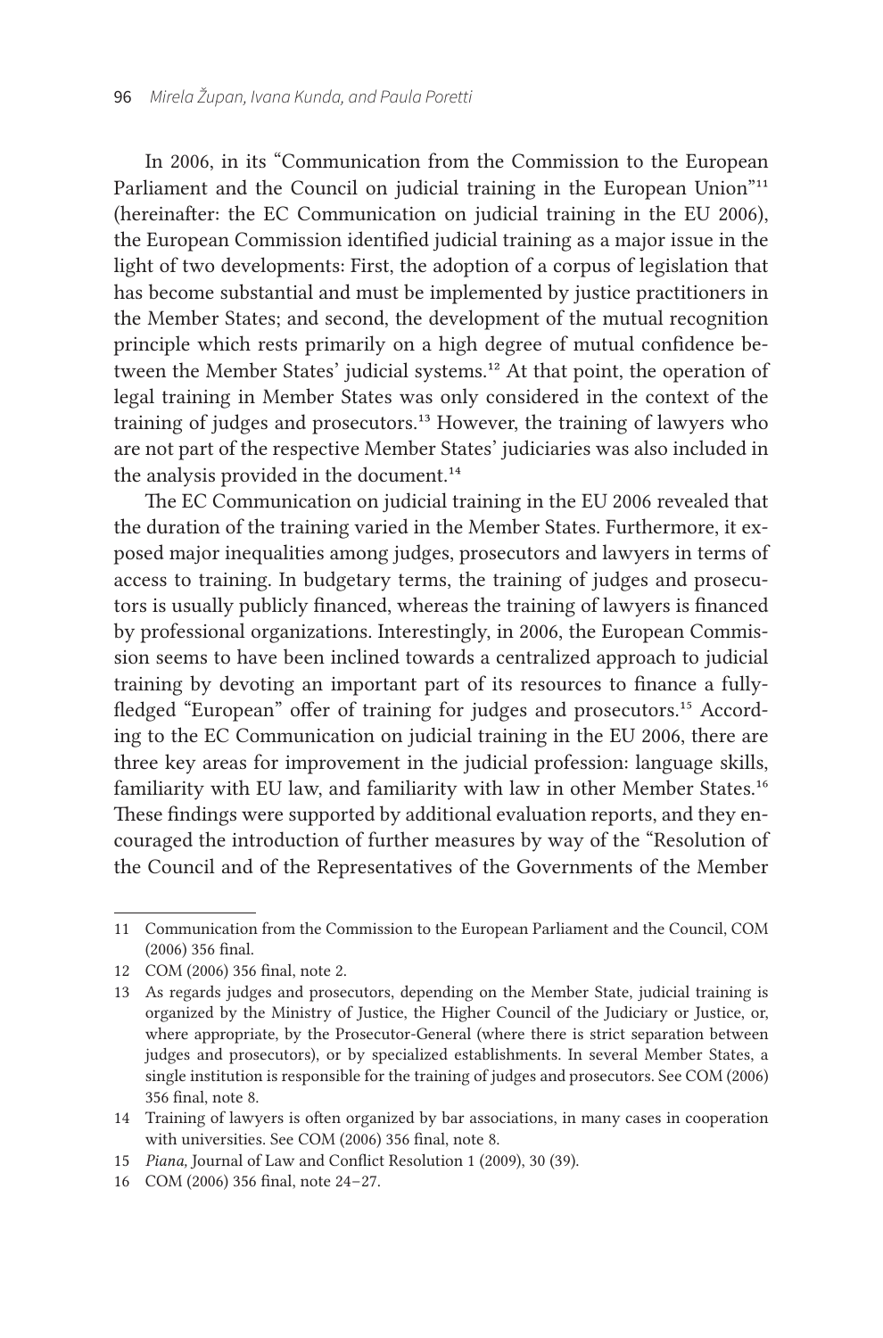In 2006, in its "Communication from the Commission to the European Parliament and the Council on judicial training in the European Union"[11] (hereinafter: the EC Communication on judicial training in the EU 2006), the European Commission identified judicial training as a major issue in the light of two developments: First, the adoption of a corpus of legislation that has become substantial and must be implemented by justice practitioners in the Member States; and second, the development of the mutual recognition principle which rests primarily on a high degree of mutual confidence between the Member States' judicial systems.[12] At that point, the operation of legal training in Member States was only considered in the context of the training of judges and prosecutors.[13] However, the training of lawyers who are not part of the respective Member States' judiciaries was also included in the analysis provided in the document.[14]

The EC Communication on judicial training in the EU 2006 revealed that the duration of the training varied in the Member States. Furthermore, it exposed major inequalities among judges, prosecutors and lawyers in terms of access to training. In budgetary terms, the training of judges and prosecutors is usually publicly financed, whereas the training of lawyers is financed by professional organizations. Interestingly, in 2006, the European Commission seems to have been inclined towards a centralized approach to judicial training by devoting an important part of its resources to finance a fully-fledged "European" offer of training for judges and prosecutors.[15] According to the EC Communication on judicial training in the EU 2006, there are three key areas for improvement in the judicial profession: language skills, familiarity with EU law, and familiarity with law in other Member States.[16] These findings were supported by additional evaluation reports, and they encouraged the introduction of further measures by way of the "Resolution of the Council and of the Representatives of the Governments of the Member

---

11 Communication from the Commission to the European Parliament and the Council, COM (2006) 356 final.

12 COM (2006) 356 final, note 2.

13 As regards judges and prosecutors, depending on the Member State, judicial training is organized by the Ministry of Justice, the Higher Council of the Judiciary or Justice, or, where appropriate, by the Prosecutor-General (where there is strict separation between judges and prosecutors), or by specialized establishments. In several Member States, a single institution is responsible for the training of judges and prosecutors. See COM (2006) 356 final, note 8.

14 Training of lawyers is often organized by bar associations, in many cases in cooperation with universities. See COM (2006) 356 final, note 8.

15 *Piana,* Journal of Law and Conflict Resolution 1 (2009), 30 (39).

16 COM (2006) 356 final, note 24–27.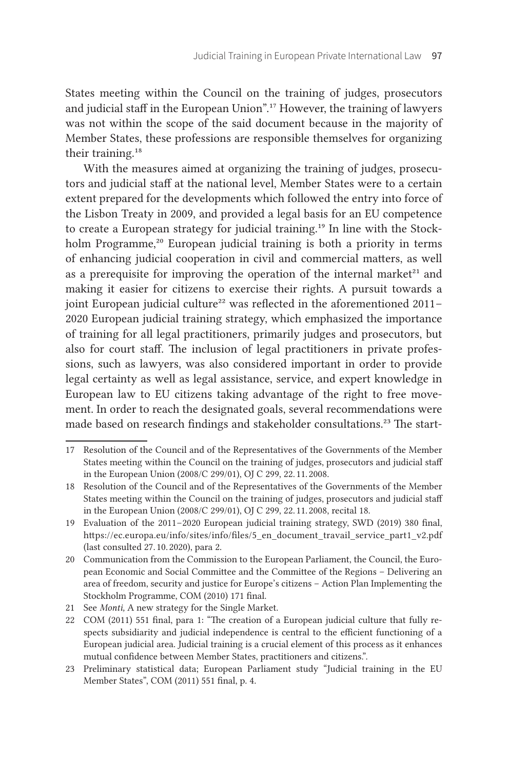States meeting within the Council on the training of judges, prosecutors and judicial staff in the European Union".[17] However, the training of lawyers was not within the scope of the said document because in the majority of Member States, these professions are responsible themselves for organizing their training.[18]

With the measures aimed at organizing the training of judges, prosecutors and judicial staff at the national level, Member States were to a certain extent prepared for the developments which followed the entry into force of the Lisbon Treaty in 2009, and provided a legal basis for an EU competence to create a European strategy for judicial training.[19] In line with the Stockholm Programme,[20] European judicial training is both a priority in terms of enhancing judicial cooperation in civil and commercial matters, as well as a prerequisite for improving the operation of the internal market[21] and making it easier for citizens to exercise their rights. A pursuit towards a joint European judicial culture[22] was reflected in the aforementioned 2011–2020 European judicial training strategy, which emphasized the importance of training for all legal practitioners, primarily judges and prosecutors, but also for court staff. The inclusion of legal practitioners in private professions, such as lawyers, was also considered important in order to provide legal certainty as well as legal assistance, service, and expert knowledge in European law to EU citizens taking advantage of the right to free movement. In order to reach the designated goals, several recommendations were made based on research findings and stakeholder consultations.[23] The start-

---

17 Resolution of the Council and of the Representatives of the Governments of the Member States meeting within the Council on the training of judges, prosecutors and judicial staff in the European Union (2008/C 299/01), OJ C 299, 22.11.2008.

18 Resolution of the Council and of the Representatives of the Governments of the Member States meeting within the Council on the training of judges, prosecutors and judicial staff in the European Union (2008/C 299/01), OJ C 299, 22.11.2008, recital 18.

19 Evaluation of the 2011–2020 European judicial training strategy, SWD (2019) 380 final, https://ec.europa.eu/info/sites/info/files/5_en_document_travail_service_part1_v2.pdf (last consulted 27.10.2020), para 2.

20 Communication from the Commission to the European Parliament, the Council, the European Economic and Social Committee and the Committee of the Regions – Delivering an area of freedom, security and justice for Europe's citizens – Action Plan Implementing the Stockholm Programme, COM (2010) 171 final.

21 See *Monti,* A new strategy for the Single Market.

22 COM (2011) 551 final, para 1: "The creation of a European judicial culture that fully respects subsidiarity and judicial independence is central to the efficient functioning of a European judicial area. Judicial training is a crucial element of this process as it enhances mutual confidence between Member States, practitioners and citizens.".

23 Preliminary statistical data; European Parliament study "Judicial training in the EU Member States", COM (2011) 551 final, p. 4.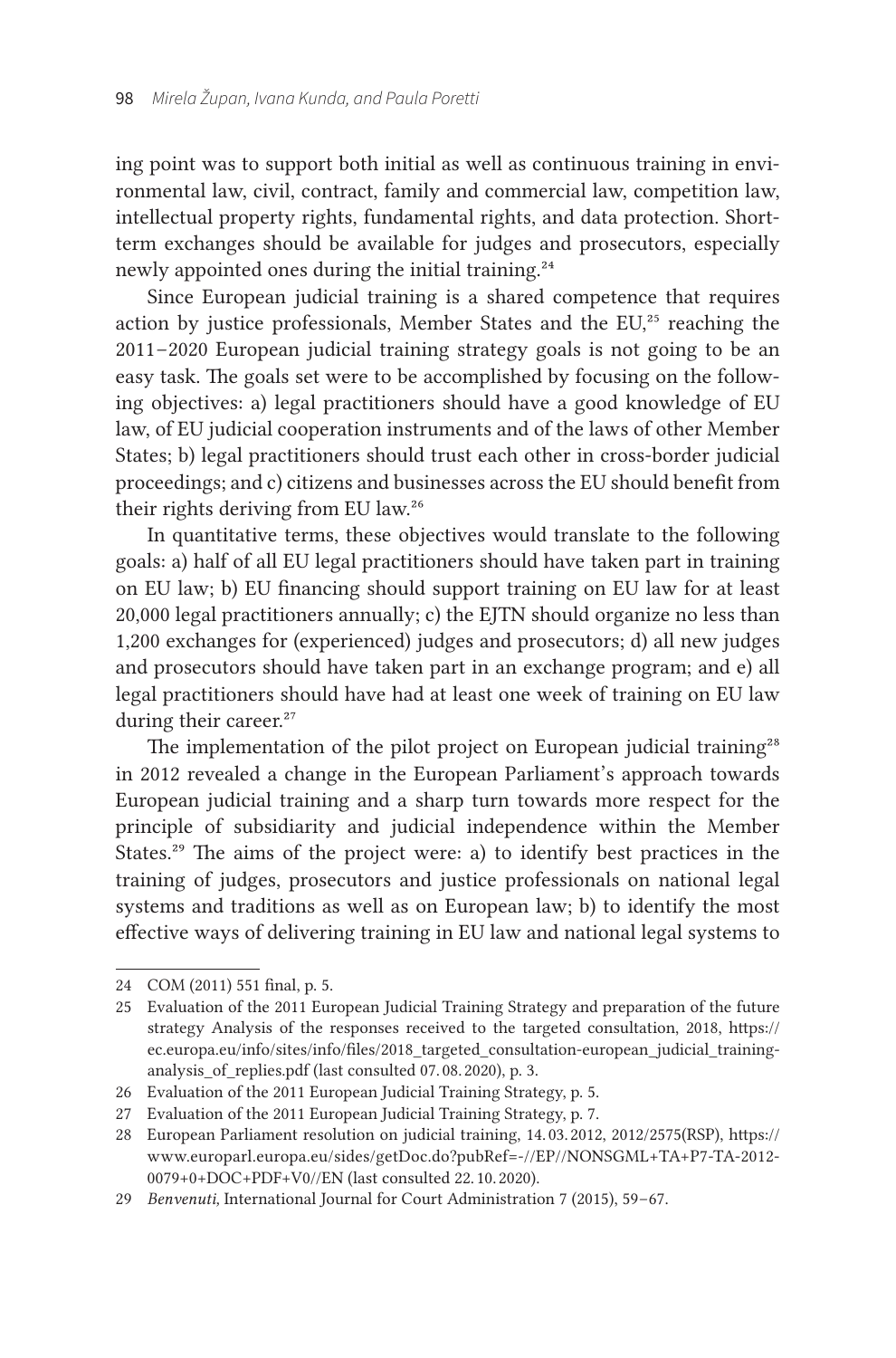ing point was to support both initial as well as continuous training in environmental law, civil, contract, family and commercial law, competition law, intellectual property rights, fundamental rights, and data protection. Short-term exchanges should be available for judges and prosecutors, especially newly appointed ones during the initial training.[24]

Since European judicial training is a shared competence that requires action by justice professionals, Member States and the EU,[25] reaching the 2011–2020 European judicial training strategy goals is not going to be an easy task. The goals set were to be accomplished by focusing on the following objectives: a) legal practitioners should have a good knowledge of EU law, of EU judicial cooperation instruments and of the laws of other Member States; b) legal practitioners should trust each other in cross-border judicial proceedings; and c) citizens and businesses across the EU should benefit from their rights deriving from EU law.[26]

In quantitative terms, these objectives would translate to the following goals: a) half of all EU legal practitioners should have taken part in training on EU law; b) EU financing should support training on EU law for at least 20,000 legal practitioners annually; c) the EJTN should organize no less than 1,200 exchanges for (experienced) judges and prosecutors; d) all new judges and prosecutors should have taken part in an exchange program; and e) all legal practitioners should have had at least one week of training on EU law during their career.[27]

The implementation of the pilot project on European judicial training[28] in 2012 revealed a change in the European Parliament's approach towards European judicial training and a sharp turn towards more respect for the principle of subsidiarity and judicial independence within the Member States.[29] The aims of the project were: a) to identify best practices in the training of judges, prosecutors and justice professionals on national legal systems and traditions as well as on European law; b) to identify the most effective ways of delivering training in EU law and national legal systems to

---

24 COM (2011) 551 final, p. 5.

25 Evaluation of the 2011 European Judicial Training Strategy and preparation of the future strategy Analysis of the responses received to the targeted consultation, 2018, https://ec.europa.eu/info/sites/info/files/2018_targeted_consultation-european_judicial_training-analysis_of_replies.pdf (last consulted 07. 08. 2020), p. 3.

26 Evaluation of the 2011 European Judicial Training Strategy, p. 5.

27 Evaluation of the 2011 European Judicial Training Strategy, p. 7.

28 European Parliament resolution on judicial training, 14. 03. 2012, 2012/2575(RSP), https://www.europarl.europa.eu/sides/getDoc.do?pubRef=-//EP//NONSGML+TA+P7-TA-2012-0079+0+DOC+PDF+V0//EN (last consulted 22. 10. 2020).

29 *Benvenuti*, International Journal for Court Administration 7 (2015), 59–67.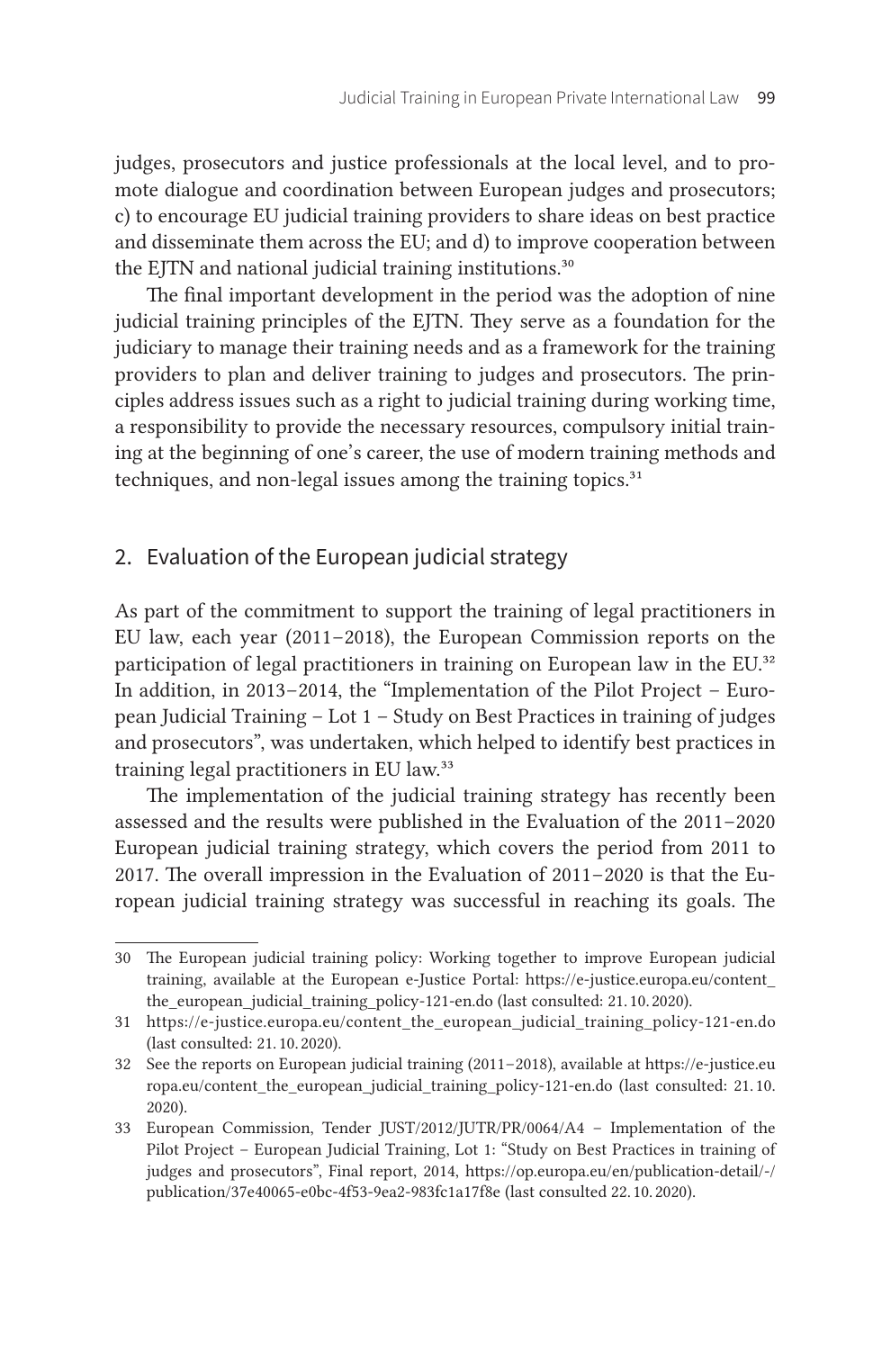judges, prosecutors and justice professionals at the local level, and to promote dialogue and coordination between European judges and prosecutors; c) to encourage EU judicial training providers to share ideas on best practice and disseminate them across the EU; and d) to improve cooperation between the EJTN and national judicial training institutions.[30]

The final important development in the period was the adoption of nine judicial training principles of the EJTN. They serve as a foundation for the judiciary to manage their training needs and as a framework for the training providers to plan and deliver training to judges and prosecutors. The principles address issues such as a right to judicial training during working time, a responsibility to provide the necessary resources, compulsory initial training at the beginning of one's career, the use of modern training methods and techniques, and non-legal issues among the training topics.[31]

## 2. Evaluation of the European judicial strategy

As part of the commitment to support the training of legal practitioners in EU law, each year (2011–2018), the European Commission reports on the participation of legal practitioners in training on European law in the EU.[32] In addition, in 2013–2014, the "Implementation of the Pilot Project – European Judicial Training – Lot 1 – Study on Best Practices in training of judges and prosecutors", was undertaken, which helped to identify best practices in training legal practitioners in EU law.[33]

The implementation of the judicial training strategy has recently been assessed and the results were published in the Evaluation of the 2011–2020 European judicial training strategy, which covers the period from 2011 to 2017. The overall impression in the Evaluation of 2011–2020 is that the European judicial training strategy was successful in reaching its goals. The

---

30 The European judicial training policy: Working together to improve European judicial training, available at the European e-Justice Portal: https://e-justice.europa.eu/content_the_european_judicial_training_policy-121-en.do (last consulted: 21. 10. 2020).

31 https://e-justice.europa.eu/content_the_european_judicial_training_policy-121-en.do (last consulted: 21. 10. 2020).

32 See the reports on European judicial training (2011–2018), available at https://e-justice.europa.eu/content_the_european_judicial_training_policy-121-en.do (last consulted: 21. 10. 2020).

33 European Commission, Tender JUST/2012/JUTR/PR/0064/A4 – Implementation of the Pilot Project – European Judicial Training, Lot 1: "Study on Best Practices in training of judges and prosecutors", Final report, 2014, https://op.europa.eu/en/publication-detail/-/publication/37e40065-e0bc-4f53-9ea2-983fc1a17f8e (last consulted 22. 10. 2020).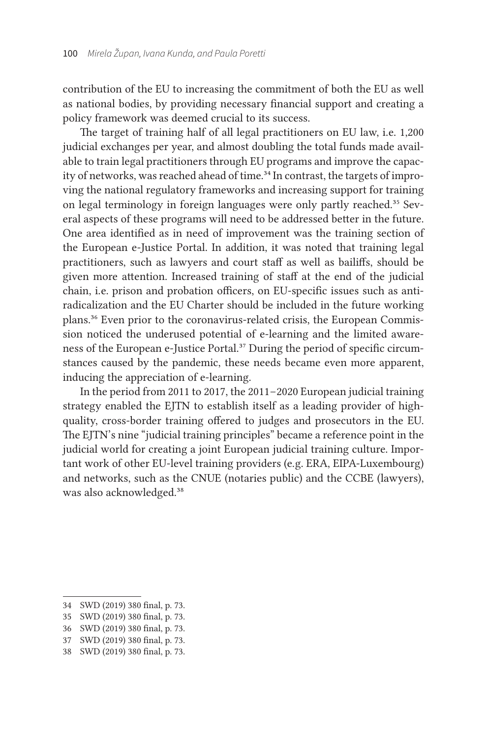contribution of the EU to increasing the commitment of both the EU as well as national bodies, by providing necessary financial support and creating a policy framework was deemed crucial to its success.

The target of training half of all legal practitioners on EU law, i.e. 1,200 judicial exchanges per year, and almost doubling the total funds made available to train legal practitioners through EU programs and improve the capacity of networks, was reached ahead of time.[34] In contrast, the targets of improving the national regulatory frameworks and increasing support for training on legal terminology in foreign languages were only partly reached.[35] Several aspects of these programs will need to be addressed better in the future. One area identified as in need of improvement was the training section of the European e-Justice Portal. In addition, it was noted that training legal practitioners, such as lawyers and court staff as well as bailiffs, should be given more attention. Increased training of staff at the end of the judicial chain, i.e. prison and probation officers, on EU-specific issues such as anti-radicalization and the EU Charter should be included in the future working plans.[36] Even prior to the coronavirus-related crisis, the European Commission noticed the underused potential of e-learning and the limited awareness of the European e-Justice Portal.[37] During the period of specific circumstances caused by the pandemic, these needs became even more apparent, inducing the appreciation of e-learning.

In the period from 2011 to 2017, the 2011–2020 European judicial training strategy enabled the EJTN to establish itself as a leading provider of high-quality, cross-border training offered to judges and prosecutors in the EU. The EJTN's nine "judicial training principles" became a reference point in the judicial world for creating a joint European judicial training culture. Important work of other EU-level training providers (e.g. ERA, EIPA-Luxembourg) and networks, such as the CNUE (notaries public) and the CCBE (lawyers), was also acknowledged.[38]

---

34 SWD (2019) 380 final, p. 73.

35 SWD (2019) 380 final, p. 73.

36 SWD (2019) 380 final, p. 73.

37 SWD (2019) 380 final, p. 73.

38 SWD (2019) 380 final, p. 73.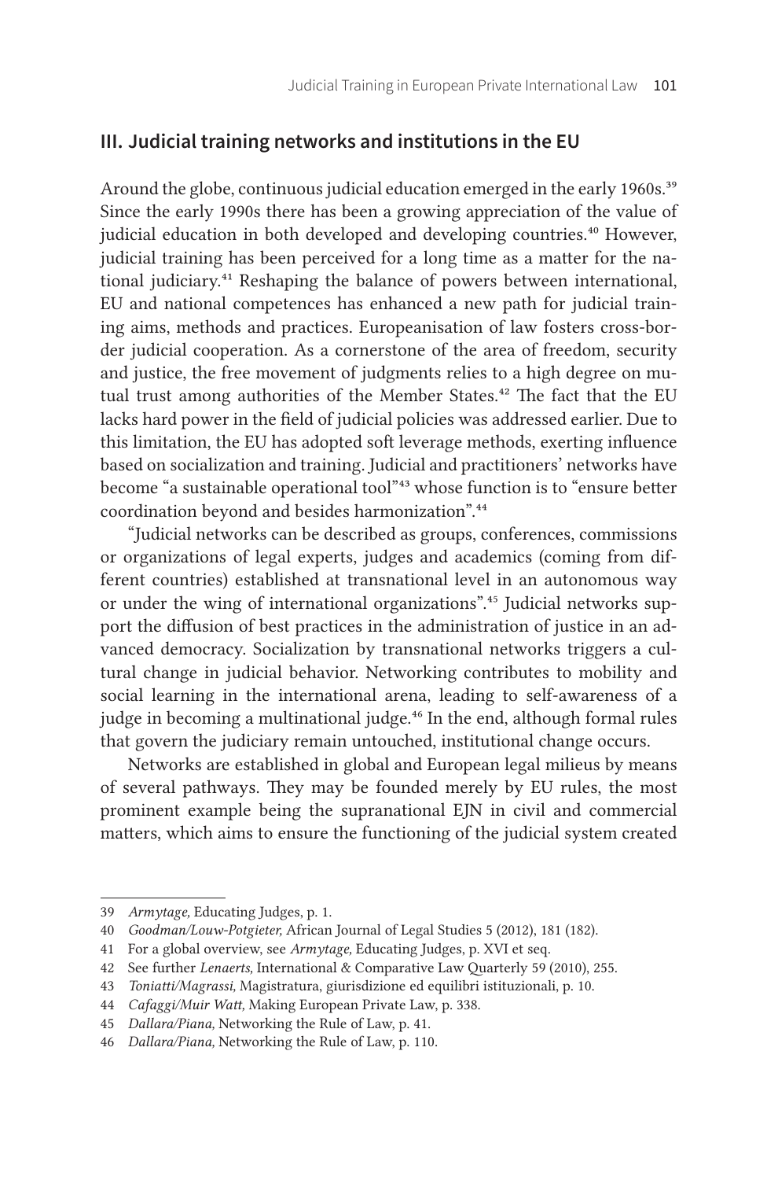## III. Judicial training networks and institutions in the EU

Around the globe, continuous judicial education emerged in the early 1960s.[39] Since the early 1990s there has been a growing appreciation of the value of judicial education in both developed and developing countries.[40] However, judicial training has been perceived for a long time as a matter for the national judiciary.[41] Reshaping the balance of powers between international, EU and national competences has enhanced a new path for judicial training aims, methods and practices. Europeanisation of law fosters cross-border judicial cooperation. As a cornerstone of the area of freedom, security and justice, the free movement of judgments relies to a high degree on mutual trust among authorities of the Member States.[42] The fact that the EU lacks hard power in the field of judicial policies was addressed earlier. Due to this limitation, the EU has adopted soft leverage methods, exerting influence based on socialization and training. Judicial and practitioners' networks have become "a sustainable operational tool"[43] whose function is to "ensure better coordination beyond and besides harmonization".[44]

"Judicial networks can be described as groups, conferences, commissions or organizations of legal experts, judges and academics (coming from different countries) established at transnational level in an autonomous way or under the wing of international organizations".[45] Judicial networks support the diffusion of best practices in the administration of justice in an advanced democracy. Socialization by transnational networks triggers a cultural change in judicial behavior. Networking contributes to mobility and social learning in the international arena, leading to self-awareness of a judge in becoming a multinational judge.[46] In the end, although formal rules that govern the judiciary remain untouched, institutional change occurs.

Networks are established in global and European legal milieus by means of several pathways. They may be founded merely by EU rules, the most prominent example being the supranational EJN in civil and commercial matters, which aims to ensure the functioning of the judicial system created

---

39 *Armytage,* Educating Judges, p. 1.

40 *Goodman/Louw-Potgieter,* African Journal of Legal Studies 5 (2012), 181 (182).

41 For a global overview, see *Armytage,* Educating Judges, p. XVI et seq.

42 See further *Lenaerts,* International & Comparative Law Quarterly 59 (2010), 255.

43 *Toniatti/Magrassi,* Magistratura, giurisdizione ed equilibri istituzionali, p. 10.

44 *Cafaggi/Muir Watt,* Making European Private Law, p. 338.

45 *Dallara/Piana,* Networking the Rule of Law, p. 41.

46 *Dallara/Piana,* Networking the Rule of Law, p. 110.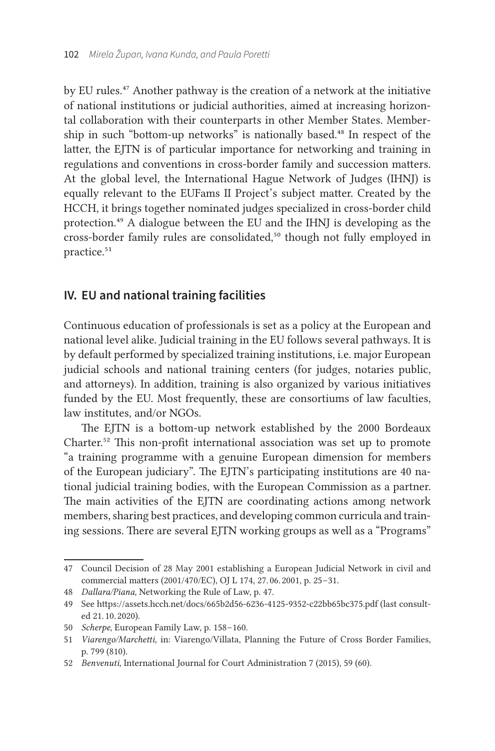by EU rules.[47] Another pathway is the creation of a network at the initiative of national institutions or judicial authorities, aimed at increasing horizontal collaboration with their counterparts in other Member States. Membership in such "bottom-up networks" is nationally based.[48] In respect of the latter, the EJTN is of particular importance for networking and training in regulations and conventions in cross-border family and succession matters. At the global level, the International Hague Network of Judges (IHNJ) is equally relevant to the EUFams II Project's subject matter. Created by the HCCH, it brings together nominated judges specialized in cross-border child protection.[49] A dialogue between the EU and the IHNJ is developing as the cross-border family rules are consolidated,[50] though not fully employed in practice.[51]

## IV. EU and national training facilities

Continuous education of professionals is set as a policy at the European and national level alike. Judicial training in the EU follows several pathways. It is by default performed by specialized training institutions, i.e. major European judicial schools and national training centers (for judges, notaries public, and attorneys). In addition, training is also organized by various initiatives funded by the EU. Most frequently, these are consortiums of law faculties, law institutes, and/or NGOs.

The EJTN is a bottom-up network established by the 2000 Bordeaux Charter.[52] This non-profit international association was set up to promote "a training programme with a genuine European dimension for members of the European judiciary". The EJTN's participating institutions are 40 national judicial training bodies, with the European Commission as a partner. The main activities of the EJTN are coordinating actions among network members, sharing best practices, and developing common curricula and training sessions. There are several EJTN working groups as well as a "Programs"

---

47 Council Decision of 28 May 2001 establishing a European Judicial Network in civil and commercial matters (2001/470/EC), OJ L 174, 27.06.2001, p. 25–31.

48 *Dallara/Piana,* Networking the Rule of Law, p. 47.

49 See https://assets.hcch.net/docs/665b2d56-6236-4125-9352-c22bb65bc375.pdf (last consulted 21.10.2020).

50 *Scherpe,* European Family Law, p. 158–160.

51 *Viarengo/Marchetti,* in: Viarengo/Villata, Planning the Future of Cross Border Families, p. 799 (810).

52 *Benvenuti,* International Journal for Court Administration 7 (2015), 59 (60).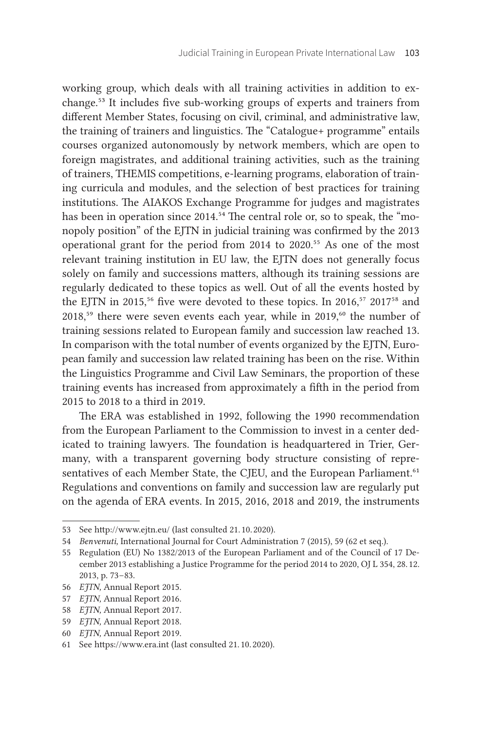working group, which deals with all training activities in addition to exchange.[53] It includes five sub-working groups of experts and trainers from different Member States, focusing on civil, criminal, and administrative law, the training of trainers and linguistics. The "Catalogue+ programme" entails courses organized autonomously by network members, which are open to foreign magistrates, and additional training activities, such as the training of trainers, THEMIS competitions, e-learning programs, elaboration of training curricula and modules, and the selection of best practices for training institutions. The AIAKOS Exchange Programme for judges and magistrates has been in operation since 2014.[54] The central role or, so to speak, the "monopoly position" of the EJTN in judicial training was confirmed by the 2013 operational grant for the period from 2014 to 2020.[55] As one of the most relevant training institution in EU law, the EJTN does not generally focus solely on family and successions matters, although its training sessions are regularly dedicated to these topics as well. Out of all the events hosted by the EJTN in 2015,[56] five were devoted to these topics. In 2016,[57] 2017[58] and 2018,[59] there were seven events each year, while in 2019,[60] the number of training sessions related to European family and succession law reached 13. In comparison with the total number of events organized by the EJTN, European family and succession law related training has been on the rise. Within the Linguistics Programme and Civil Law Seminars, the proportion of these training events has increased from approximately a fifth in the period from 2015 to 2018 to a third in 2019.

The ERA was established in 1992, following the 1990 recommendation from the European Parliament to the Commission to invest in a center dedicated to training lawyers. The foundation is headquartered in Trier, Germany, with a transparent governing body structure consisting of representatives of each Member State, the CJEU, and the European Parliament.[61] Regulations and conventions on family and succession law are regularly put on the agenda of ERA events. In 2015, 2016, 2018 and 2019, the instruments

---

53 See http://www.ejtn.eu/ (last consulted 21.10.2020).

54 *Benvenuti,* International Journal for Court Administration 7 (2015), 59 (62 et seq.).

55 Regulation (EU) No 1382/2013 of the European Parliament and of the Council of 17 December 2013 establishing a Justice Programme for the period 2014 to 2020, OJ L 354, 28.12.2013, p. 73–83.

56 *EJTN,* Annual Report 2015.

57 *EJTN,* Annual Report 2016.

58 *EJTN,* Annual Report 2017.

59 *EJTN,* Annual Report 2018.

60 *EJTN,* Annual Report 2019.

61 See https://www.era.int (last consulted 21.10.2020).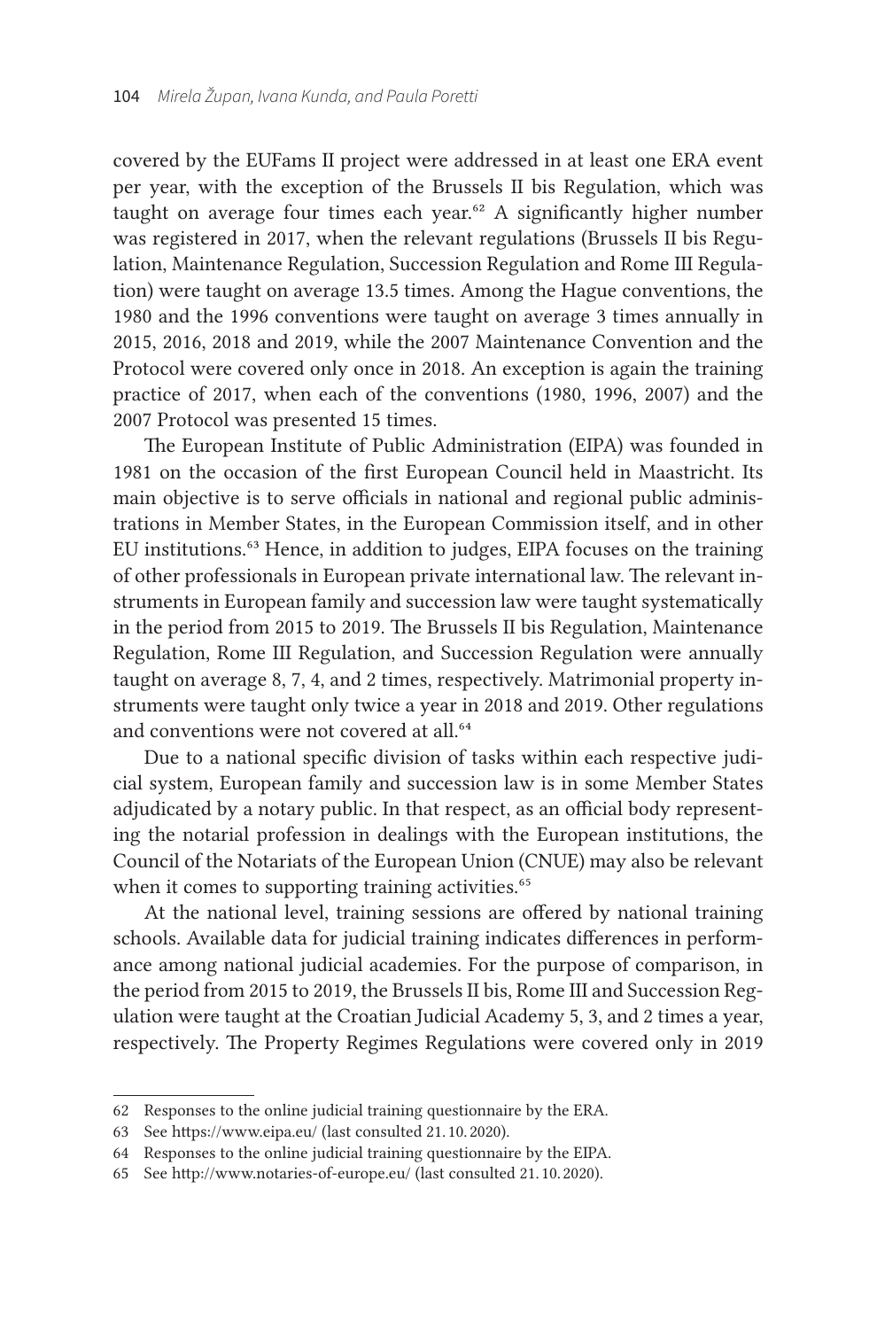covered by the EUFams II project were addressed in at least one ERA event per year, with the exception of the Brussels II bis Regulation, which was taught on average four times each year.[62] A significantly higher number was registered in 2017, when the relevant regulations (Brussels II bis Regulation, Maintenance Regulation, Succession Regulation and Rome III Regulation) were taught on average 13.5 times. Among the Hague conventions, the 1980 and the 1996 conventions were taught on average 3 times annually in 2015, 2016, 2018 and 2019, while the 2007 Maintenance Convention and the Protocol were covered only once in 2018. An exception is again the training practice of 2017, when each of the conventions (1980, 1996, 2007) and the 2007 Protocol was presented 15 times.

The European Institute of Public Administration (EIPA) was founded in 1981 on the occasion of the first European Council held in Maastricht. Its main objective is to serve officials in national and regional public administrations in Member States, in the European Commission itself, and in other EU institutions.[63] Hence, in addition to judges, EIPA focuses on the training of other professionals in European private international law. The relevant instruments in European family and succession law were taught systematically in the period from 2015 to 2019. The Brussels II bis Regulation, Maintenance Regulation, Rome III Regulation, and Succession Regulation were annually taught on average 8, 7, 4, and 2 times, respectively. Matrimonial property instruments were taught only twice a year in 2018 and 2019. Other regulations and conventions were not covered at all.[64]

Due to a national specific division of tasks within each respective judicial system, European family and succession law is in some Member States adjudicated by a notary public. In that respect, as an official body representing the notarial profession in dealings with the European institutions, the Council of the Notariats of the European Union (CNUE) may also be relevant when it comes to supporting training activities.[65]

At the national level, training sessions are offered by national training schools. Available data for judicial training indicates differences in performance among national judicial academies. For the purpose of comparison, in the period from 2015 to 2019, the Brussels II bis, Rome III and Succession Regulation were taught at the Croatian Judicial Academy 5, 3, and 2 times a year, respectively. The Property Regimes Regulations were covered only in 2019

---

62 Responses to the online judicial training questionnaire by the ERA.

63 See https://www.eipa.eu/ (last consulted 21. 10. 2020).

64 Responses to the online judicial training questionnaire by the EIPA.

65 See http://www.notaries-of-europe.eu/ (last consulted 21. 10. 2020).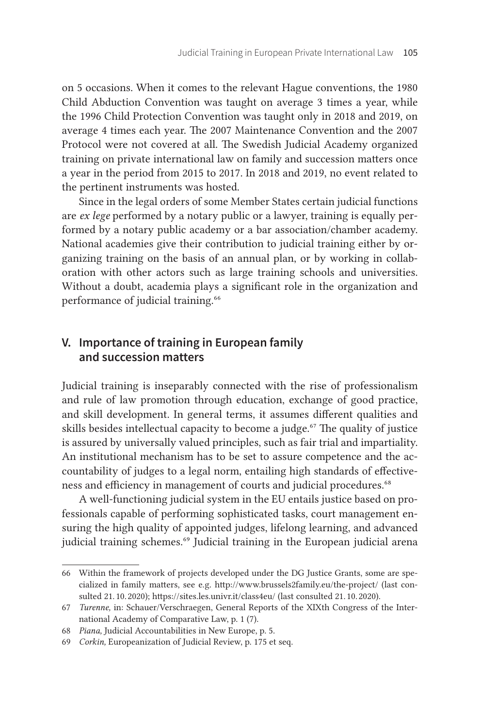on 5 occasions. When it comes to the relevant Hague conventions, the 1980 Child Abduction Convention was taught on average 3 times a year, while the 1996 Child Protection Convention was taught only in 2018 and 2019, on average 4 times each year. The 2007 Maintenance Convention and the 2007 Protocol were not covered at all. The Swedish Judicial Academy organized training on private international law on family and succession matters once a year in the period from 2015 to 2017. In 2018 and 2019, no event related to the pertinent instruments was hosted.

Since in the legal orders of some Member States certain judicial functions are *ex lege* performed by a notary public or a lawyer, training is equally performed by a notary public academy or a bar association/chamber academy. National academies give their contribution to judicial training either by organizing training on the basis of an annual plan, or by working in collaboration with other actors such as large training schools and universities. Without a doubt, academia plays a significant role in the organization and performance of judicial training.[66]

## V. Importance of training in European family and succession matters

Judicial training is inseparably connected with the rise of professionalism and rule of law promotion through education, exchange of good practice, and skill development. In general terms, it assumes different qualities and skills besides intellectual capacity to become a judge.[67] The quality of justice is assured by universally valued principles, such as fair trial and impartiality. An institutional mechanism has to be set to assure competence and the accountability of judges to a legal norm, entailing high standards of effectiveness and efficiency in management of courts and judicial procedures.[68]

A well-functioning judicial system in the EU entails justice based on professionals capable of performing sophisticated tasks, court management ensuring the high quality of appointed judges, lifelong learning, and advanced judicial training schemes.[69] Judicial training in the European judicial arena

---

66 Within the framework of projects developed under the DG Justice Grants, some are specialized in family matters, see e.g. http://www.brussels2family.eu/the-project/ (last consulted 21. 10. 2020); https://sites.les.univr.it/class4eu/ (last consulted 21. 10. 2020).

67 *Turenne,* in: Schauer/Verschraegen, General Reports of the XIXth Congress of the International Academy of Comparative Law, p. 1 (7).

68 *Piana,* Judicial Accountabilities in New Europe, p. 5.

69 *Corkin,* Europeanization of Judicial Review, p. 175 et seq.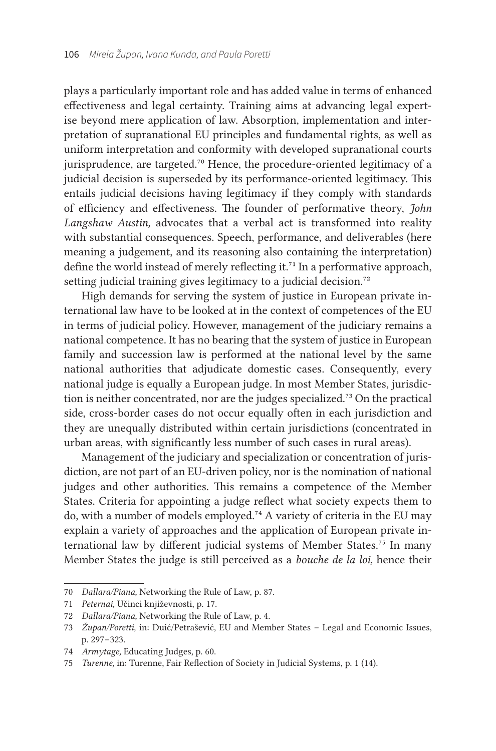plays a particularly important role and has added value in terms of enhanced effectiveness and legal certainty. Training aims at advancing legal expertise beyond mere application of law. Absorption, implementation and interpretation of supranational EU principles and fundamental rights, as well as uniform interpretation and conformity with developed supranational courts jurisprudence, are targeted.[70] Hence, the procedure-oriented legitimacy of a judicial decision is superseded by its performance-oriented legitimacy. This entails judicial decisions having legitimacy if they comply with standards of efficiency and effectiveness. The founder of performative theory, *John Langshaw Austin,* advocates that a verbal act is transformed into reality with substantial consequences. Speech, performance, and deliverables (here meaning a judgement, and its reasoning also containing the interpretation) define the world instead of merely reflecting it.[71] In a performative approach, setting judicial training gives legitimacy to a judicial decision.[72]

High demands for serving the system of justice in European private international law have to be looked at in the context of competences of the EU in terms of judicial policy. However, management of the judiciary remains a national competence. It has no bearing that the system of justice in European family and succession law is performed at the national level by the same national authorities that adjudicate domestic cases. Consequently, every national judge is equally a European judge. In most Member States, jurisdiction is neither concentrated, nor are the judges specialized.[73] On the practical side, cross-border cases do not occur equally often in each jurisdiction and they are unequally distributed within certain jurisdictions (concentrated in urban areas, with significantly less number of such cases in rural areas).

Management of the judiciary and specialization or concentration of jurisdiction, are not part of an EU-driven policy, nor is the nomination of national judges and other authorities. This remains a competence of the Member States. Criteria for appointing a judge reflect what society expects them to do, with a number of models employed.[74] A variety of criteria in the EU may explain a variety of approaches and the application of European private international law by different judicial systems of Member States.[75] In many Member States the judge is still perceived as a *bouche de la loi,* hence their

---

70 *Dallara/Piana,* Networking the Rule of Law, p. 87.

71 *Peternai,* Učinci književnosti, p. 17.

72 *Dallara/Piana,* Networking the Rule of Law, p. 4.

73 *Župan/Poretti,* in: Duić/Petrašević, EU and Member States – Legal and Economic Issues, p. 297–323.

74 *Armytage,* Educating Judges, p. 60.

75 *Turenne,* in: Turenne, Fair Reflection of Society in Judicial Systems, p. 1 (14).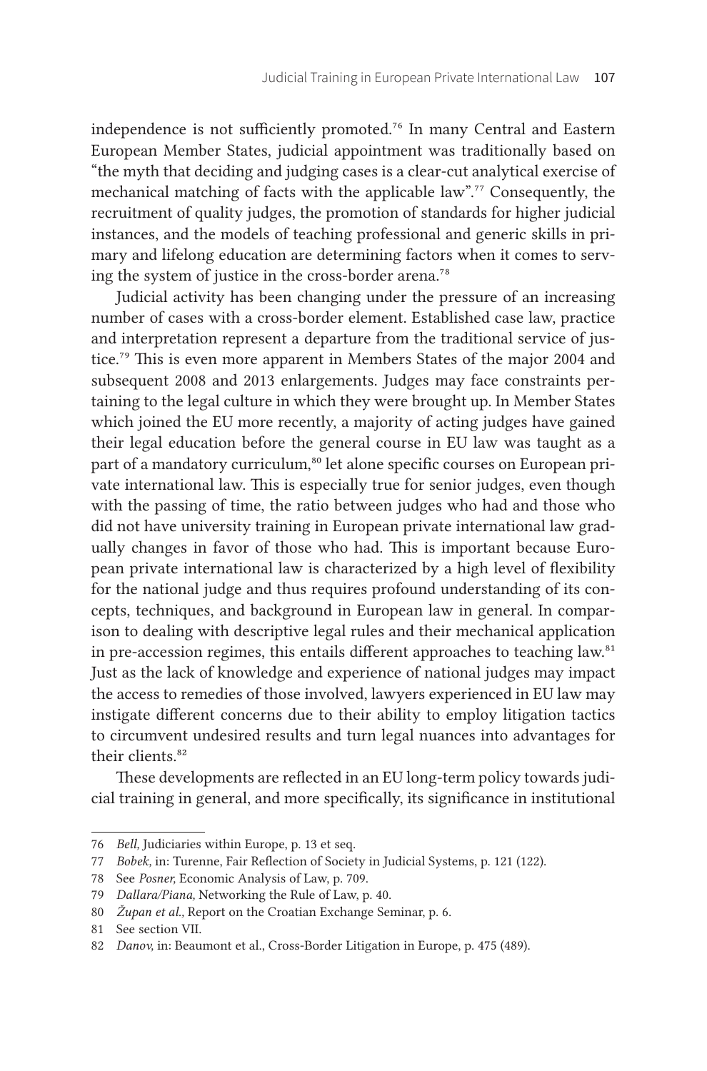independence is not sufficiently promoted.[76] In many Central and Eastern European Member States, judicial appointment was traditionally based on "the myth that deciding and judging cases is a clear-cut analytical exercise of mechanical matching of facts with the applicable law".[77] Consequently, the recruitment of quality judges, the promotion of standards for higher judicial instances, and the models of teaching professional and generic skills in primary and lifelong education are determining factors when it comes to serving the system of justice in the cross-border arena.[78]

Judicial activity has been changing under the pressure of an increasing number of cases with a cross-border element. Established case law, practice and interpretation represent a departure from the traditional service of justice.[79] This is even more apparent in Members States of the major 2004 and subsequent 2008 and 2013 enlargements. Judges may face constraints pertaining to the legal culture in which they were brought up. In Member States which joined the EU more recently, a majority of acting judges have gained their legal education before the general course in EU law was taught as a part of a mandatory curriculum,[80] let alone specific courses on European private international law. This is especially true for senior judges, even though with the passing of time, the ratio between judges who had and those who did not have university training in European private international law gradually changes in favor of those who had. This is important because European private international law is characterized by a high level of flexibility for the national judge and thus requires profound understanding of its concepts, techniques, and background in European law in general. In comparison to dealing with descriptive legal rules and their mechanical application in pre-accession regimes, this entails different approaches to teaching law.[81] Just as the lack of knowledge and experience of national judges may impact the access to remedies of those involved, lawyers experienced in EU law may instigate different concerns due to their ability to employ litigation tactics to circumvent undesired results and turn legal nuances into advantages for their clients.[82]

These developments are reflected in an EU long-term policy towards judicial training in general, and more specifically, its significance in institutional

---

76 *Bell,* Judiciaries within Europe, p. 13 et seq.

77 *Bobek,* in: Turenne, Fair Reflection of Society in Judicial Systems, p. 121 (122).

78 See *Posner,* Economic Analysis of Law, p. 709.

79 *Dallara/Piana,* Networking the Rule of Law, p. 40.

80 *Župan et al.,* Report on the Croatian Exchange Seminar, p. 6.

81 See section VII.

82 *Danov,* in: Beaumont et al., Cross-Border Litigation in Europe, p. 475 (489).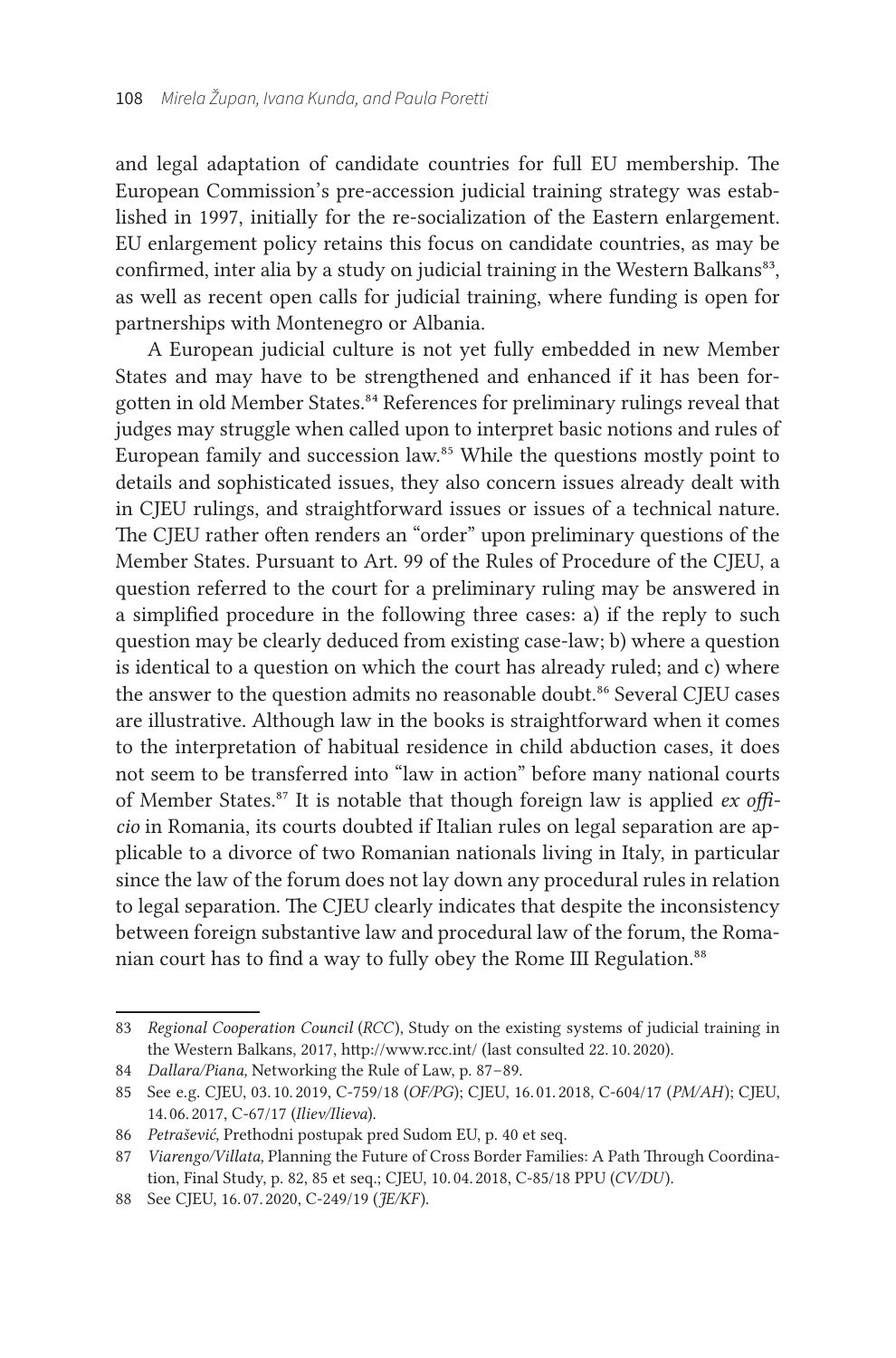and legal adaptation of candidate countries for full EU membership. The European Commission's pre-accession judicial training strategy was established in 1997, initially for the re-socialization of the Eastern enlargement. EU enlargement policy retains this focus on candidate countries, as may be confirmed, inter alia by a study on judicial training in the Western Balkans[83], as well as recent open calls for judicial training, where funding is open for partnerships with Montenegro or Albania.

A European judicial culture is not yet fully embedded in new Member States and may have to be strengthened and enhanced if it has been forgotten in old Member States.[84] References for preliminary rulings reveal that judges may struggle when called upon to interpret basic notions and rules of European family and succession law.[85] While the questions mostly point to details and sophisticated issues, they also concern issues already dealt with in CJEU rulings, and straightforward issues or issues of a technical nature. The CJEU rather often renders an "order" upon preliminary questions of the Member States. Pursuant to Art. 99 of the Rules of Procedure of the CJEU, a question referred to the court for a preliminary ruling may be answered in a simplified procedure in the following three cases: a) if the reply to such question may be clearly deduced from existing case-law; b) where a question is identical to a question on which the court has already ruled; and c) where the answer to the question admits no reasonable doubt.[86] Several CJEU cases are illustrative. Although law in the books is straightforward when it comes to the interpretation of habitual residence in child abduction cases, it does not seem to be transferred into "law in action" before many national courts of Member States.[87] It is notable that though foreign law is applied *ex officio* in Romania, its courts doubted if Italian rules on legal separation are applicable to a divorce of two Romanian nationals living in Italy, in particular since the law of the forum does not lay down any procedural rules in relation to legal separation. The CJEU clearly indicates that despite the inconsistency between foreign substantive law and procedural law of the forum, the Romanian court has to find a way to fully obey the Rome III Regulation.[88]

---

83 *Regional Cooperation Council* (*RCC*), Study on the existing systems of judicial training in the Western Balkans, 2017, http://www.rcc.int/ (last consulted 22.10.2020).

84 *Dallara/Piana,* Networking the Rule of Law, p. 87–89.

85 See e.g. CJEU, 03.10.2019, C-759/18 (*OF/PG*); CJEU, 16.01.2018, C-604/17 (*PM/AH*); CJEU, 14.06.2017, C-67/17 (*Iliev/Ilieva*).

86 *Petrašević,* Prethodni postupak pred Sudom EU, p. 40 et seq.

87 *Viarengo/Villata,* Planning the Future of Cross Border Families: A Path Through Coordination, Final Study, p. 82, 85 et seq.; CJEU, 10.04.2018, C-85/18 PPU (*CV/DU*).

88 See CJEU, 16.07.2020, C-249/19 (*JE/KF*).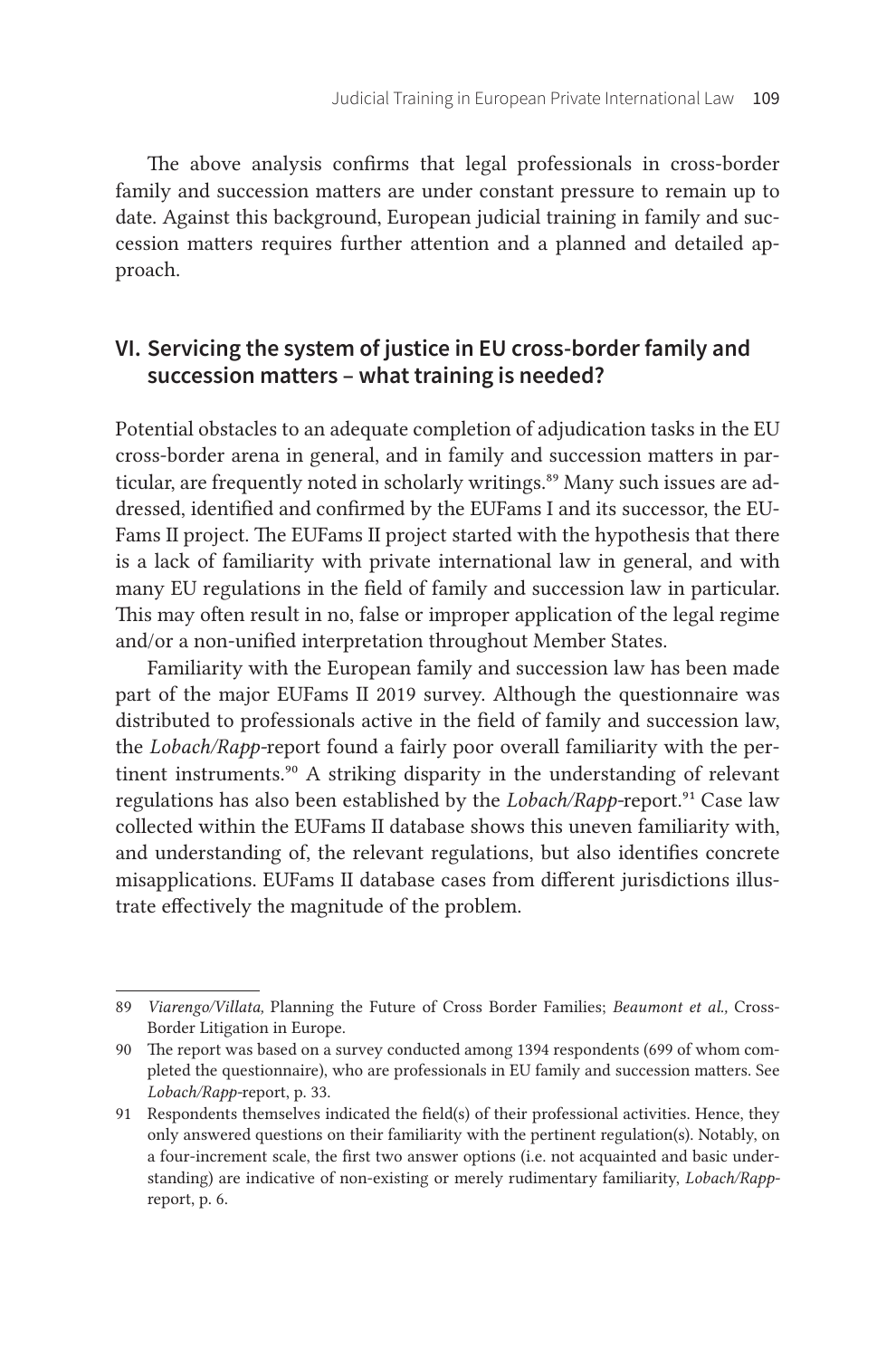The above analysis confirms that legal professionals in cross-border family and succession matters are under constant pressure to remain up to date. Against this background, European judicial training in family and succession matters requires further attention and a planned and detailed approach.

## VI. Servicing the system of justice in EU cross-border family and succession matters – what training is needed?

Potential obstacles to an adequate completion of adjudication tasks in the EU cross-border arena in general, and in family and succession matters in particular, are frequently noted in scholarly writings.[89] Many such issues are addressed, identified and confirmed by the EUFams I and its successor, the EU-Fams II project. The EUFams II project started with the hypothesis that there is a lack of familiarity with private international law in general, and with many EU regulations in the field of family and succession law in particular. This may often result in no, false or improper application of the legal regime and/or a non-unified interpretation throughout Member States.

Familiarity with the European family and succession law has been made part of the major EUFams II 2019 survey. Although the questionnaire was distributed to professionals active in the field of family and succession law, the *Lobach/Rapp*-report found a fairly poor overall familiarity with the pertinent instruments.[90] A striking disparity in the understanding of relevant regulations has also been established by the *Lobach/Rapp*-report.[91] Case law collected within the EUFams II database shows this uneven familiarity with, and understanding of, the relevant regulations, but also identifies concrete misapplications. EUFams II database cases from different jurisdictions illustrate effectively the magnitude of the problem.

---

89 *Viarengo/Villata,* Planning the Future of Cross Border Families; *Beaumont et al.,* Cross-Border Litigation in Europe.

90 The report was based on a survey conducted among 1394 respondents (699 of whom completed the questionnaire), who are professionals in EU family and succession matters. See *Lobach/Rapp*-report, p. 33.

91 Respondents themselves indicated the field(s) of their professional activities. Hence, they only answered questions on their familiarity with the pertinent regulation(s). Notably, on a four-increment scale, the first two answer options (i.e. not acquainted and basic understanding) are indicative of non-existing or merely rudimentary familiarity, *Lobach/Rapp*-report, p. 6.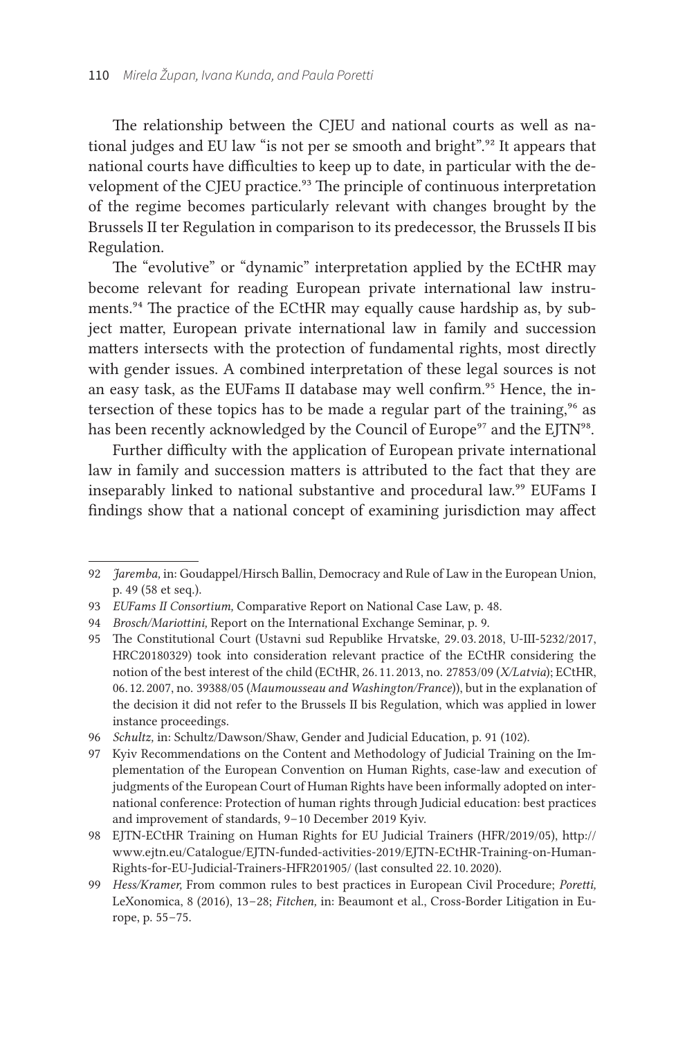The relationship between the CJEU and national courts as well as national judges and EU law "is not per se smooth and bright".[92] It appears that national courts have difficulties to keep up to date, in particular with the development of the CJEU practice.[93] The principle of continuous interpretation of the regime becomes particularly relevant with changes brought by the Brussels II ter Regulation in comparison to its predecessor, the Brussels II bis Regulation.

The "evolutive" or "dynamic" interpretation applied by the ECtHR may become relevant for reading European private international law instruments.[94] The practice of the ECtHR may equally cause hardship as, by subject matter, European private international law in family and succession matters intersects with the protection of fundamental rights, most directly with gender issues. A combined interpretation of these legal sources is not an easy task, as the EUFams II database may well confirm.[95] Hence, the intersection of these topics has to be made a regular part of the training,[96] as has been recently acknowledged by the Council of Europe[97] and the EJTN[98].

Further difficulty with the application of European private international law in family and succession matters is attributed to the fact that they are inseparably linked to national substantive and procedural law.[99] EUFams I findings show that a national concept of examining jurisdiction may affect

---

92 *Jaremba,* in: Goudappel/Hirsch Ballin, Democracy and Rule of Law in the European Union, p. 49 (58 et seq.).

93 *EUFams II Consortium,* Comparative Report on National Case Law, p. 48.

94 *Brosch/Mariottini,* Report on the International Exchange Seminar, p. 9.

95 The Constitutional Court (Ustavni sud Republike Hrvatske, 29.03.2018, U-III-5232/2017, HRC20180329) took into consideration relevant practice of the ECtHR considering the notion of the best interest of the child (ECtHR, 26.11.2013, no. 27853/09 (*X/Latvia*); ECtHR, 06.12.2007, no. 39388/05 (*Maumousseau and Washington/France*)), but in the explanation of the decision it did not refer to the Brussels II bis Regulation, which was applied in lower instance proceedings.

96 *Schultz,* in: Schultz/Dawson/Shaw, Gender and Judicial Education, p. 91 (102).

97 Kyiv Recommendations on the Content and Methodology of Judicial Training on the Implementation of the European Convention on Human Rights, case-law and execution of judgments of the European Court of Human Rights have been informally adopted on international conference: Protection of human rights through Judicial education: best practices and improvement of standards, 9–10 December 2019 Kyiv.

98 EJTN-ECtHR Training on Human Rights for EU Judicial Trainers (HFR/2019/05), http://www.ejtn.eu/Catalogue/EJTN-funded-activities-2019/EJTN-ECtHR-Training-on-Human-Rights-for-EU-Judicial-Trainers-HFR201905/ (last consulted 22.10.2020).

99 *Hess/Kramer,* From common rules to best practices in European Civil Procedure; *Poretti,* LeXonomica, 8 (2016), 13–28; *Fitchen,* in: Beaumont et al., Cross-Border Litigation in Europe, p. 55–75.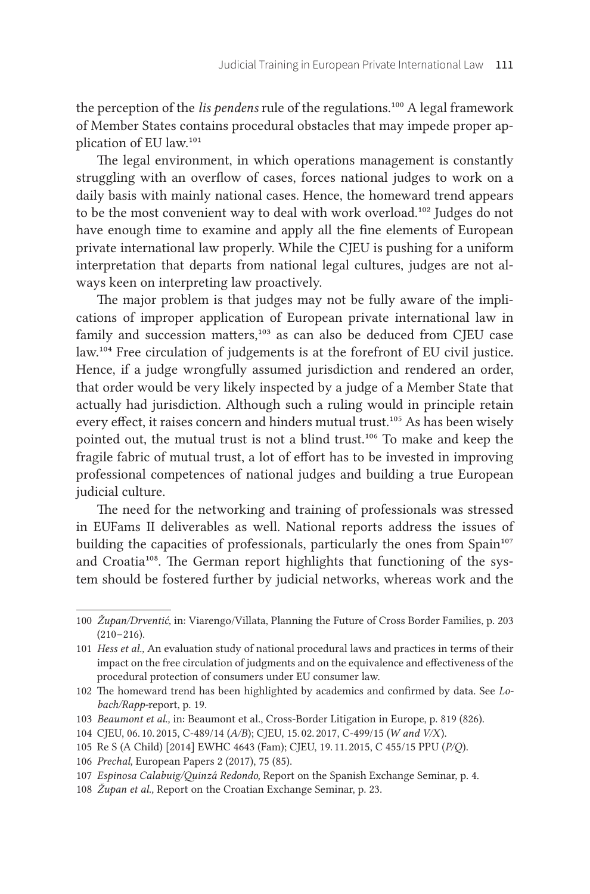the perception of the *lis pendens* rule of the regulations.[100] A legal framework of Member States contains procedural obstacles that may impede proper application of EU law.[101]

The legal environment, in which operations management is constantly struggling with an overflow of cases, forces national judges to work on a daily basis with mainly national cases. Hence, the homeward trend appears to be the most convenient way to deal with work overload.[102] Judges do not have enough time to examine and apply all the fine elements of European private international law properly. While the CJEU is pushing for a uniform interpretation that departs from national legal cultures, judges are not always keen on interpreting law proactively.

The major problem is that judges may not be fully aware of the implications of improper application of European private international law in family and succession matters,[103] as can also be deduced from CJEU case law.[104] Free circulation of judgements is at the forefront of EU civil justice. Hence, if a judge wrongfully assumed jurisdiction and rendered an order, that order would be very likely inspected by a judge of a Member State that actually had jurisdiction. Although such a ruling would in principle retain every effect, it raises concern and hinders mutual trust.[105] As has been wisely pointed out, the mutual trust is not a blind trust.[106] To make and keep the fragile fabric of mutual trust, a lot of effort has to be invested in improving professional competences of national judges and building a true European judicial culture.

The need for the networking and training of professionals was stressed in EUFams II deliverables as well. National reports address the issues of building the capacities of professionals, particularly the ones from Spain[107] and Croatia[108]. The German report highlights that functioning of the system should be fostered further by judicial networks, whereas work and the

---

100 *Župan/Drventić,* in: Viarengo/Villata, Planning the Future of Cross Border Families, p. 203 (210–216).

101 *Hess et al.,* An evaluation study of national procedural laws and practices in terms of their impact on the free circulation of judgments and on the equivalence and effectiveness of the procedural protection of consumers under EU consumer law.

102 The homeward trend has been highlighted by academics and confirmed by data. See *Lobach/Rapp*-report, p. 19.

103 *Beaumont et al.,* in: Beaumont et al., Cross-Border Litigation in Europe, p. 819 (826).

104 CJEU, 06. 10. 2015, C-489/14 (*A/B*); CJEU, 15. 02. 2017, C-499/15 (*W and V/X*).

105 Re S (A Child) [2014] EWHC 4643 (Fam); CJEU, 19. 11. 2015, C 455/15 PPU (*P/Q*).

106 *Prechal,* European Papers 2 (2017), 75 (85).

107 *Espinosa Calabuig/Quinzá Redondo,* Report on the Spanish Exchange Seminar, p. 4.

108 *Župan et al.,* Report on the Croatian Exchange Seminar, p. 23.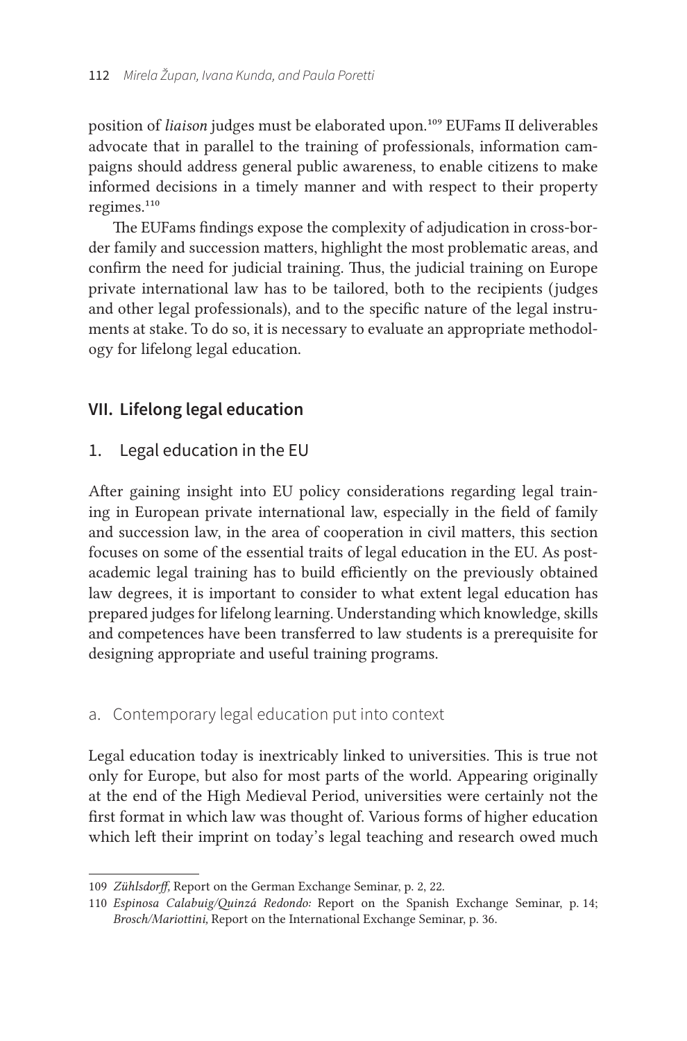position of *liaison* judges must be elaborated upon.[109] EUFams II deliverables advocate that in parallel to the training of professionals, information campaigns should address general public awareness, to enable citizens to make informed decisions in a timely manner and with respect to their property regimes.[110]

The EUFams findings expose the complexity of adjudication in cross-border family and succession matters, highlight the most problematic areas, and confirm the need for judicial training. Thus, the judicial training on Europe private international law has to be tailored, both to the recipients (judges and other legal professionals), and to the specific nature of the legal instruments at stake. To do so, it is necessary to evaluate an appropriate methodology for lifelong legal education.

## VII. Lifelong legal education

### 1. Legal education in the EU

After gaining insight into EU policy considerations regarding legal training in European private international law, especially in the field of family and succession law, in the area of cooperation in civil matters, this section focuses on some of the essential traits of legal education in the EU. As post-academic legal training has to build efficiently on the previously obtained law degrees, it is important to consider to what extent legal education has prepared judges for lifelong learning. Understanding which knowledge, skills and competences have been transferred to law students is a prerequisite for designing appropriate and useful training programs.

#### a. Contemporary legal education put into context

Legal education today is inextricably linked to universities. This is true not only for Europe, but also for most parts of the world. Appearing originally at the end of the High Medieval Period, universities were certainly not the first format in which law was thought of. Various forms of higher education which left their imprint on today's legal teaching and research owed much

---

109 *Zühlsdorff,* Report on the German Exchange Seminar, p. 2, 22.

110 *Espinosa Calabuig/Quinzá Redondo:* Report on the Spanish Exchange Seminar, p. 14; *Brosch/Mariottini,* Report on the International Exchange Seminar, p. 36.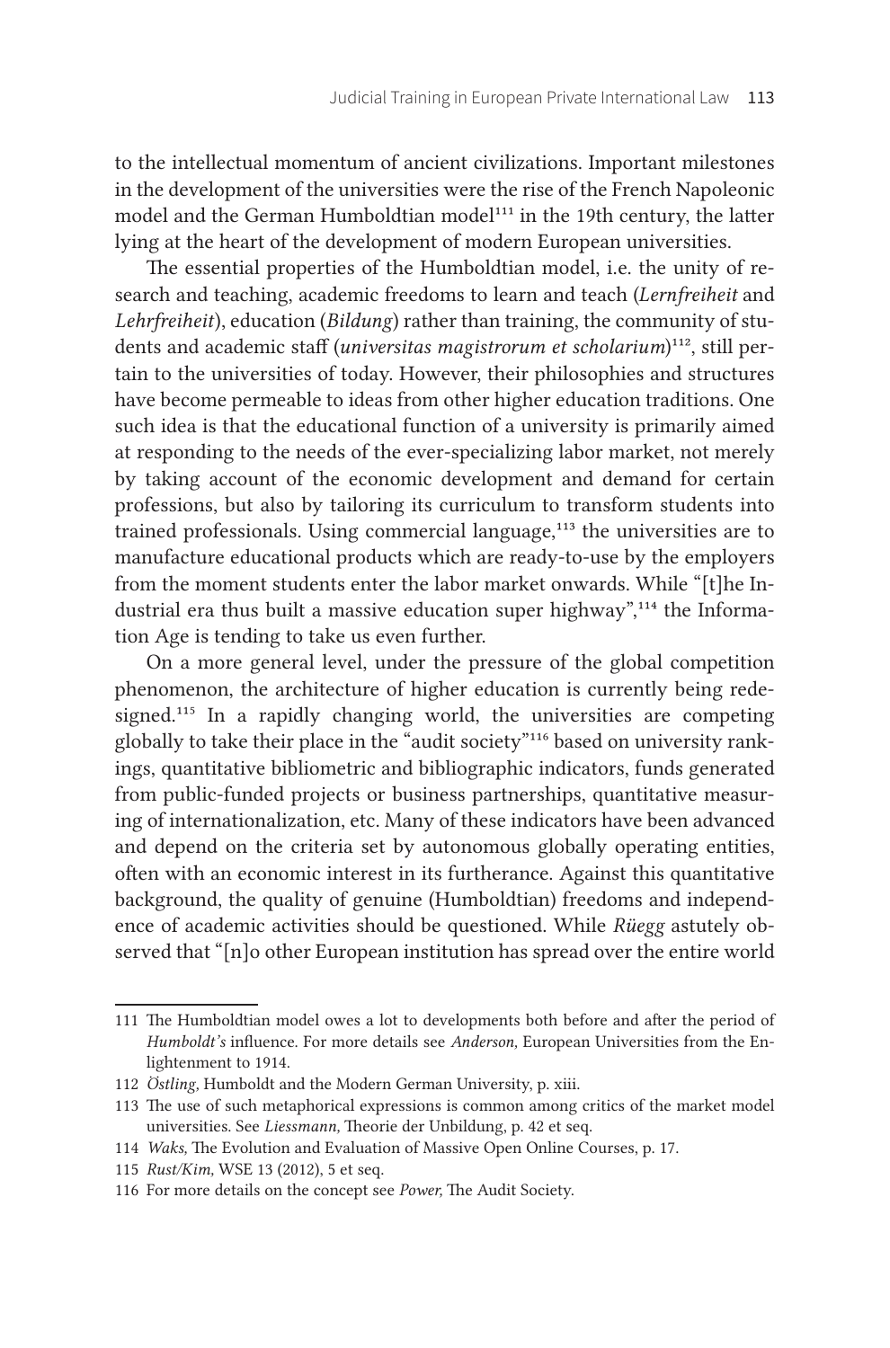to the intellectual momentum of ancient civilizations. Important milestones in the development of the universities were the rise of the French Napoleonic model and the German Humboldtian model[111] in the 19th century, the latter lying at the heart of the development of modern European universities.

The essential properties of the Humboldtian model, i.e. the unity of research and teaching, academic freedoms to learn and teach (*Lernfreiheit* and *Lehrfreiheit*), education (*Bildung*) rather than training, the community of students and academic staff (*universitas magistrorum et scholarium*)[112], still pertain to the universities of today. However, their philosophies and structures have become permeable to ideas from other higher education traditions. One such idea is that the educational function of a university is primarily aimed at responding to the needs of the ever-specializing labor market, not merely by taking account of the economic development and demand for certain professions, but also by tailoring its curriculum to transform students into trained professionals. Using commercial language,[113] the universities are to manufacture educational products which are ready-to-use by the employers from the moment students enter the labor market onwards. While "[t]he Industrial era thus built a massive education super highway",[114] the Information Age is tending to take us even further.

On a more general level, under the pressure of the global competition phenomenon, the architecture of higher education is currently being redesigned.[115] In a rapidly changing world, the universities are competing globally to take their place in the "audit society"[116] based on university rankings, quantitative bibliometric and bibliographic indicators, funds generated from public-funded projects or business partnerships, quantitative measuring of internationalization, etc. Many of these indicators have been advanced and depend on the criteria set by autonomous globally operating entities, often with an economic interest in its furtherance. Against this quantitative background, the quality of genuine (Humboldtian) freedoms and independence of academic activities should be questioned. While *Rüegg* astutely observed that "[n]o other European institution has spread over the entire world

---

111 The Humboldtian model owes a lot to developments both before and after the period of *Humboldt's* influence. For more details see *Anderson,* European Universities from the Enlightenment to 1914.

112 *Östling,* Humboldt and the Modern German University, p. xiii.

113 The use of such metaphorical expressions is common among critics of the market model universities. See *Liessmann,* Theorie der Unbildung, p. 42 et seq.

114 *Waks,* The Evolution and Evaluation of Massive Open Online Courses, p. 17.

115 *Rust/Kim,* WSE 13 (2012), 5 et seq.

116 For more details on the concept see *Power,* The Audit Society.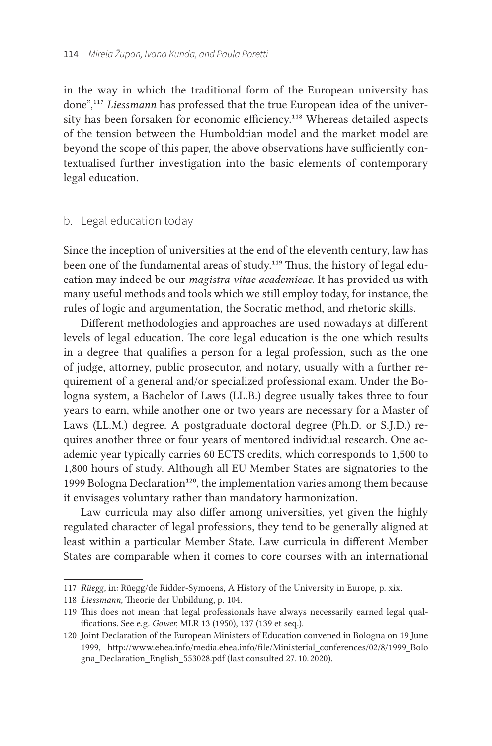in the way in which the traditional form of the European university has done",[117] *Liessmann* has professed that the true European idea of the university has been forsaken for economic efficiency.[118] Whereas detailed aspects of the tension between the Humboldtian model and the market model are beyond the scope of this paper, the above observations have sufficiently contextualised further investigation into the basic elements of contemporary legal education.

### b. Legal education today

Since the inception of universities at the end of the eleventh century, law has been one of the fundamental areas of study.[119] Thus, the history of legal education may indeed be our *magistra vitae academicae.* It has provided us with many useful methods and tools which we still employ today, for instance, the rules of logic and argumentation, the Socratic method, and rhetoric skills.

Different methodologies and approaches are used nowadays at different levels of legal education. The core legal education is the one which results in a degree that qualifies a person for a legal profession, such as the one of judge, attorney, public prosecutor, and notary, usually with a further requirement of a general and/or specialized professional exam. Under the Bologna system, a Bachelor of Laws (LL.B.) degree usually takes three to four years to earn, while another one or two years are necessary for a Master of Laws (LL.M.) degree. A postgraduate doctoral degree (Ph.D. or S.J.D.) requires another three or four years of mentored individual research. One academic year typically carries 60 ECTS credits, which corresponds to 1,500 to 1,800 hours of study. Although all EU Member States are signatories to the 1999 Bologna Declaration[120], the implementation varies among them because it envisages voluntary rather than mandatory harmonization.

Law curricula may also differ among universities, yet given the highly regulated character of legal professions, they tend to be generally aligned at least within a particular Member State. Law curricula in different Member States are comparable when it comes to core courses with an international

---

117 *Rüegg,* in: Rüegg/de Ridder-Symoens, A History of the University in Europe, p. xix.

118 *Liessmann,* Theorie der Unbildung, p. 104.

119 This does not mean that legal professionals have always necessarily earned legal qualifications. See e.g. *Gower,* MLR 13 (1950), 137 (139 et seq.).

120 Joint Declaration of the European Ministers of Education convened in Bologna on 19 June 1999, http://www.ehea.info/media.ehea.info/file/Ministerial_conferences/02/8/1999_Bologna_Declaration_English_553028.pdf (last consulted 27.10.2020).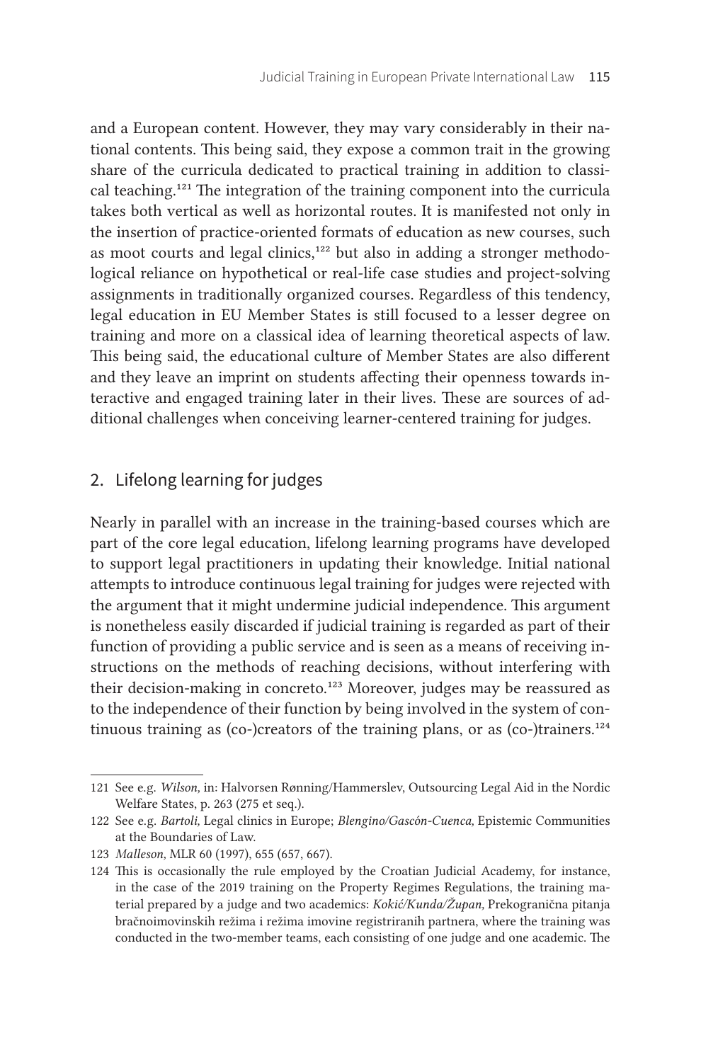and a European content. However, they may vary considerably in their national contents. This being said, they expose a common trait in the growing share of the curricula dedicated to practical training in addition to classical teaching.[121] The integration of the training component into the curricula takes both vertical as well as horizontal routes. It is manifested not only in the insertion of practice-oriented formats of education as new courses, such as moot courts and legal clinics,[122] but also in adding a stronger methodological reliance on hypothetical or real-life case studies and project-solving assignments in traditionally organized courses. Regardless of this tendency, legal education in EU Member States is still focused to a lesser degree on training and more on a classical idea of learning theoretical aspects of law. This being said, the educational culture of Member States are also different and they leave an imprint on students affecting their openness towards interactive and engaged training later in their lives. These are sources of additional challenges when conceiving learner-centered training for judges.

## 2. Lifelong learning for judges

Nearly in parallel with an increase in the training-based courses which are part of the core legal education, lifelong learning programs have developed to support legal practitioners in updating their knowledge. Initial national attempts to introduce continuous legal training for judges were rejected with the argument that it might undermine judicial independence. This argument is nonetheless easily discarded if judicial training is regarded as part of their function of providing a public service and is seen as a means of receiving instructions on the methods of reaching decisions, without interfering with their decision-making in concreto.[123] Moreover, judges may be reassured as to the independence of their function by being involved in the system of continuous training as (co-)creators of the training plans, or as (co-)trainers.[124]

---

121 See e.g. *Wilson,* in: Halvorsen Rønning/Hammerslev, Outsourcing Legal Aid in the Nordic Welfare States, p. 263 (275 et seq.).

122 See e.g. *Bartoli,* Legal clinics in Europe; *Blengino/Gascón-Cuenca,* Epistemic Communities at the Boundaries of Law.

123 *Malleson,* MLR 60 (1997), 655 (657, 667).

124 This is occasionally the rule employed by the Croatian Judicial Academy, for instance, in the case of the 2019 training on the Property Regimes Regulations, the training material prepared by a judge and two academics: *Kokić/Kunda/Župan,* Prekogranična pitanja bračnoimovinskih režima i režima imovine registriranih partnera, where the training was conducted in the two-member teams, each consisting of one judge and one academic. The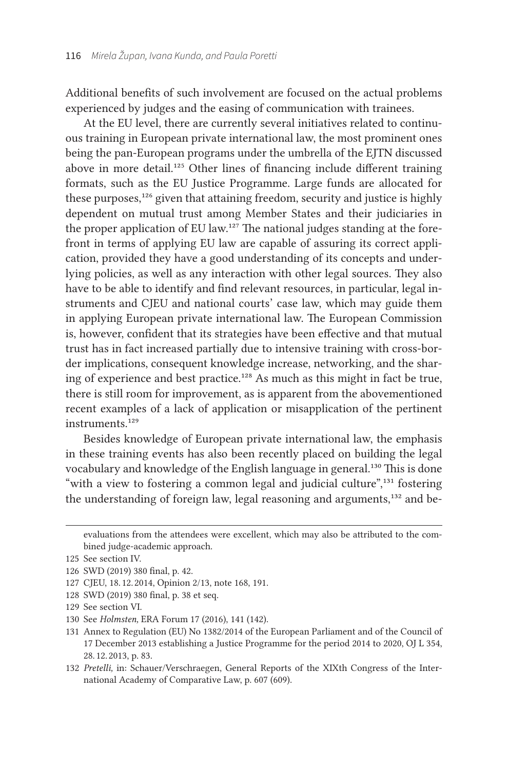Additional benefits of such involvement are focused on the actual problems experienced by judges and the easing of communication with trainees.

At the EU level, there are currently several initiatives related to continuous training in European private international law, the most prominent ones being the pan-European programs under the umbrella of the EJTN discussed above in more detail.[125] Other lines of financing include different training formats, such as the EU Justice Programme. Large funds are allocated for these purposes,[126] given that attaining freedom, security and justice is highly dependent on mutual trust among Member States and their judiciaries in the proper application of EU law.[127] The national judges standing at the forefront in terms of applying EU law are capable of assuring its correct application, provided they have a good understanding of its concepts and underlying policies, as well as any interaction with other legal sources. They also have to be able to identify and find relevant resources, in particular, legal instruments and CJEU and national courts' case law, which may guide them in applying European private international law. The European Commission is, however, confident that its strategies have been effective and that mutual trust has in fact increased partially due to intensive training with cross-border implications, consequent knowledge increase, networking, and the sharing of experience and best practice.[128] As much as this might in fact be true, there is still room for improvement, as is apparent from the abovementioned recent examples of a lack of application or misapplication of the pertinent instruments.[129]

Besides knowledge of European private international law, the emphasis in these training events has also been recently placed on building the legal vocabulary and knowledge of the English language in general.[130] This is done "with a view to fostering a common legal and judicial culture",[131] fostering the understanding of foreign law, legal reasoning and arguments,[132] and be-

---

evaluations from the attendees were excellent, which may also be attributed to the combined judge-academic approach.

125 See section IV.

126 SWD (2019) 380 final, p. 42.

127 CJEU, 18. 12. 2014, Opinion 2/13, note 168, 191.

128 SWD (2019) 380 final, p. 38 et seq.

129 See section VI.

130 See *Holmsten,* ERA Forum 17 (2016), 141 (142).

131 Annex to Regulation (EU) No 1382/2014 of the European Parliament and of the Council of 17 December 2013 establishing a Justice Programme for the period 2014 to 2020, OJ L 354, 28. 12. 2013, p. 83.

132 *Pretelli,* in: Schauer/Verschraegen, General Reports of the XIXth Congress of the International Academy of Comparative Law, p. 607 (609).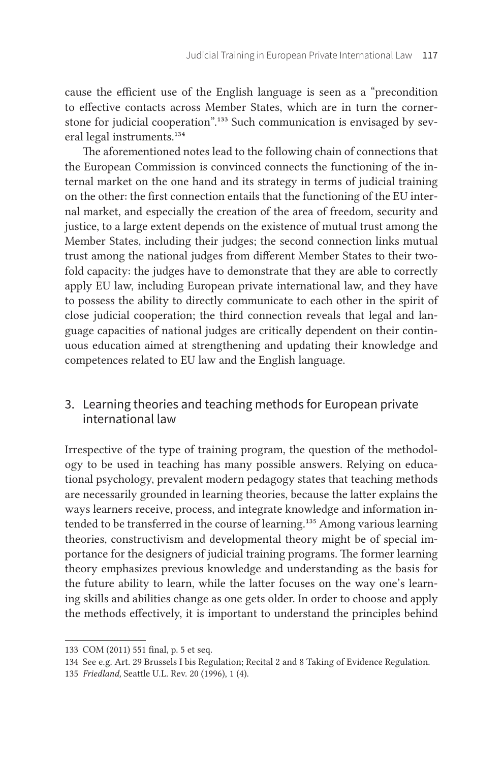cause the efficient use of the English language is seen as a "precondition to effective contacts across Member States, which are in turn the cornerstone for judicial cooperation".[133] Such communication is envisaged by several legal instruments.[134]

The aforementioned notes lead to the following chain of connections that the European Commission is convinced connects the functioning of the internal market on the one hand and its strategy in terms of judicial training on the other: the first connection entails that the functioning of the EU internal market, and especially the creation of the area of freedom, security and justice, to a large extent depends on the existence of mutual trust among the Member States, including their judges; the second connection links mutual trust among the national judges from different Member States to their twofold capacity: the judges have to demonstrate that they are able to correctly apply EU law, including European private international law, and they have to possess the ability to directly communicate to each other in the spirit of close judicial cooperation; the third connection reveals that legal and language capacities of national judges are critically dependent on their continuous education aimed at strengthening and updating their knowledge and competences related to EU law and the English language.

## 3. Learning theories and teaching methods for European private international law

Irrespective of the type of training program, the question of the methodology to be used in teaching has many possible answers. Relying on educational psychology, prevalent modern pedagogy states that teaching methods are necessarily grounded in learning theories, because the latter explains the ways learners receive, process, and integrate knowledge and information intended to be transferred in the course of learning.[135] Among various learning theories, constructivism and developmental theory might be of special importance for the designers of judicial training programs. The former learning theory emphasizes previous knowledge and understanding as the basis for the future ability to learn, while the latter focuses on the way one's learning skills and abilities change as one gets older. In order to choose and apply the methods effectively, it is important to understand the principles behind

---

133 COM (2011) 551 final, p. 5 et seq.

134 See e.g. Art. 29 Brussels I bis Regulation; Recital 2 and 8 Taking of Evidence Regulation.

135 *Friedland,* Seattle U.L. Rev. 20 (1996), 1 (4).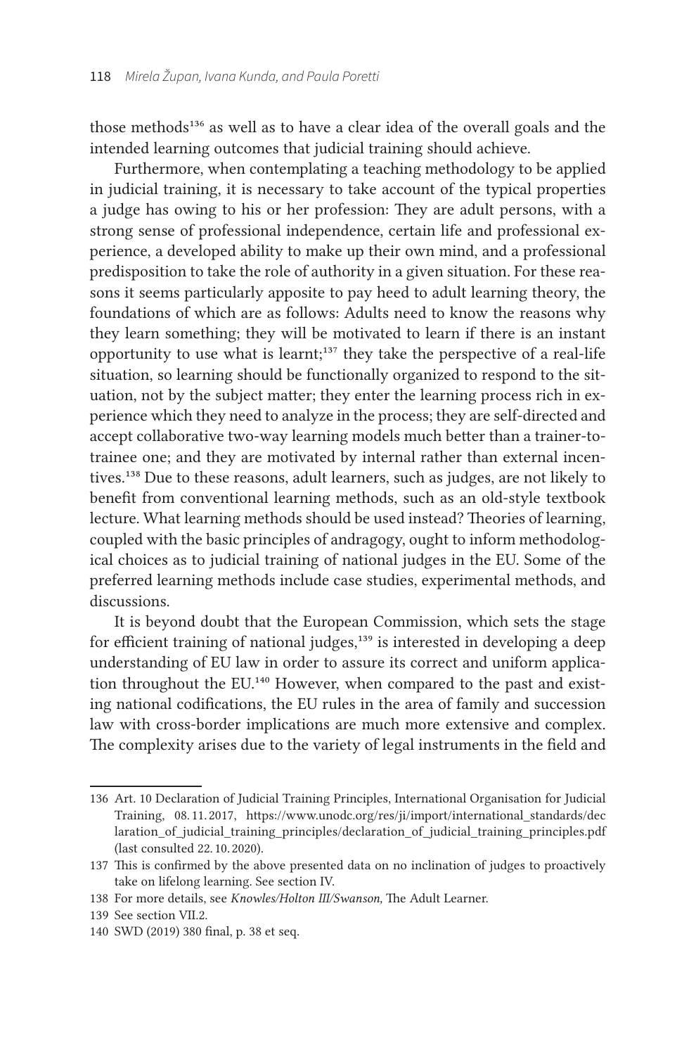those methods[136] as well as to have a clear idea of the overall goals and the intended learning outcomes that judicial training should achieve.

Furthermore, when contemplating a teaching methodology to be applied in judicial training, it is necessary to take account of the typical properties a judge has owing to his or her profession: They are adult persons, with a strong sense of professional independence, certain life and professional experience, a developed ability to make up their own mind, and a professional predisposition to take the role of authority in a given situation. For these reasons it seems particularly apposite to pay heed to adult learning theory, the foundations of which are as follows: Adults need to know the reasons why they learn something; they will be motivated to learn if there is an instant opportunity to use what is learnt;[137] they take the perspective of a real-life situation, so learning should be functionally organized to respond to the situation, not by the subject matter; they enter the learning process rich in experience which they need to analyze in the process; they are self-directed and accept collaborative two-way learning models much better than a trainer-to-trainee one; and they are motivated by internal rather than external incentives.[138] Due to these reasons, adult learners, such as judges, are not likely to benefit from conventional learning methods, such as an old-style textbook lecture. What learning methods should be used instead? Theories of learning, coupled with the basic principles of andragogy, ought to inform methodological choices as to judicial training of national judges in the EU. Some of the preferred learning methods include case studies, experimental methods, and discussions.

It is beyond doubt that the European Commission, which sets the stage for efficient training of national judges,[139] is interested in developing a deep understanding of EU law in order to assure its correct and uniform application throughout the EU.[140] However, when compared to the past and existing national codifications, the EU rules in the area of family and succession law with cross-border implications are much more extensive and complex. The complexity arises due to the variety of legal instruments in the field and

---

136 Art. 10 Declaration of Judicial Training Principles, International Organisation for Judicial Training, 08.11.2017, https://www.unodc.org/res/ji/import/international_standards/declaration_of_judicial_training_principles/declaration_of_judicial_training_principles.pdf (last consulted 22.10.2020).

137 This is confirmed by the above presented data on no inclination of judges to proactively take on lifelong learning. See section IV.

138 For more details, see *Knowles/Holton III/Swanson,* The Adult Learner.

139 See section VII.2.

140 SWD (2019) 380 final, p. 38 et seq.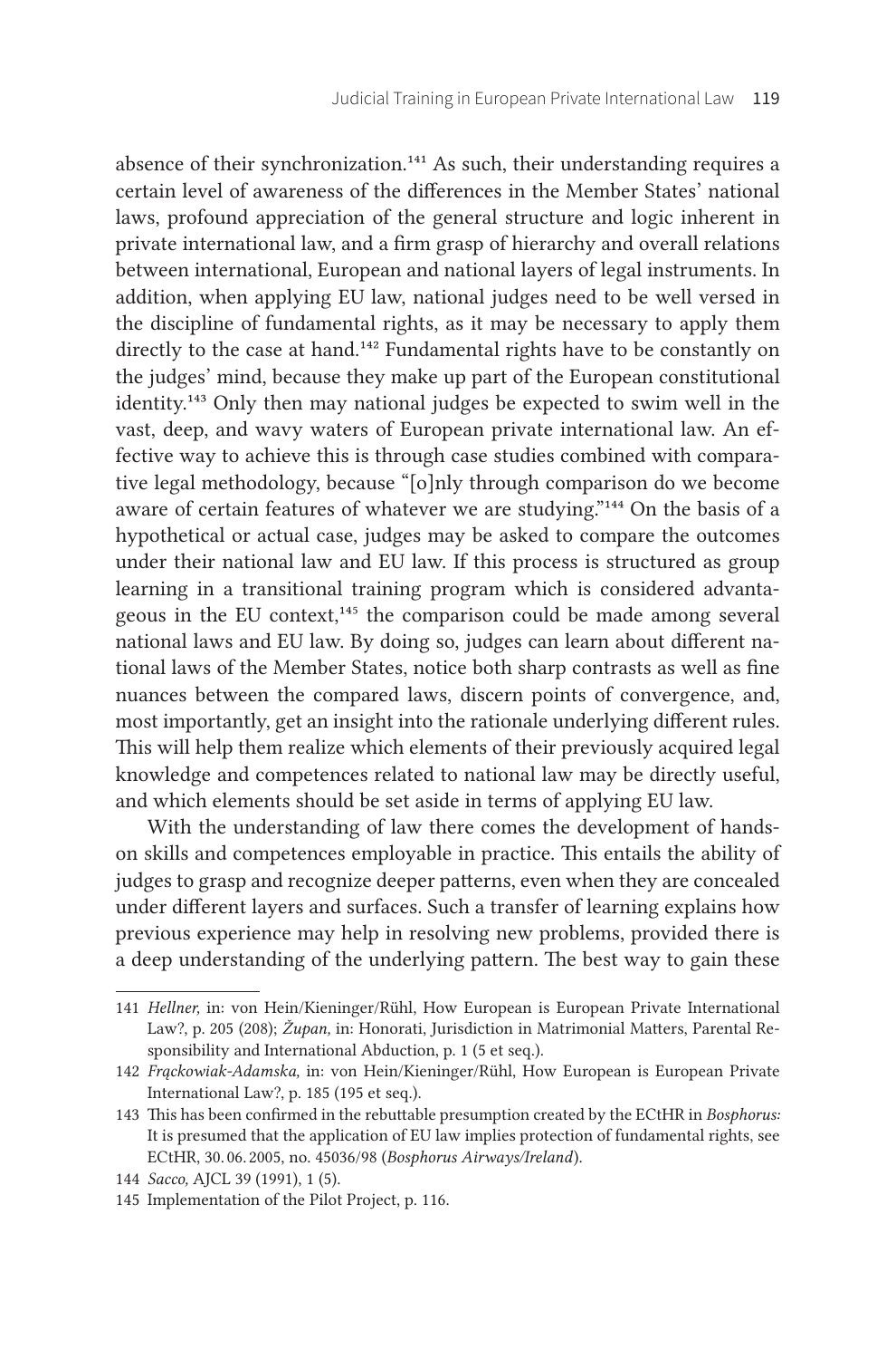absence of their synchronization.[141] As such, their understanding requires a certain level of awareness of the differences in the Member States' national laws, profound appreciation of the general structure and logic inherent in private international law, and a firm grasp of hierarchy and overall relations between international, European and national layers of legal instruments. In addition, when applying EU law, national judges need to be well versed in the discipline of fundamental rights, as it may be necessary to apply them directly to the case at hand.[142] Fundamental rights have to be constantly on the judges' mind, because they make up part of the European constitutional identity.[143] Only then may national judges be expected to swim well in the vast, deep, and wavy waters of European private international law. An effective way to achieve this is through case studies combined with comparative legal methodology, because "[o]nly through comparison do we become aware of certain features of whatever we are studying."[144] On the basis of a hypothetical or actual case, judges may be asked to compare the outcomes under their national law and EU law. If this process is structured as group learning in a transitional training program which is considered advantageous in the EU context,[145] the comparison could be made among several national laws and EU law. By doing so, judges can learn about different national laws of the Member States, notice both sharp contrasts as well as fine nuances between the compared laws, discern points of convergence, and, most importantly, get an insight into the rationale underlying different rules. This will help them realize which elements of their previously acquired legal knowledge and competences related to national law may be directly useful, and which elements should be set aside in terms of applying EU law.

With the understanding of law there comes the development of hands-on skills and competences employable in practice. This entails the ability of judges to grasp and recognize deeper patterns, even when they are concealed under different layers and surfaces. Such a transfer of learning explains how previous experience may help in resolving new problems, provided there is a deep understanding of the underlying pattern. The best way to gain these

---

141 *Hellner,* in: von Hein/Kieninger/Rühl, How European is European Private International Law?, p. 205 (208); *Župan,* in: Honorati, Jurisdiction in Matrimonial Matters, Parental Responsibility and International Abduction, p. 1 (5 et seq.).

142 *Frąckowiak-Adamska,* in: von Hein/Kieninger/Rühl, How European is European Private International Law?, p. 185 (195 et seq.).

143 This has been confirmed in the rebuttable presumption created by the ECtHR in *Bosphorus:* It is presumed that the application of EU law implies protection of fundamental rights, see ECtHR, 30.06.2005, no. 45036/98 (*Bosphorus Airways/Ireland*).

144 *Sacco,* AJCL 39 (1991), 1 (5).

145 Implementation of the Pilot Project, p. 116.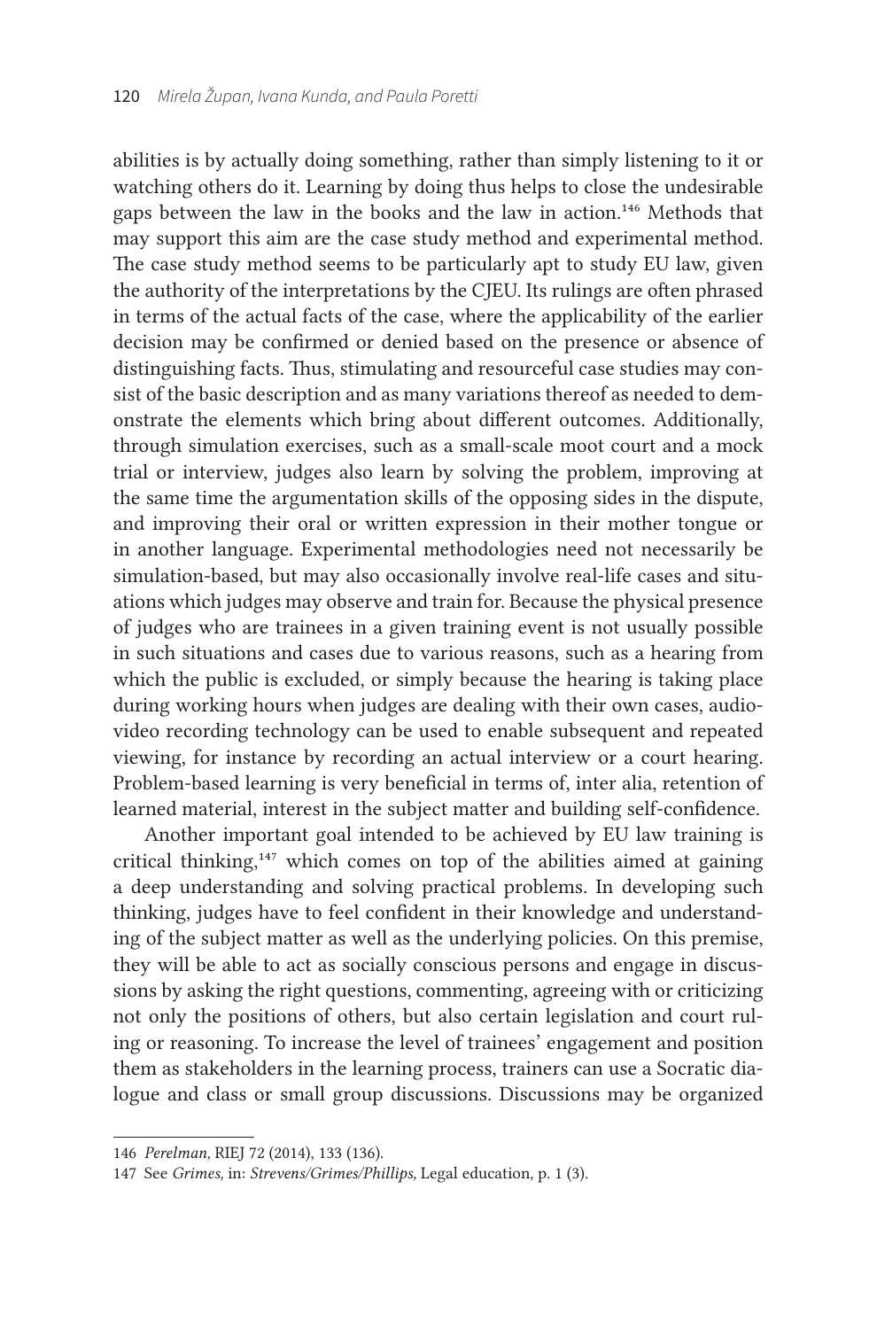abilities is by actually doing something, rather than simply listening to it or watching others do it. Learning by doing thus helps to close the undesirable gaps between the law in the books and the law in action.[146] Methods that may support this aim are the case study method and experimental method. The case study method seems to be particularly apt to study EU law, given the authority of the interpretations by the CJEU. Its rulings are often phrased in terms of the actual facts of the case, where the applicability of the earlier decision may be confirmed or denied based on the presence or absence of distinguishing facts. Thus, stimulating and resourceful case studies may consist of the basic description and as many variations thereof as needed to demonstrate the elements which bring about different outcomes. Additionally, through simulation exercises, such as a small-scale moot court and a mock trial or interview, judges also learn by solving the problem, improving at the same time the argumentation skills of the opposing sides in the dispute, and improving their oral or written expression in their mother tongue or in another language. Experimental methodologies need not necessarily be simulation-based, but may also occasionally involve real-life cases and situations which judges may observe and train for. Because the physical presence of judges who are trainees in a given training event is not usually possible in such situations and cases due to various reasons, such as a hearing from which the public is excluded, or simply because the hearing is taking place during working hours when judges are dealing with their own cases, audio-video recording technology can be used to enable subsequent and repeated viewing, for instance by recording an actual interview or a court hearing. Problem-based learning is very beneficial in terms of, inter alia, retention of learned material, interest in the subject matter and building self-confidence.

Another important goal intended to be achieved by EU law training is critical thinking,[147] which comes on top of the abilities aimed at gaining a deep understanding and solving practical problems. In developing such thinking, judges have to feel confident in their knowledge and understanding of the subject matter as well as the underlying policies. On this premise, they will be able to act as socially conscious persons and engage in discussions by asking the right questions, commenting, agreeing with or criticizing not only the positions of others, but also certain legislation and court ruling or reasoning. To increase the level of trainees' engagement and position them as stakeholders in the learning process, trainers can use a Socratic dialogue and class or small group discussions. Discussions may be organized

---

146 *Perelman,* RIEJ 72 (2014), 133 (136).

147 See *Grimes,* in: *Strevens/Grimes/Phillips,* Legal education, p. 1 (3).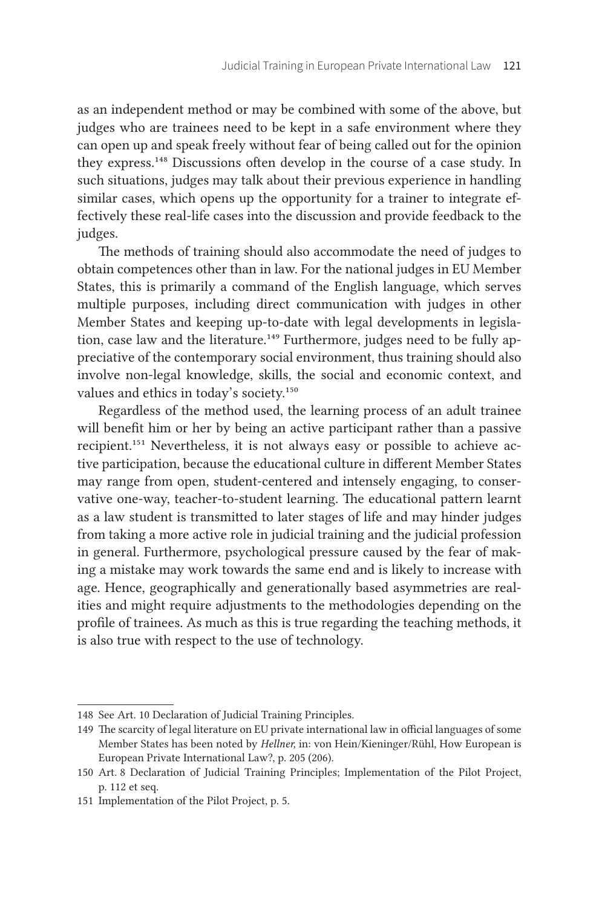as an independent method or may be combined with some of the above, but judges who are trainees need to be kept in a safe environment where they can open up and speak freely without fear of being called out for the opinion they express.[148] Discussions often develop in the course of a case study. In such situations, judges may talk about their previous experience in handling similar cases, which opens up the opportunity for a trainer to integrate effectively these real-life cases into the discussion and provide feedback to the judges.

The methods of training should also accommodate the need of judges to obtain competences other than in law. For the national judges in EU Member States, this is primarily a command of the English language, which serves multiple purposes, including direct communication with judges in other Member States and keeping up-to-date with legal developments in legislation, case law and the literature.[149] Furthermore, judges need to be fully appreciative of the contemporary social environment, thus training should also involve non-legal knowledge, skills, the social and economic context, and values and ethics in today's society.[150]

Regardless of the method used, the learning process of an adult trainee will benefit him or her by being an active participant rather than a passive recipient.[151] Nevertheless, it is not always easy or possible to achieve active participation, because the educational culture in different Member States may range from open, student-centered and intensely engaging, to conservative one-way, teacher-to-student learning. The educational pattern learnt as a law student is transmitted to later stages of life and may hinder judges from taking a more active role in judicial training and the judicial profession in general. Furthermore, psychological pressure caused by the fear of making a mistake may work towards the same end and is likely to increase with age. Hence, geographically and generationally based asymmetries are realities and might require adjustments to the methodologies depending on the profile of trainees. As much as this is true regarding the teaching methods, it is also true with respect to the use of technology.

---

148 See Art. 10 Declaration of Judicial Training Principles.

149 The scarcity of legal literature on EU private international law in official languages of some Member States has been noted by *Hellner,* in: von Hein/Kieninger/Rühl, How European is European Private International Law?, p. 205 (206).

150 Art. 8 Declaration of Judicial Training Principles; Implementation of the Pilot Project, p. 112 et seq.

151 Implementation of the Pilot Project, p. 5.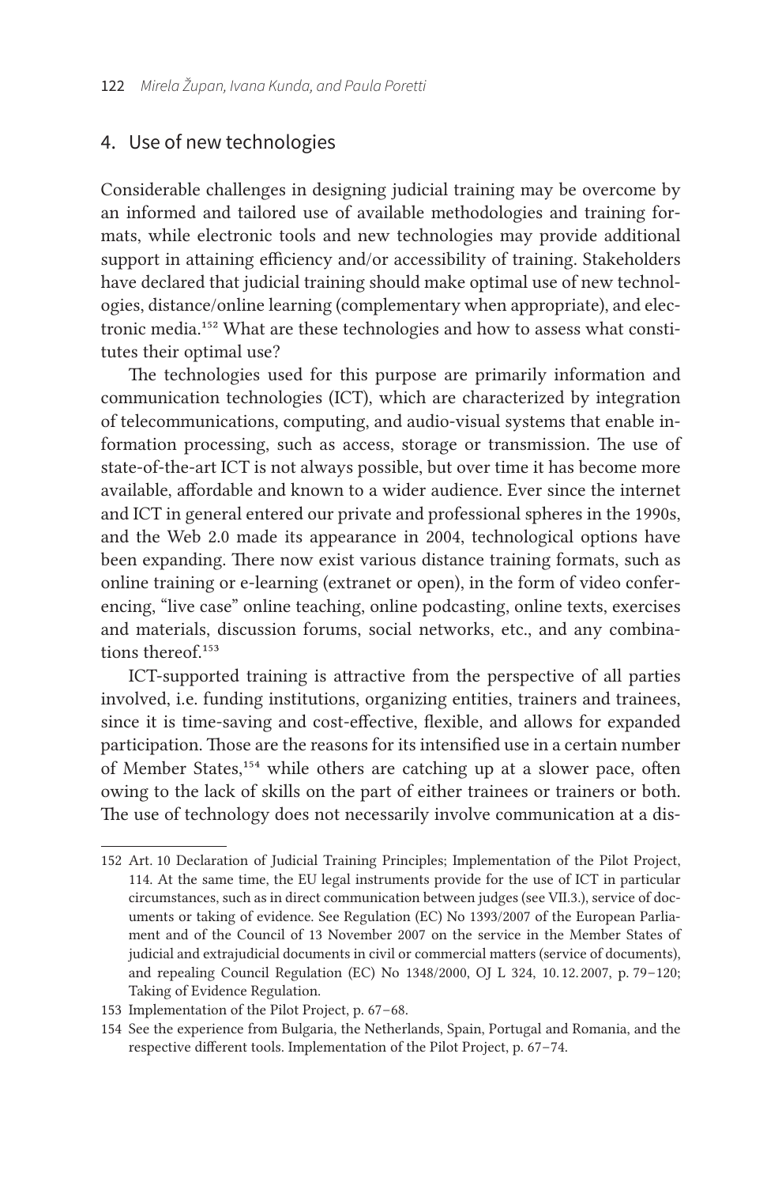## 4. Use of new technologies

Considerable challenges in designing judicial training may be overcome by an informed and tailored use of available methodologies and training formats, while electronic tools and new technologies may provide additional support in attaining efficiency and/or accessibility of training. Stakeholders have declared that judicial training should make optimal use of new technologies, distance/online learning (complementary when appropriate), and electronic media.[152] What are these technologies and how to assess what constitutes their optimal use?

The technologies used for this purpose are primarily information and communication technologies (ICT), which are characterized by integration of telecommunications, computing, and audio-visual systems that enable information processing, such as access, storage or transmission. The use of state-of-the-art ICT is not always possible, but over time it has become more available, affordable and known to a wider audience. Ever since the internet and ICT in general entered our private and professional spheres in the 1990s, and the Web 2.0 made its appearance in 2004, technological options have been expanding. There now exist various distance training formats, such as online training or e-learning (extranet or open), in the form of video conferencing, "live case" online teaching, online podcasting, online texts, exercises and materials, discussion forums, social networks, etc., and any combinations thereof.[153]

ICT-supported training is attractive from the perspective of all parties involved, i.e. funding institutions, organizing entities, trainers and trainees, since it is time-saving and cost-effective, flexible, and allows for expanded participation. Those are the reasons for its intensified use in a certain number of Member States,[154] while others are catching up at a slower pace, often owing to the lack of skills on the part of either trainees or trainers or both. The use of technology does not necessarily involve communication at a dis-

---

152 Art. 10 Declaration of Judicial Training Principles; Implementation of the Pilot Project, 114. At the same time, the EU legal instruments provide for the use of ICT in particular circumstances, such as in direct communication between judges (see VII.3.), service of documents or taking of evidence. See Regulation (EC) No 1393/2007 of the European Parliament and of the Council of 13 November 2007 on the service in the Member States of judicial and extrajudicial documents in civil or commercial matters (service of documents), and repealing Council Regulation (EC) No 1348/2000, OJ L 324, 10.12.2007, p. 79–120; Taking of Evidence Regulation.

153 Implementation of the Pilot Project, p. 67–68.

154 See the experience from Bulgaria, the Netherlands, Spain, Portugal and Romania, and the respective different tools. Implementation of the Pilot Project, p. 67–74.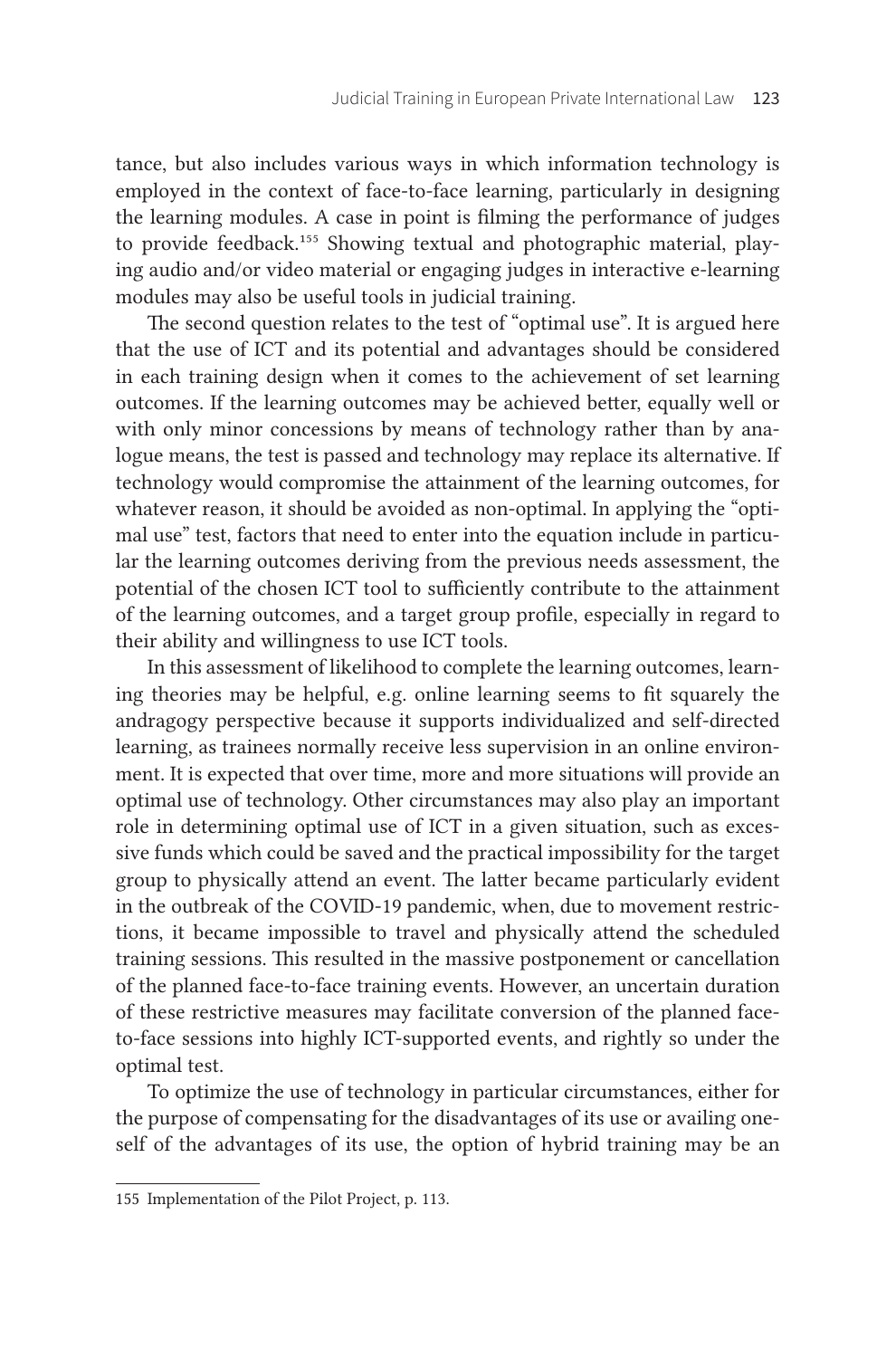tance, but also includes various ways in which information technology is employed in the context of face-to-face learning, particularly in designing the learning modules. A case in point is filming the performance of judges to provide feedback.[155] Showing textual and photographic material, playing audio and/or video material or engaging judges in interactive e-learning modules may also be useful tools in judicial training.

The second question relates to the test of "optimal use". It is argued here that the use of ICT and its potential and advantages should be considered in each training design when it comes to the achievement of set learning outcomes. If the learning outcomes may be achieved better, equally well or with only minor concessions by means of technology rather than by analogue means, the test is passed and technology may replace its alternative. If technology would compromise the attainment of the learning outcomes, for whatever reason, it should be avoided as non-optimal. In applying the "optimal use" test, factors that need to enter into the equation include in particular the learning outcomes deriving from the previous needs assessment, the potential of the chosen ICT tool to sufficiently contribute to the attainment of the learning outcomes, and a target group profile, especially in regard to their ability and willingness to use ICT tools.

In this assessment of likelihood to complete the learning outcomes, learning theories may be helpful, e.g. online learning seems to fit squarely the andragogy perspective because it supports individualized and self-directed learning, as trainees normally receive less supervision in an online environment. It is expected that over time, more and more situations will provide an optimal use of technology. Other circumstances may also play an important role in determining optimal use of ICT in a given situation, such as excessive funds which could be saved and the practical impossibility for the target group to physically attend an event. The latter became particularly evident in the outbreak of the COVID-19 pandemic, when, due to movement restrictions, it became impossible to travel and physically attend the scheduled training sessions. This resulted in the massive postponement or cancellation of the planned face-to-face training events. However, an uncertain duration of these restrictive measures may facilitate conversion of the planned face-to-face sessions into highly ICT-supported events, and rightly so under the optimal test.

To optimize the use of technology in particular circumstances, either for the purpose of compensating for the disadvantages of its use or availing oneself of the advantages of its use, the option of hybrid training may be an

---

155 Implementation of the Pilot Project, p. 113.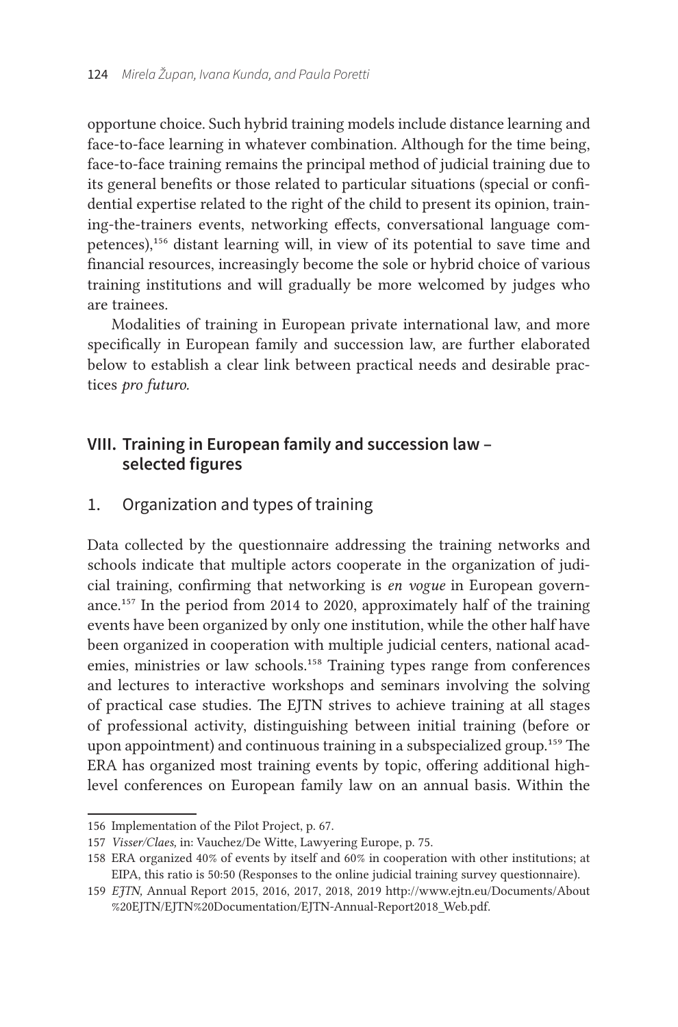opportune choice. Such hybrid training models include distance learning and face-to-face learning in whatever combination. Although for the time being, face-to-face training remains the principal method of judicial training due to its general benefits or those related to particular situations (special or confidential expertise related to the right of the child to present its opinion, training-the-trainers events, networking effects, conversational language competences),[156] distant learning will, in view of its potential to save time and financial resources, increasingly become the sole or hybrid choice of various training institutions and will gradually be more welcomed by judges who are trainees.

Modalities of training in European private international law, and more specifically in European family and succession law, are further elaborated below to establish a clear link between practical needs and desirable practices *pro futuro.*

## VIII. Training in European family and succession law – selected figures

### 1. Organization and types of training

Data collected by the questionnaire addressing the training networks and schools indicate that multiple actors cooperate in the organization of judicial training, confirming that networking is *en vogue* in European governance.[157] In the period from 2014 to 2020, approximately half of the training events have been organized by only one institution, while the other half have been organized in cooperation with multiple judicial centers, national academies, ministries or law schools.[158] Training types range from conferences and lectures to interactive workshops and seminars involving the solving of practical case studies. The EJTN strives to achieve training at all stages of professional activity, distinguishing between initial training (before or upon appointment) and continuous training in a subspecialized group.[159] The ERA has organized most training events by topic, offering additional high-level conferences on European family law on an annual basis. Within the

---

156 Implementation of the Pilot Project, p. 67.

157 *Visser/Claes,* in: Vauchez/De Witte, Lawyering Europe, p. 75.

158 ERA organized 40% of events by itself and 60% in cooperation with other institutions; at EIPA, this ratio is 50:50 (Responses to the online judicial training survey questionnaire).

159 *EJTN,* Annual Report 2015, 2016, 2017, 2018, 2019 http://www.ejtn.eu/Documents/About%20EJTN/EJTN%20Documentation/EJTN-Annual-Report2018_Web.pdf.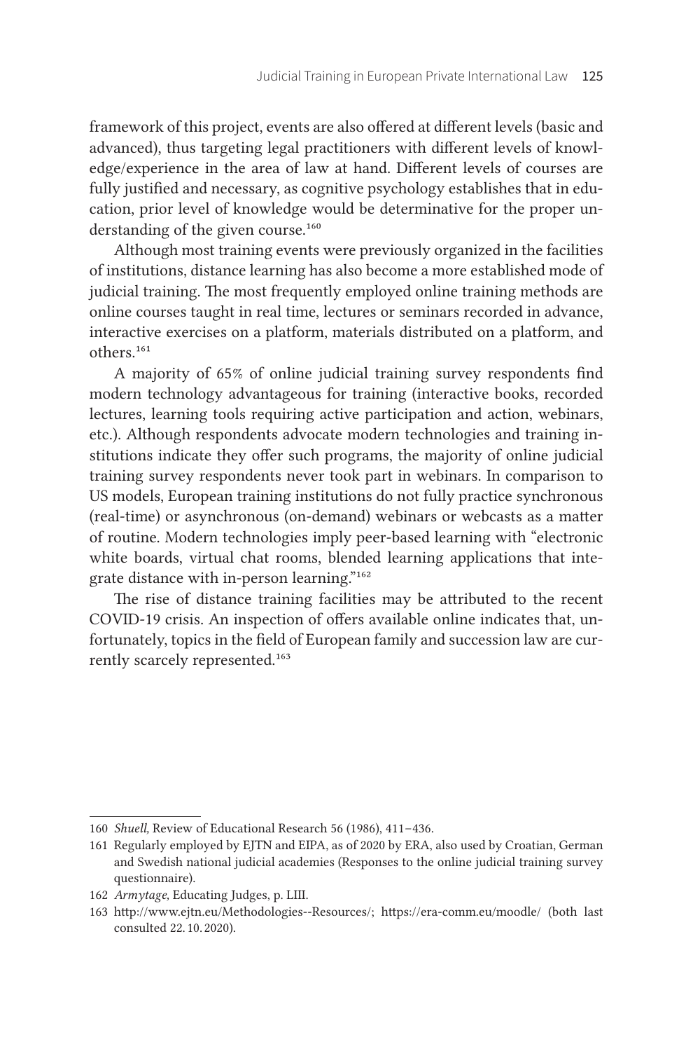framework of this project, events are also offered at different levels (basic and advanced), thus targeting legal practitioners with different levels of knowledge/experience in the area of law at hand. Different levels of courses are fully justified and necessary, as cognitive psychology establishes that in education, prior level of knowledge would be determinative for the proper understanding of the given course.[160]

Although most training events were previously organized in the facilities of institutions, distance learning has also become a more established mode of judicial training. The most frequently employed online training methods are online courses taught in real time, lectures or seminars recorded in advance, interactive exercises on a platform, materials distributed on a platform, and others.[161]

A majority of 65% of online judicial training survey respondents find modern technology advantageous for training (interactive books, recorded lectures, learning tools requiring active participation and action, webinars, etc.). Although respondents advocate modern technologies and training institutions indicate they offer such programs, the majority of online judicial training survey respondents never took part in webinars. In comparison to US models, European training institutions do not fully practice synchronous (real-time) or asynchronous (on-demand) webinars or webcasts as a matter of routine. Modern technologies imply peer-based learning with "electronic white boards, virtual chat rooms, blended learning applications that integrate distance with in-person learning."[162]

The rise of distance training facilities may be attributed to the recent COVID-19 crisis. An inspection of offers available online indicates that, unfortunately, topics in the field of European family and succession law are currently scarcely represented.[163]

---

160 *Shuell,* Review of Educational Research 56 (1986), 411–436.

161 Regularly employed by EJTN and EIPA, as of 2020 by ERA, also used by Croatian, German and Swedish national judicial academies (Responses to the online judicial training survey questionnaire).

162 *Armytage,* Educating Judges, p. LIII.

163 http://www.ejtn.eu/Methodologies--Resources/; https://era-comm.eu/moodle/ (both last consulted 22.10.2020).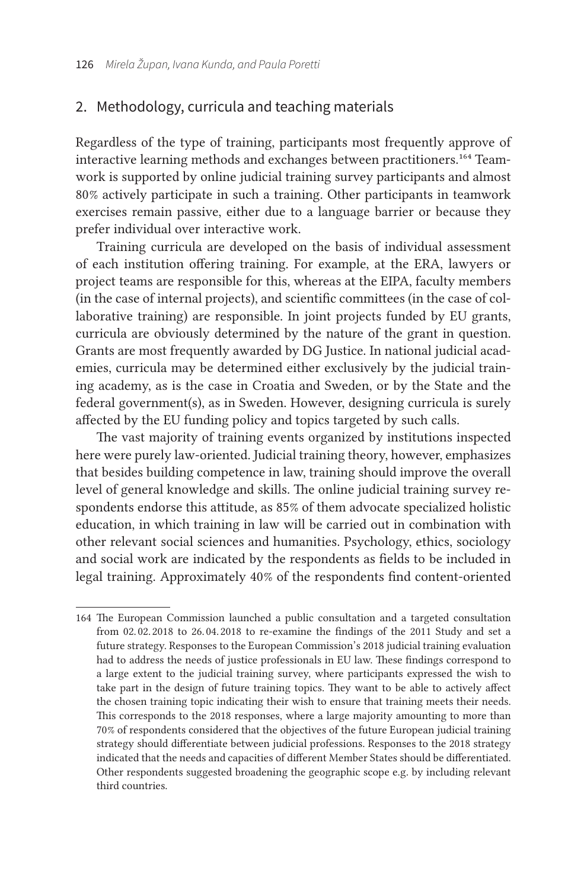## 2. Methodology, curricula and teaching materials

Regardless of the type of training, participants most frequently approve of interactive learning methods and exchanges between practitioners.[164] Teamwork is supported by online judicial training survey participants and almost 80% actively participate in such a training. Other participants in teamwork exercises remain passive, either due to a language barrier or because they prefer individual over interactive work.

Training curricula are developed on the basis of individual assessment of each institution offering training. For example, at the ERA, lawyers or project teams are responsible for this, whereas at the EIPA, faculty members (in the case of internal projects), and scientific committees (in the case of collaborative training) are responsible. In joint projects funded by EU grants, curricula are obviously determined by the nature of the grant in question. Grants are most frequently awarded by DG Justice. In national judicial academies, curricula may be determined either exclusively by the judicial training academy, as is the case in Croatia and Sweden, or by the State and the federal government(s), as in Sweden. However, designing curricula is surely affected by the EU funding policy and topics targeted by such calls.

The vast majority of training events organized by institutions inspected here were purely law-oriented. Judicial training theory, however, emphasizes that besides building competence in law, training should improve the overall level of general knowledge and skills. The online judicial training survey respondents endorse this attitude, as 85% of them advocate specialized holistic education, in which training in law will be carried out in combination with other relevant social sciences and humanities. Psychology, ethics, sociology and social work are indicated by the respondents as fields to be included in legal training. Approximately 40% of the respondents find content-oriented

---

164 The European Commission launched a public consultation and a targeted consultation from 02.02.2018 to 26.04.2018 to re-examine the findings of the 2011 Study and set a future strategy. Responses to the European Commission's 2018 judicial training evaluation had to address the needs of justice professionals in EU law. These findings correspond to a large extent to the judicial training survey, where participants expressed the wish to take part in the design of future training topics. They want to be able to actively affect the chosen training topic indicating their wish to ensure that training meets their needs. This corresponds to the 2018 responses, where a large majority amounting to more than 70% of respondents considered that the objectives of the future European judicial training strategy should differentiate between judicial professions. Responses to the 2018 strategy indicated that the needs and capacities of different Member States should be differentiated. Other respondents suggested broadening the geographic scope e.g. by including relevant third countries.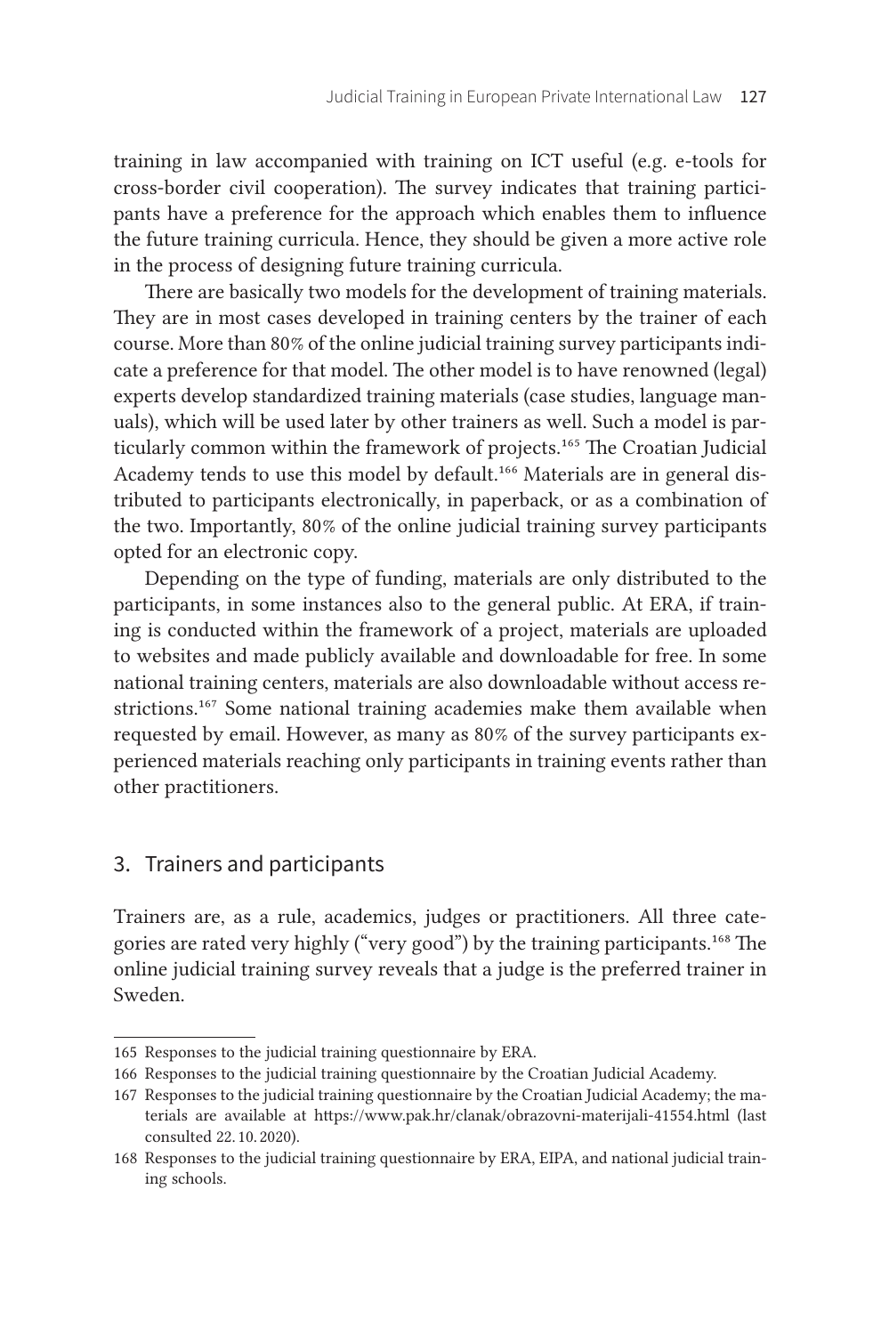training in law accompanied with training on ICT useful (e.g. e-tools for cross-border civil cooperation). The survey indicates that training participants have a preference for the approach which enables them to influence the future training curricula. Hence, they should be given a more active role in the process of designing future training curricula.

There are basically two models for the development of training materials. They are in most cases developed in training centers by the trainer of each course. More than 80% of the online judicial training survey participants indicate a preference for that model. The other model is to have renowned (legal) experts develop standardized training materials (case studies, language manuals), which will be used later by other trainers as well. Such a model is particularly common within the framework of projects.[165] The Croatian Judicial Academy tends to use this model by default.[166] Materials are in general distributed to participants electronically, in paperback, or as a combination of the two. Importantly, 80% of the online judicial training survey participants opted for an electronic copy.

Depending on the type of funding, materials are only distributed to the participants, in some instances also to the general public. At ERA, if training is conducted within the framework of a project, materials are uploaded to websites and made publicly available and downloadable for free. In some national training centers, materials are also downloadable without access restrictions.[167] Some national training academies make them available when requested by email. However, as many as 80% of the survey participants experienced materials reaching only participants in training events rather than other practitioners.

## 3. Trainers and participants

Trainers are, as a rule, academics, judges or practitioners. All three categories are rated very highly ("very good") by the training participants.[168] The online judicial training survey reveals that a judge is the preferred trainer in Sweden.

---

165 Responses to the judicial training questionnaire by ERA.

166 Responses to the judicial training questionnaire by the Croatian Judicial Academy.

167 Responses to the judicial training questionnaire by the Croatian Judicial Academy; the materials are available at https://www.pak.hr/clanak/obrazovni-materijali-41554.html (last consulted 22. 10. 2020).

168 Responses to the judicial training questionnaire by ERA, EIPA, and national judicial training schools.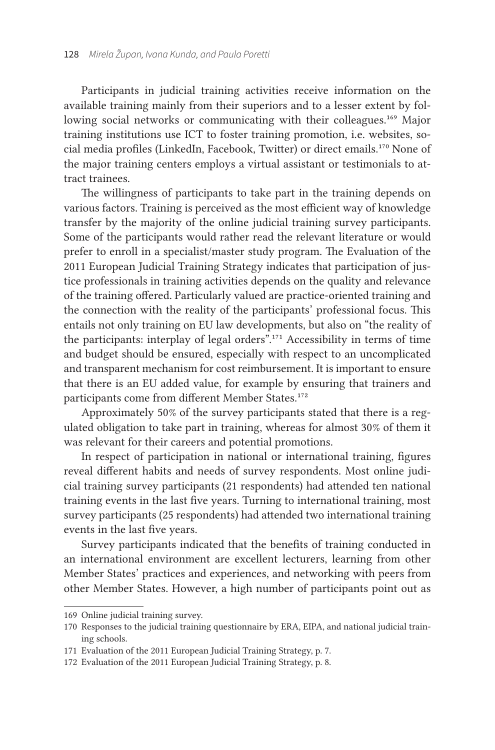Participants in judicial training activities receive information on the available training mainly from their superiors and to a lesser extent by following social networks or communicating with their colleagues.[169] Major training institutions use ICT to foster training promotion, i.e. websites, social media profiles (LinkedIn, Facebook, Twitter) or direct emails.[170] None of the major training centers employs a virtual assistant or testimonials to attract trainees.

The willingness of participants to take part in the training depends on various factors. Training is perceived as the most efficient way of knowledge transfer by the majority of the online judicial training survey participants. Some of the participants would rather read the relevant literature or would prefer to enroll in a specialist/master study program. The Evaluation of the 2011 European Judicial Training Strategy indicates that participation of justice professionals in training activities depends on the quality and relevance of the training offered. Particularly valued are practice-oriented training and the connection with the reality of the participants' professional focus. This entails not only training on EU law developments, but also on "the reality of the participants: interplay of legal orders".[171] Accessibility in terms of time and budget should be ensured, especially with respect to an uncomplicated and transparent mechanism for cost reimbursement. It is important to ensure that there is an EU added value, for example by ensuring that trainers and participants come from different Member States.[172]

Approximately 50% of the survey participants stated that there is a regulated obligation to take part in training, whereas for almost 30% of them it was relevant for their careers and potential promotions.

In respect of participation in national or international training, figures reveal different habits and needs of survey respondents. Most online judicial training survey participants (21 respondents) had attended ten national training events in the last five years. Turning to international training, most survey participants (25 respondents) had attended two international training events in the last five years.

Survey participants indicated that the benefits of training conducted in an international environment are excellent lecturers, learning from other Member States' practices and experiences, and networking with peers from other Member States. However, a high number of participants point out as

---

169 Online judicial training survey.

170 Responses to the judicial training questionnaire by ERA, EIPA, and national judicial training schools.

171 Evaluation of the 2011 European Judicial Training Strategy, p. 7.

172 Evaluation of the 2011 European Judicial Training Strategy, p. 8.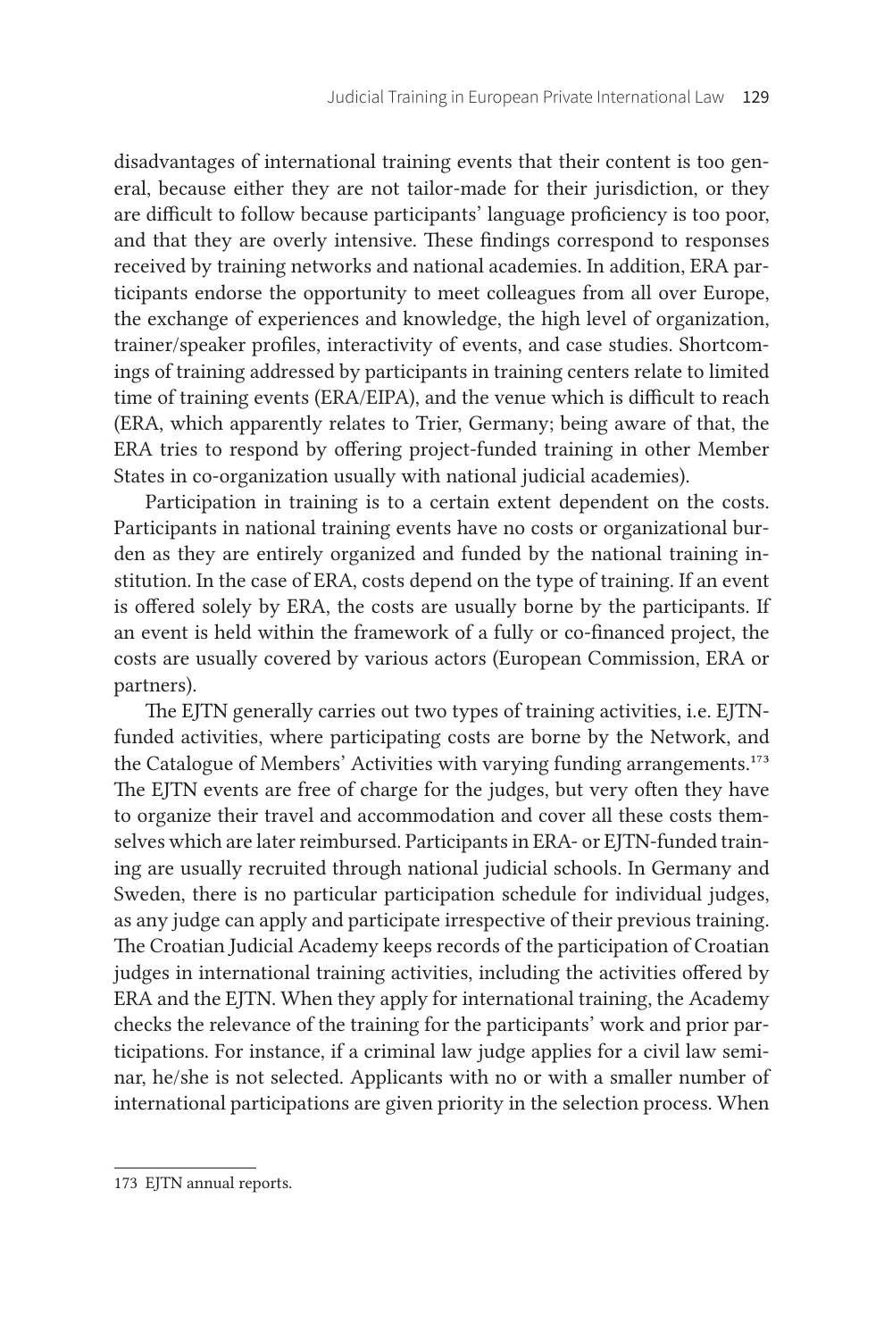disadvantages of international training events that their content is too general, because either they are not tailor-made for their jurisdiction, or they are difficult to follow because participants' language proficiency is too poor, and that they are overly intensive. These findings correspond to responses received by training networks and national academies. In addition, ERA participants endorse the opportunity to meet colleagues from all over Europe, the exchange of experiences and knowledge, the high level of organization, trainer/speaker profiles, interactivity of events, and case studies. Shortcomings of training addressed by participants in training centers relate to limited time of training events (ERA/EIPA), and the venue which is difficult to reach (ERA, which apparently relates to Trier, Germany; being aware of that, the ERA tries to respond by offering project-funded training in other Member States in co-organization usually with national judicial academies).

Participation in training is to a certain extent dependent on the costs. Participants in national training events have no costs or organizational burden as they are entirely organized and funded by the national training institution. In the case of ERA, costs depend on the type of training. If an event is offered solely by ERA, the costs are usually borne by the participants. If an event is held within the framework of a fully or co-financed project, the costs are usually covered by various actors (European Commission, ERA or partners).

The EJTN generally carries out two types of training activities, i.e. EJTN-funded activities, where participating costs are borne by the Network, and the Catalogue of Members' Activities with varying funding arrangements.[173] The EJTN events are free of charge for the judges, but very often they have to organize their travel and accommodation and cover all these costs themselves which are later reimbursed. Participants in ERA- or EJTN-funded training are usually recruited through national judicial schools. In Germany and Sweden, there is no particular participation schedule for individual judges, as any judge can apply and participate irrespective of their previous training. The Croatian Judicial Academy keeps records of the participation of Croatian judges in international training activities, including the activities offered by ERA and the EJTN. When they apply for international training, the Academy checks the relevance of the training for the participants' work and prior participations. For instance, if a criminal law judge applies for a civil law seminar, he/she is not selected. Applicants with no or with a smaller number of international participations are given priority in the selection process. When

173 EJTN annual reports.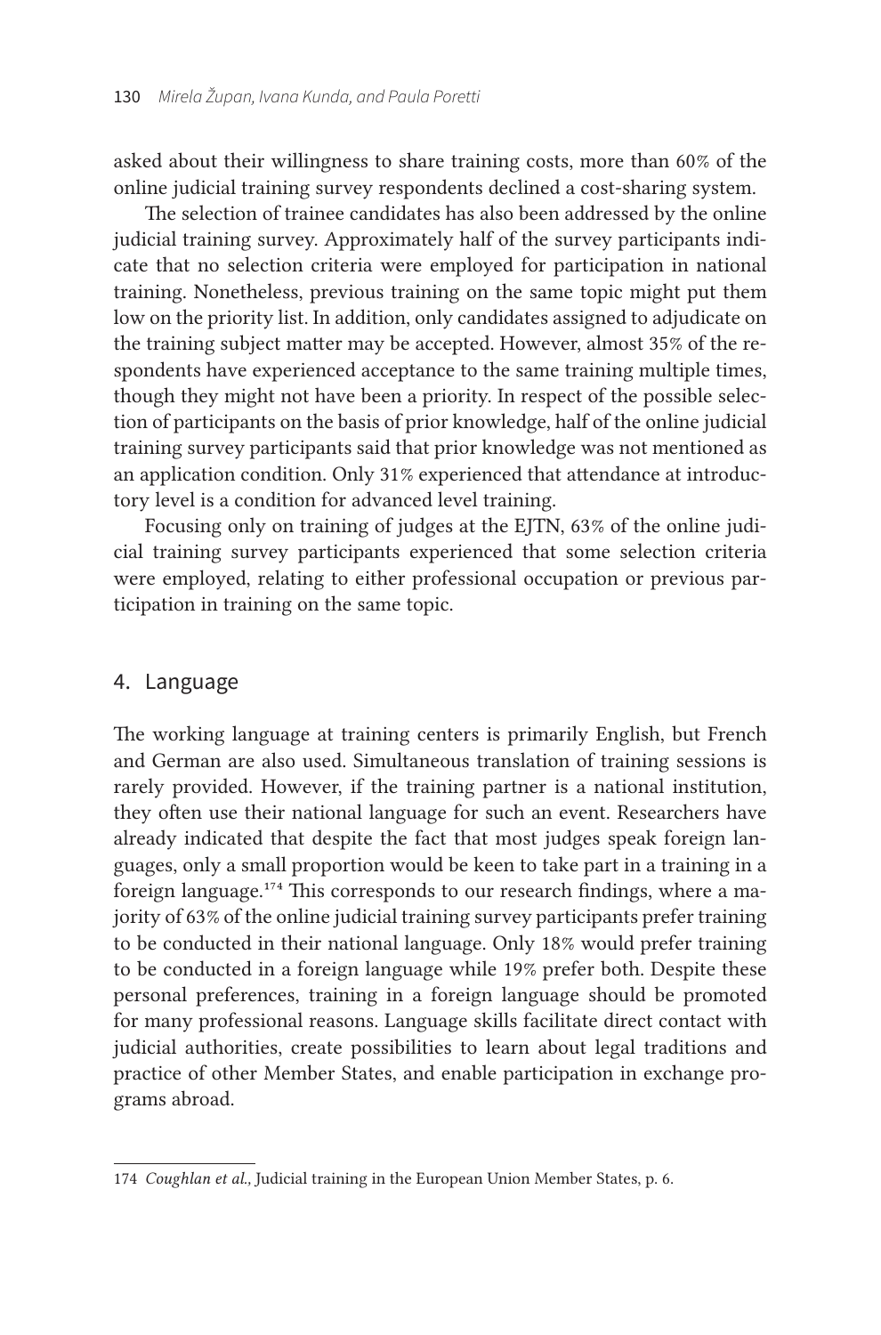asked about their willingness to share training costs, more than 60% of the online judicial training survey respondents declined a cost-sharing system.

The selection of trainee candidates has also been addressed by the online judicial training survey. Approximately half of the survey participants indicate that no selection criteria were employed for participation in national training. Nonetheless, previous training on the same topic might put them low on the priority list. In addition, only candidates assigned to adjudicate on the training subject matter may be accepted. However, almost 35% of the respondents have experienced acceptance to the same training multiple times, though they might not have been a priority. In respect of the possible selection of participants on the basis of prior knowledge, half of the online judicial training survey participants said that prior knowledge was not mentioned as an application condition. Only 31% experienced that attendance at introductory level is a condition for advanced level training.

Focusing only on training of judges at the EJTN, 63% of the online judicial training survey participants experienced that some selection criteria were employed, relating to either professional occupation or previous participation in training on the same topic.

## 4. Language

The working language at training centers is primarily English, but French and German are also used. Simultaneous translation of training sessions is rarely provided. However, if the training partner is a national institution, they often use their national language for such an event. Researchers have already indicated that despite the fact that most judges speak foreign languages, only a small proportion would be keen to take part in a training in a foreign language.[174] This corresponds to our research findings, where a majority of 63% of the online judicial training survey participants prefer training to be conducted in their national language. Only 18% would prefer training to be conducted in a foreign language while 19% prefer both. Despite these personal preferences, training in a foreign language should be promoted for many professional reasons. Language skills facilitate direct contact with judicial authorities, create possibilities to learn about legal traditions and practice of other Member States, and enable participation in exchange programs abroad.

---

174 *Coughlan et al.,* Judicial training in the European Union Member States, p. 6.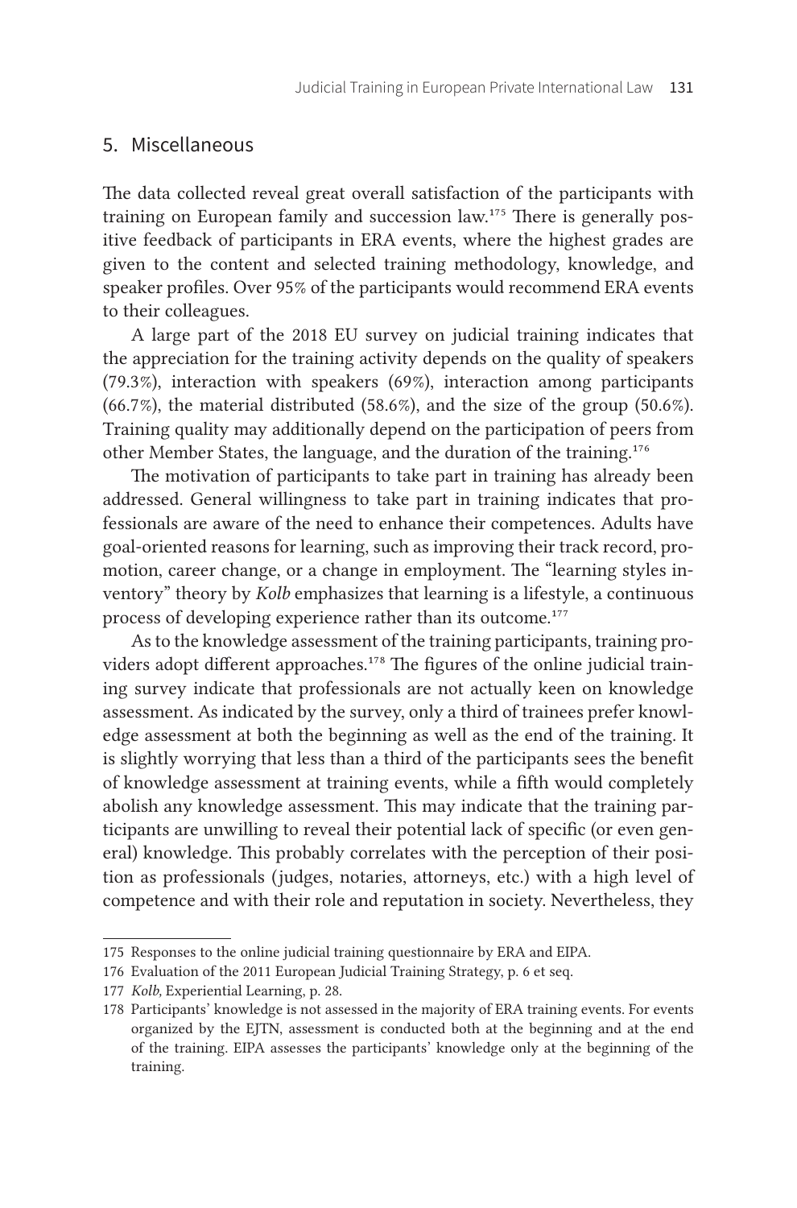## 5. Miscellaneous

The data collected reveal great overall satisfaction of the participants with training on European family and succession law.[175] There is generally positive feedback of participants in ERA events, where the highest grades are given to the content and selected training methodology, knowledge, and speaker profiles. Over 95% of the participants would recommend ERA events to their colleagues.

A large part of the 2018 EU survey on judicial training indicates that the appreciation for the training activity depends on the quality of speakers (79.3%), interaction with speakers (69%), interaction among participants (66.7%), the material distributed (58.6%), and the size of the group (50.6%). Training quality may additionally depend on the participation of peers from other Member States, the language, and the duration of the training.[176]

The motivation of participants to take part in training has already been addressed. General willingness to take part in training indicates that professionals are aware of the need to enhance their competences. Adults have goal-oriented reasons for learning, such as improving their track record, promotion, career change, or a change in employment. The "learning styles inventory" theory by *Kolb* emphasizes that learning is a lifestyle, a continuous process of developing experience rather than its outcome.[177]

As to the knowledge assessment of the training participants, training providers adopt different approaches.[178] The figures of the online judicial training survey indicate that professionals are not actually keen on knowledge assessment. As indicated by the survey, only a third of trainees prefer knowledge assessment at both the beginning as well as the end of the training. It is slightly worrying that less than a third of the participants sees the benefit of knowledge assessment at training events, while a fifth would completely abolish any knowledge assessment. This may indicate that the training participants are unwilling to reveal their potential lack of specific (or even general) knowledge. This probably correlates with the perception of their position as professionals (judges, notaries, attorneys, etc.) with a high level of competence and with their role and reputation in society. Nevertheless, they

---

175 Responses to the online judicial training questionnaire by ERA and EIPA.

176 Evaluation of the 2011 European Judicial Training Strategy, p. 6 et seq.

177 *Kolb,* Experiential Learning, p. 28.

178 Participants' knowledge is not assessed in the majority of ERA training events. For events organized by the EJTN, assessment is conducted both at the beginning and at the end of the training. EIPA assesses the participants' knowledge only at the beginning of the training.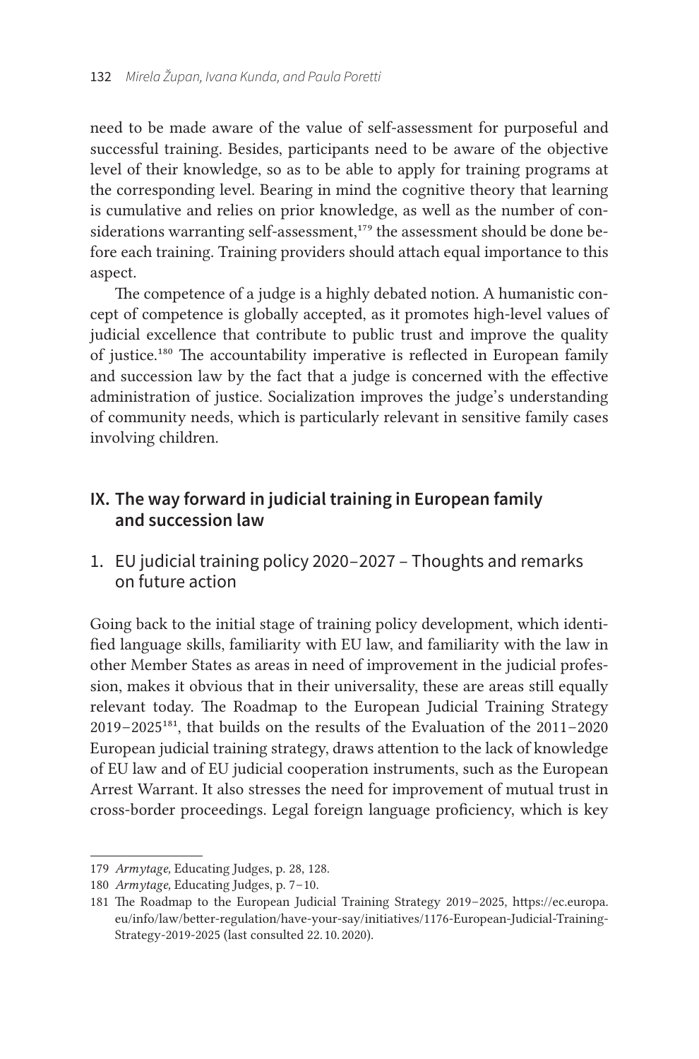need to be made aware of the value of self-assessment for purposeful and successful training. Besides, participants need to be aware of the objective level of their knowledge, so as to be able to apply for training programs at the corresponding level. Bearing in mind the cognitive theory that learning is cumulative and relies on prior knowledge, as well as the number of considerations warranting self-assessment,[179] the assessment should be done before each training. Training providers should attach equal importance to this aspect.

The competence of a judge is a highly debated notion. A humanistic concept of competence is globally accepted, as it promotes high-level values of judicial excellence that contribute to public trust and improve the quality of justice.[180] The accountability imperative is reflected in European family and succession law by the fact that a judge is concerned with the effective administration of justice. Socialization improves the judge's understanding of community needs, which is particularly relevant in sensitive family cases involving children.

## IX. The way forward in judicial training in European family and succession law

### 1. EU judicial training policy 2020–2027 – Thoughts and remarks on future action

Going back to the initial stage of training policy development, which identified language skills, familiarity with EU law, and familiarity with the law in other Member States as areas in need of improvement in the judicial profession, makes it obvious that in their universality, these are areas still equally relevant today. The Roadmap to the European Judicial Training Strategy 2019–2025[181], that builds on the results of the Evaluation of the 2011–2020 European judicial training strategy, draws attention to the lack of knowledge of EU law and of EU judicial cooperation instruments, such as the European Arrest Warrant. It also stresses the need for improvement of mutual trust in cross-border proceedings. Legal foreign language proficiency, which is key

---

179 *Armytage,* Educating Judges, p. 28, 128.

180 *Armytage,* Educating Judges, p. 7–10.

181 The Roadmap to the European Judicial Training Strategy 2019–2025, https://ec.europa.eu/info/law/better-regulation/have-your-say/initiatives/1176-European-Judicial-Training-Strategy-2019-2025 (last consulted 22.10.2020).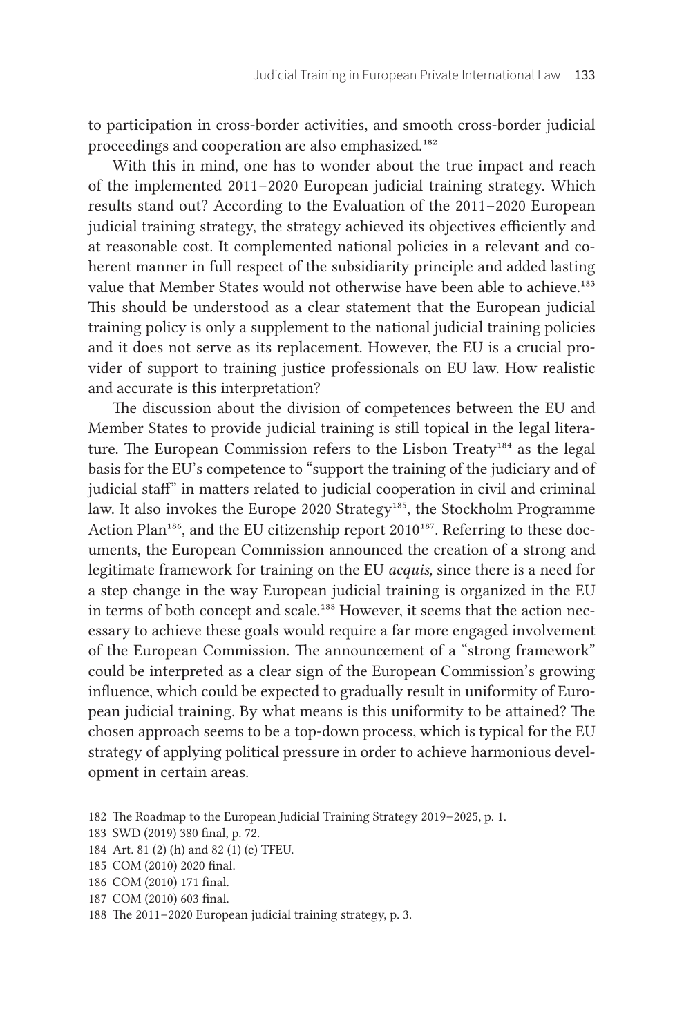to participation in cross-border activities, and smooth cross-border judicial proceedings and cooperation are also emphasized.[182]

With this in mind, one has to wonder about the true impact and reach of the implemented 2011–2020 European judicial training strategy. Which results stand out? According to the Evaluation of the 2011–2020 European judicial training strategy, the strategy achieved its objectives efficiently and at reasonable cost. It complemented national policies in a relevant and coherent manner in full respect of the subsidiarity principle and added lasting value that Member States would not otherwise have been able to achieve.[183] This should be understood as a clear statement that the European judicial training policy is only a supplement to the national judicial training policies and it does not serve as its replacement. However, the EU is a crucial provider of support to training justice professionals on EU law. How realistic and accurate is this interpretation?

The discussion about the division of competences between the EU and Member States to provide judicial training is still topical in the legal literature. The European Commission refers to the Lisbon Treaty[184] as the legal basis for the EU's competence to "support the training of the judiciary and of judicial staff" in matters related to judicial cooperation in civil and criminal law. It also invokes the Europe 2020 Strategy[185], the Stockholm Programme Action Plan[186], and the EU citizenship report 2010[187]. Referring to these documents, the European Commission announced the creation of a strong and legitimate framework for training on the EU *acquis,* since there is a need for a step change in the way European judicial training is organized in the EU in terms of both concept and scale.[188] However, it seems that the action necessary to achieve these goals would require a far more engaged involvement of the European Commission. The announcement of a "strong framework" could be interpreted as a clear sign of the European Commission's growing influence, which could be expected to gradually result in uniformity of European judicial training. By what means is this uniformity to be attained? The chosen approach seems to be a top-down process, which is typical for the EU strategy of applying political pressure in order to achieve harmonious development in certain areas.

---

182 The Roadmap to the European Judicial Training Strategy 2019–2025, p. 1.

183 SWD (2019) 380 final, p. 72.

184 Art. 81 (2) (h) and 82 (1) (c) TFEU.

185 COM (2010) 2020 final.

186 COM (2010) 171 final.

187 COM (2010) 603 final.

188 The 2011–2020 European judicial training strategy, p. 3.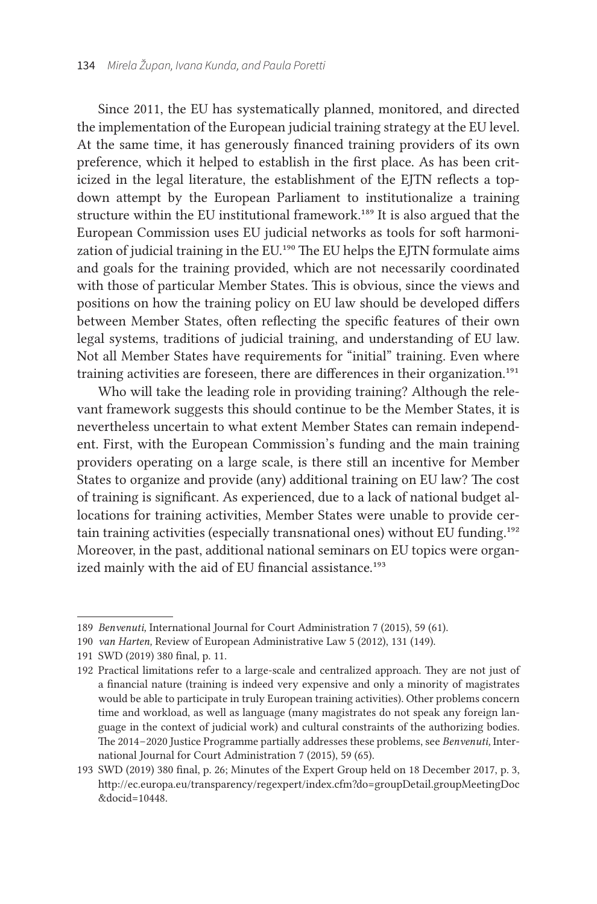Since 2011, the EU has systematically planned, monitored, and directed the implementation of the European judicial training strategy at the EU level. At the same time, it has generously financed training providers of its own preference, which it helped to establish in the first place. As has been criticized in the legal literature, the establishment of the EJTN reflects a top-down attempt by the European Parliament to institutionalize a training structure within the EU institutional framework.[189] It is also argued that the European Commission uses EU judicial networks as tools for soft harmonization of judicial training in the EU.[190] The EU helps the EJTN formulate aims and goals for the training provided, which are not necessarily coordinated with those of particular Member States. This is obvious, since the views and positions on how the training policy on EU law should be developed differs between Member States, often reflecting the specific features of their own legal systems, traditions of judicial training, and understanding of EU law. Not all Member States have requirements for "initial" training. Even where training activities are foreseen, there are differences in their organization.[191]

Who will take the leading role in providing training? Although the relevant framework suggests this should continue to be the Member States, it is nevertheless uncertain to what extent Member States can remain independent. First, with the European Commission's funding and the main training providers operating on a large scale, is there still an incentive for Member States to organize and provide (any) additional training on EU law? The cost of training is significant. As experienced, due to a lack of national budget allocations for training activities, Member States were unable to provide certain training activities (especially transnational ones) without EU funding.[192] Moreover, in the past, additional national seminars on EU topics were organized mainly with the aid of EU financial assistance.[193]

---

189 *Benvenuti,* International Journal for Court Administration 7 (2015), 59 (61).

190 *van Harten,* Review of European Administrative Law 5 (2012), 131 (149).

191 SWD (2019) 380 final, p. 11.

192 Practical limitations refer to a large-scale and centralized approach. They are not just of a financial nature (training is indeed very expensive and only a minority of magistrates would be able to participate in truly European training activities). Other problems concern time and workload, as well as language (many magistrates do not speak any foreign language in the context of judicial work) and cultural constraints of the authorizing bodies. The 2014–2020 Justice Programme partially addresses these problems, see *Benvenuti,* International Journal for Court Administration 7 (2015), 59 (65).

193 SWD (2019) 380 final, p. 26; Minutes of the Expert Group held on 18 December 2017, p. 3, http://ec.europa.eu/transparency/regexpert/index.cfm?do=groupDetail.groupMeetingDoc&docid=10448.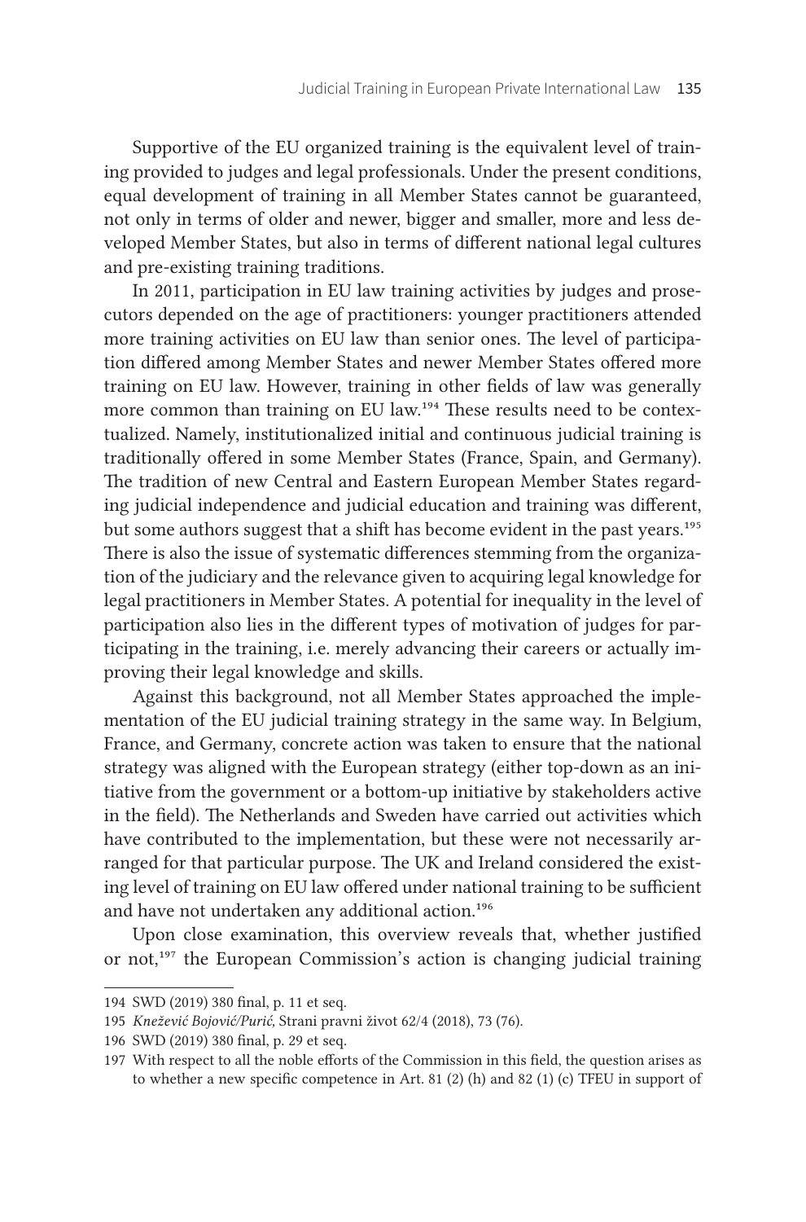Supportive of the EU organized training is the equivalent level of training provided to judges and legal professionals. Under the present conditions, equal development of training in all Member States cannot be guaranteed, not only in terms of older and newer, bigger and smaller, more and less developed Member States, but also in terms of different national legal cultures and pre-existing training traditions.

In 2011, participation in EU law training activities by judges and prosecutors depended on the age of practitioners: younger practitioners attended more training activities on EU law than senior ones. The level of participation differed among Member States and newer Member States offered more training on EU law. However, training in other fields of law was generally more common than training on EU law.[194] These results need to be contextualized. Namely, institutionalized initial and continuous judicial training is traditionally offered in some Member States (France, Spain, and Germany). The tradition of new Central and Eastern European Member States regarding judicial independence and judicial education and training was different, but some authors suggest that a shift has become evident in the past years.[195] There is also the issue of systematic differences stemming from the organization of the judiciary and the relevance given to acquiring legal knowledge for legal practitioners in Member States. A potential for inequality in the level of participation also lies in the different types of motivation of judges for participating in the training, i.e. merely advancing their careers or actually improving their legal knowledge and skills.

Against this background, not all Member States approached the implementation of the EU judicial training strategy in the same way. In Belgium, France, and Germany, concrete action was taken to ensure that the national strategy was aligned with the European strategy (either top-down as an initiative from the government or a bottom-up initiative by stakeholders active in the field). The Netherlands and Sweden have carried out activities which have contributed to the implementation, but these were not necessarily arranged for that particular purpose. The UK and Ireland considered the existing level of training on EU law offered under national training to be sufficient and have not undertaken any additional action.[196]

Upon close examination, this overview reveals that, whether justified or not,[197] the European Commission's action is changing judicial training

---

194 SWD (2019) 380 final, p. 11 et seq.

195 *Knežević Bojović/Purić,* Strani pravni život 62/4 (2018), 73 (76).

196 SWD (2019) 380 final, p. 29 et seq.

197 With respect to all the noble efforts of the Commission in this field, the question arises as to whether a new specific competence in Art. 81 (2) (h) and 82 (1) (c) TFEU in support of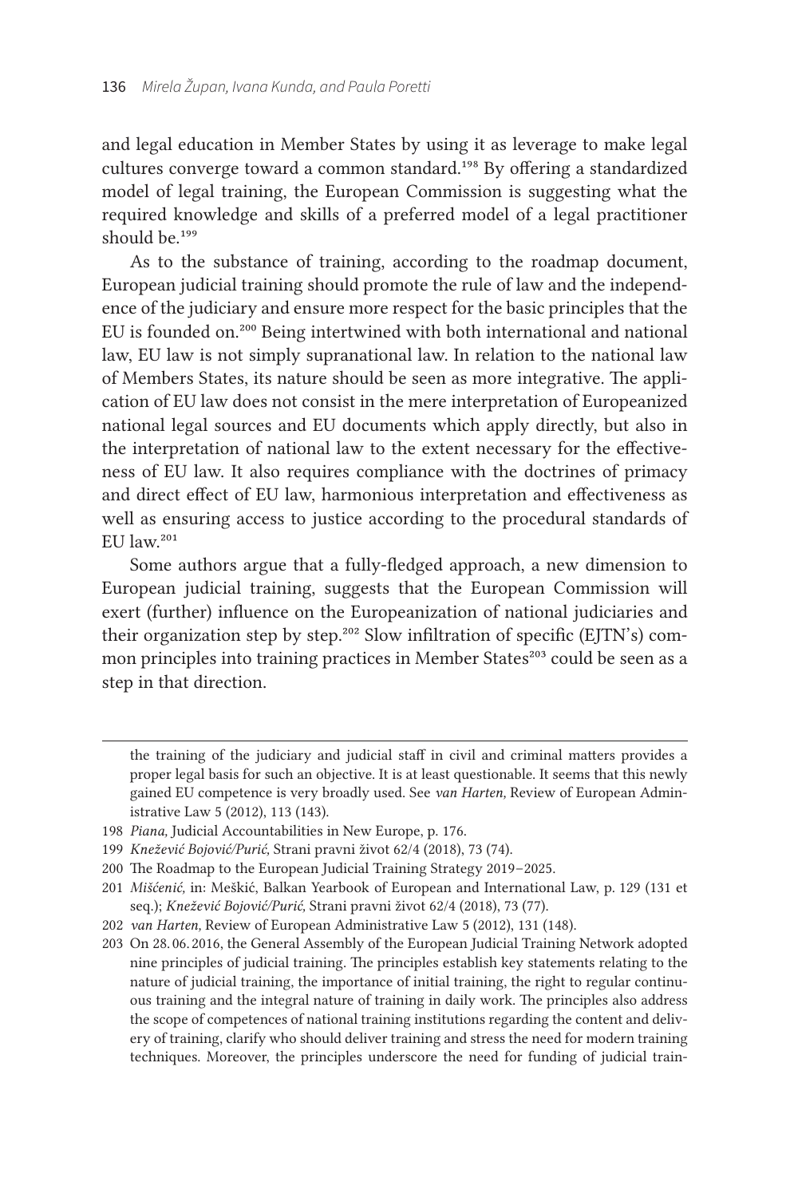and legal education in Member States by using it as leverage to make legal cultures converge toward a common standard.[198] By offering a standardized model of legal training, the European Commission is suggesting what the required knowledge and skills of a preferred model of a legal practitioner should be.[199]

As to the substance of training, according to the roadmap document, European judicial training should promote the rule of law and the independence of the judiciary and ensure more respect for the basic principles that the EU is founded on.[200] Being intertwined with both international and national law, EU law is not simply supranational law. In relation to the national law of Members States, its nature should be seen as more integrative. The application of EU law does not consist in the mere interpretation of Europeanized national legal sources and EU documents which apply directly, but also in the interpretation of national law to the extent necessary for the effectiveness of EU law. It also requires compliance with the doctrines of primacy and direct effect of EU law, harmonious interpretation and effectiveness as well as ensuring access to justice according to the procedural standards of EU law.[201]

Some authors argue that a fully-fledged approach, a new dimension to European judicial training, suggests that the European Commission will exert (further) influence on the Europeanization of national judiciaries and their organization step by step.[202] Slow infiltration of specific (EJTN's) common principles into training practices in Member States[203] could be seen as a step in that direction.

---

the training of the judiciary and judicial staff in civil and criminal matters provides a proper legal basis for such an objective. It is at least questionable. It seems that this newly gained EU competence is very broadly used. See *van Harten,* Review of European Administrative Law 5 (2012), 113 (143).

198 *Piana,* Judicial Accountabilities in New Europe, p. 176.

199 *Knežević Bojović/Purić,* Strani pravni život 62/4 (2018), 73 (74).

200 The Roadmap to the European Judicial Training Strategy 2019–2025.

201 *Mišćenić,* in: Meškić, Balkan Yearbook of European and International Law, p. 129 (131 et seq.); *Knežević Bojović/Purić,* Strani pravni život 62/4 (2018), 73 (77).

202 *van Harten,* Review of European Administrative Law 5 (2012), 131 (148).

203 On 28.06.2016, the General Assembly of the European Judicial Training Network adopted nine principles of judicial training. The principles establish key statements relating to the nature of judicial training, the importance of initial training, the right to regular continuous training and the integral nature of training in daily work. The principles also address the scope of competences of national training institutions regarding the content and delivery of training, clarify who should deliver training and stress the need for modern training techniques. Moreover, the principles underscore the need for funding of judicial train-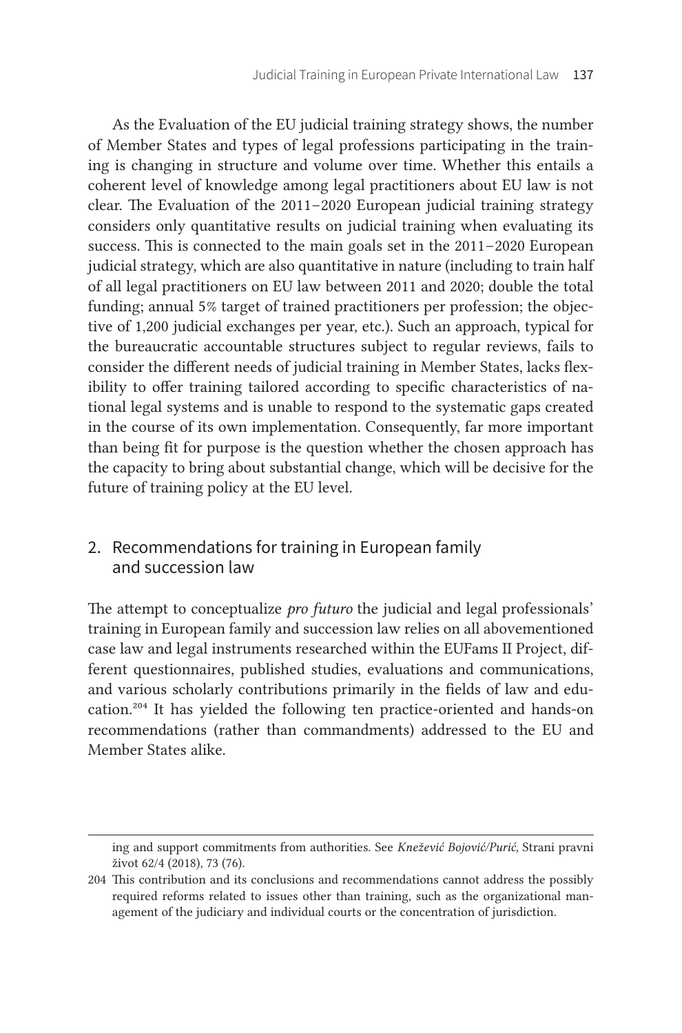As the Evaluation of the EU judicial training strategy shows, the number of Member States and types of legal professions participating in the training is changing in structure and volume over time. Whether this entails a coherent level of knowledge among legal practitioners about EU law is not clear. The Evaluation of the 2011–2020 European judicial training strategy considers only quantitative results on judicial training when evaluating its success. This is connected to the main goals set in the 2011–2020 European judicial strategy, which are also quantitative in nature (including to train half of all legal practitioners on EU law between 2011 and 2020; double the total funding; annual 5% target of trained practitioners per profession; the objective of 1,200 judicial exchanges per year, etc.). Such an approach, typical for the bureaucratic accountable structures subject to regular reviews, fails to consider the different needs of judicial training in Member States, lacks flexibility to offer training tailored according to specific characteristics of national legal systems and is unable to respond to the systematic gaps created in the course of its own implementation. Consequently, far more important than being fit for purpose is the question whether the chosen approach has the capacity to bring about substantial change, which will be decisive for the future of training policy at the EU level.

## 2. Recommendations for training in European family and succession law

The attempt to conceptualize *pro futuro* the judicial and legal professionals' training in European family and succession law relies on all abovementioned case law and legal instruments researched within the EUFams II Project, different questionnaires, published studies, evaluations and communications, and various scholarly contributions primarily in the fields of law and education.[204] It has yielded the following ten practice-oriented and hands-on recommendations (rather than commandments) addressed to the EU and Member States alike.

---

ing and support commitments from authorities. See *Knežević Bojović/Purić*, Strani pravni život 62/4 (2018), 73 (76).

204 This contribution and its conclusions and recommendations cannot address the possibly required reforms related to issues other than training, such as the organizational management of the judiciary and individual courts or the concentration of jurisdiction.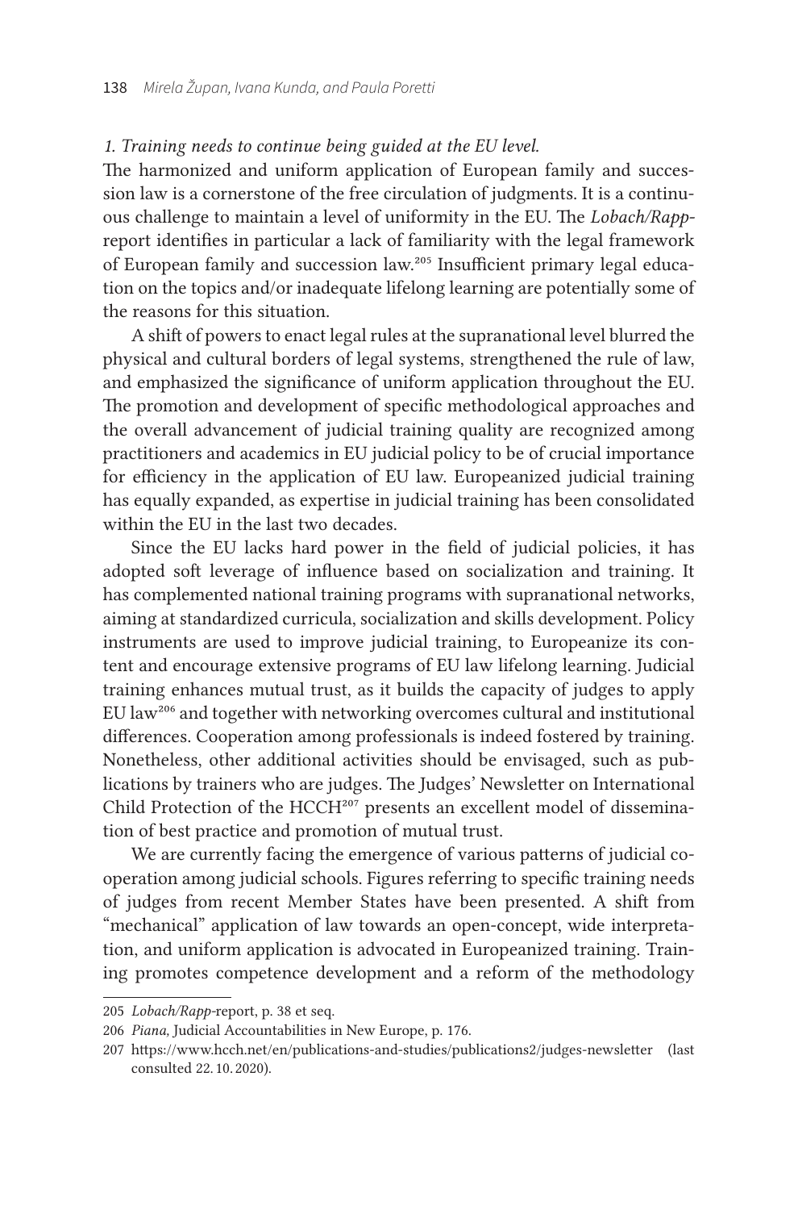*1. Training needs to continue being guided at the EU level.*

The harmonized and uniform application of European family and succession law is a cornerstone of the free circulation of judgments. It is a continuous challenge to maintain a level of uniformity in the EU. The *Lobach/Rapp*-report identifies in particular a lack of familiarity with the legal framework of European family and succession law.[205] Insufficient primary legal education on the topics and/or inadequate lifelong learning are potentially some of the reasons for this situation.

A shift of powers to enact legal rules at the supranational level blurred the physical and cultural borders of legal systems, strengthened the rule of law, and emphasized the significance of uniform application throughout the EU. The promotion and development of specific methodological approaches and the overall advancement of judicial training quality are recognized among practitioners and academics in EU judicial policy to be of crucial importance for efficiency in the application of EU law. Europeanized judicial training has equally expanded, as expertise in judicial training has been consolidated within the EU in the last two decades.

Since the EU lacks hard power in the field of judicial policies, it has adopted soft leverage of influence based on socialization and training. It has complemented national training programs with supranational networks, aiming at standardized curricula, socialization and skills development. Policy instruments are used to improve judicial training, to Europeanize its content and encourage extensive programs of EU law lifelong learning. Judicial training enhances mutual trust, as it builds the capacity of judges to apply EU law[206] and together with networking overcomes cultural and institutional differences. Cooperation among professionals is indeed fostered by training. Nonetheless, other additional activities should be envisaged, such as publications by trainers who are judges. The Judges' Newsletter on International Child Protection of the HCCH[207] presents an excellent model of dissemination of best practice and promotion of mutual trust.

We are currently facing the emergence of various patterns of judicial cooperation among judicial schools. Figures referring to specific training needs of judges from recent Member States have been presented. A shift from "mechanical" application of law towards an open-concept, wide interpretation, and uniform application is advocated in Europeanized training. Training promotes competence development and a reform of the methodology

---

205 *Lobach/Rapp*-report, p. 38 et seq.

206 *Piana,* Judicial Accountabilities in New Europe, p. 176.

207 https://www.hcch.net/en/publications-and-studies/publications2/judges-newsletter (last consulted 22. 10. 2020).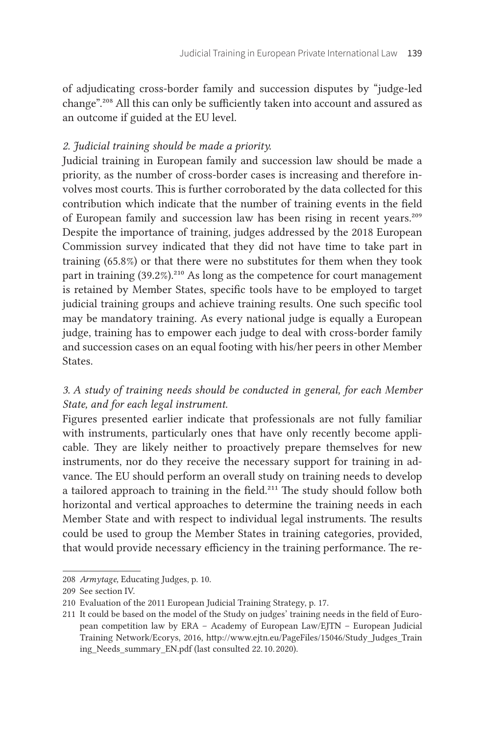of adjudicating cross-border family and succession disputes by "judge-led change".[208] All this can only be sufficiently taken into account and assured as an outcome if guided at the EU level.

*2. Judicial training should be made a priority.*

Judicial training in European family and succession law should be made a priority, as the number of cross-border cases is increasing and therefore involves most courts. This is further corroborated by the data collected for this contribution which indicate that the number of training events in the field of European family and succession law has been rising in recent years.[209] Despite the importance of training, judges addressed by the 2018 European Commission survey indicated that they did not have time to take part in training (65.8%) or that there were no substitutes for them when they took part in training (39.2%).[210] As long as the competence for court management is retained by Member States, specific tools have to be employed to target judicial training groups and achieve training results. One such specific tool may be mandatory training. As every national judge is equally a European judge, training has to empower each judge to deal with cross-border family and succession cases on an equal footing with his/her peers in other Member States.

*3. A study of training needs should be conducted in general, for each Member State, and for each legal instrument.*

Figures presented earlier indicate that professionals are not fully familiar with instruments, particularly ones that have only recently become applicable. They are likely neither to proactively prepare themselves for new instruments, nor do they receive the necessary support for training in advance. The EU should perform an overall study on training needs to develop a tailored approach to training in the field.[211] The study should follow both horizontal and vertical approaches to determine the training needs in each Member State and with respect to individual legal instruments. The results could be used to group the Member States in training categories, provided, that would provide necessary efficiency in the training performance. The re-

---

208 *Armytage,* Educating Judges, p. 10.

209 See section IV.

210 Evaluation of the 2011 European Judicial Training Strategy, p. 17.

211 It could be based on the model of the Study on judges' training needs in the field of European competition law by ERA – Academy of European Law/EJTN – European Judicial Training Network/Ecorys, 2016, http://www.ejtn.eu/PageFiles/15046/Study_Judges_Training_Needs_summary_EN.pdf (last consulted 22. 10. 2020).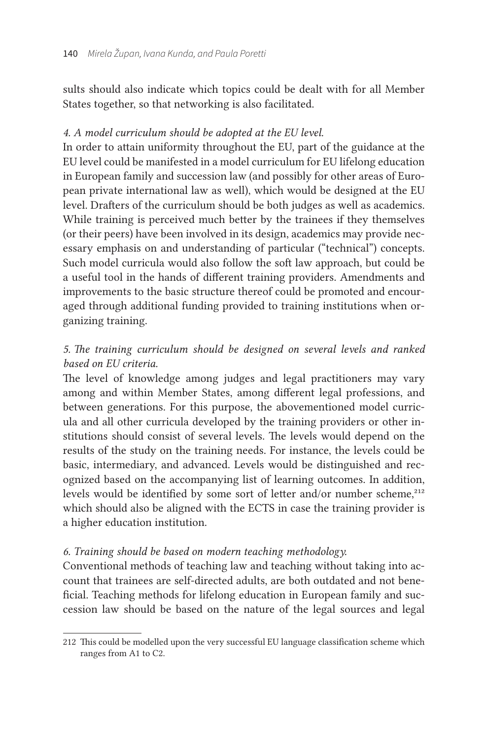sults should also indicate which topics could be dealt with for all Member States together, so that networking is also facilitated.

*4. A model curriculum should be adopted at the EU level.*

In order to attain uniformity throughout the EU, part of the guidance at the EU level could be manifested in a model curriculum for EU lifelong education in European family and succession law (and possibly for other areas of European private international law as well), which would be designed at the EU level. Drafters of the curriculum should be both judges as well as academics. While training is perceived much better by the trainees if they themselves (or their peers) have been involved in its design, academics may provide necessary emphasis on and understanding of particular ("technical") concepts. Such model curricula would also follow the soft law approach, but could be a useful tool in the hands of different training providers. Amendments and improvements to the basic structure thereof could be promoted and encouraged through additional funding provided to training institutions when organizing training.

*5. The training curriculum should be designed on several levels and ranked based on EU criteria.*

The level of knowledge among judges and legal practitioners may vary among and within Member States, among different legal professions, and between generations. For this purpose, the abovementioned model curricula and all other curricula developed by the training providers or other institutions should consist of several levels. The levels would depend on the results of the study on the training needs. For instance, the levels could be basic, intermediary, and advanced. Levels would be distinguished and recognized based on the accompanying list of learning outcomes. In addition, levels would be identified by some sort of letter and/or number scheme,[212] which should also be aligned with the ECTS in case the training provider is a higher education institution.

*6. Training should be based on modern teaching methodology.*

Conventional methods of teaching law and teaching without taking into account that trainees are self-directed adults, are both outdated and not beneficial. Teaching methods for lifelong education in European family and succession law should be based on the nature of the legal sources and legal

---

212 This could be modelled upon the very successful EU language classification scheme which ranges from A1 to C2.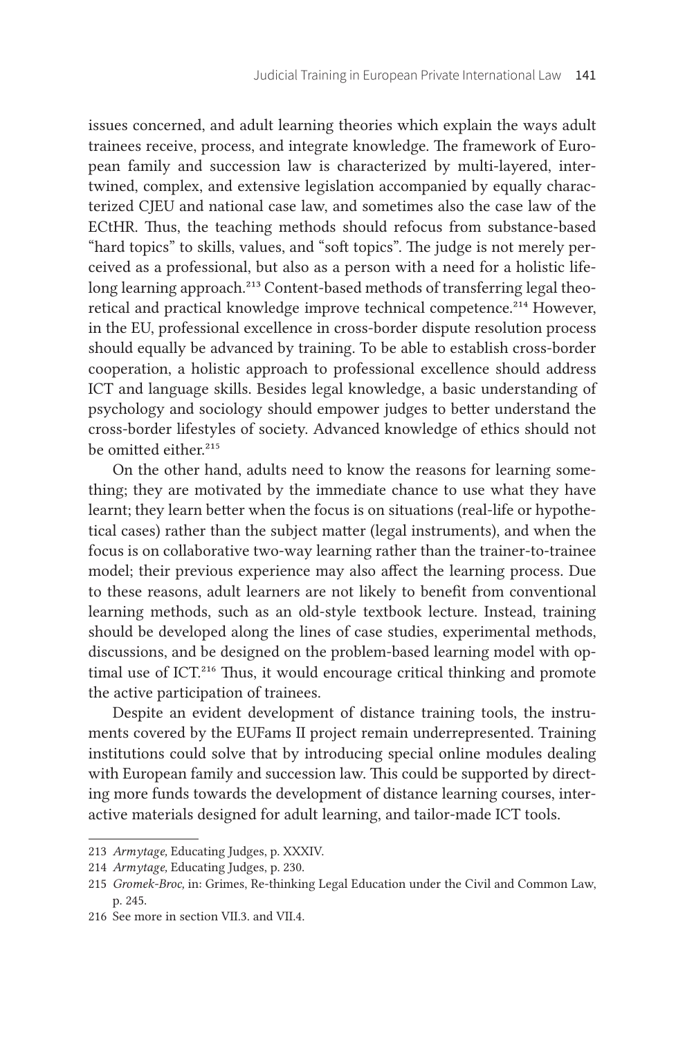issues concerned, and adult learning theories which explain the ways adult trainees receive, process, and integrate knowledge. The framework of European family and succession law is characterized by multi-layered, intertwined, complex, and extensive legislation accompanied by equally characterized CJEU and national case law, and sometimes also the case law of the ECtHR. Thus, the teaching methods should refocus from substance-based "hard topics" to skills, values, and "soft topics". The judge is not merely perceived as a professional, but also as a person with a need for a holistic lifelong learning approach.[213] Content-based methods of transferring legal theoretical and practical knowledge improve technical competence.[214] However, in the EU, professional excellence in cross-border dispute resolution process should equally be advanced by training. To be able to establish cross-border cooperation, a holistic approach to professional excellence should address ICT and language skills. Besides legal knowledge, a basic understanding of psychology and sociology should empower judges to better understand the cross-border lifestyles of society. Advanced knowledge of ethics should not be omitted either.[215]

On the other hand, adults need to know the reasons for learning something; they are motivated by the immediate chance to use what they have learnt; they learn better when the focus is on situations (real-life or hypothetical cases) rather than the subject matter (legal instruments), and when the focus is on collaborative two-way learning rather than the trainer-to-trainee model; their previous experience may also affect the learning process. Due to these reasons, adult learners are not likely to benefit from conventional learning methods, such as an old-style textbook lecture. Instead, training should be developed along the lines of case studies, experimental methods, discussions, and be designed on the problem-based learning model with optimal use of ICT.[216] Thus, it would encourage critical thinking and promote the active participation of trainees.

Despite an evident development of distance training tools, the instruments covered by the EUFams II project remain underrepresented. Training institutions could solve that by introducing special online modules dealing with European family and succession law. This could be supported by directing more funds towards the development of distance learning courses, interactive materials designed for adult learning, and tailor-made ICT tools.

---

213 *Armytage,* Educating Judges, p. XXXIV.

214 *Armytage,* Educating Judges, p. 230.

215 *Gromek-Broc,* in: Grimes, Re-thinking Legal Education under the Civil and Common Law, p. 245.

216 See more in section VII.3. and VII.4.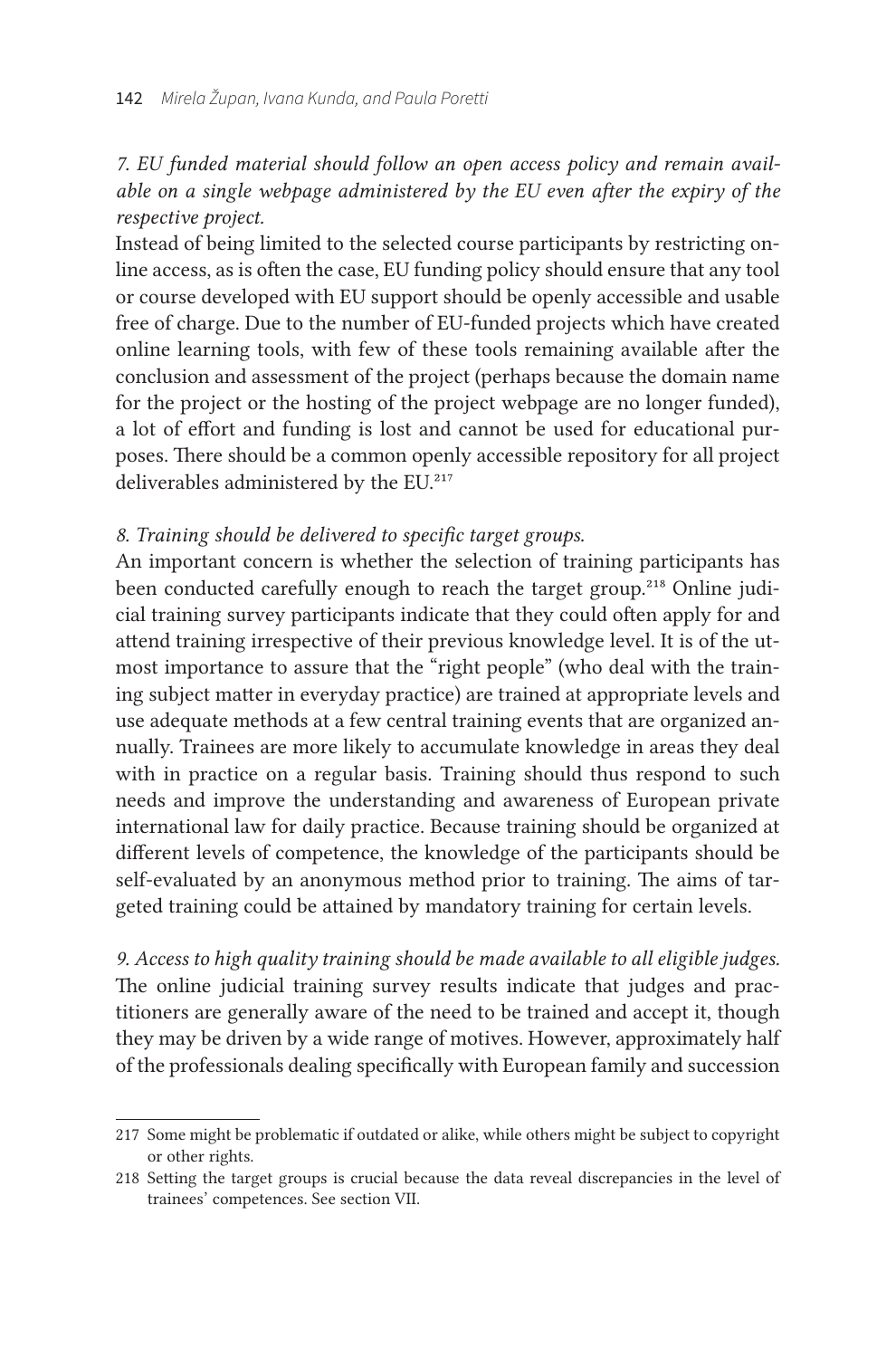*7. EU funded material should follow an open access policy and remain available on a single webpage administered by the EU even after the expiry of the respective project.*

Instead of being limited to the selected course participants by restricting online access, as is often the case, EU funding policy should ensure that any tool or course developed with EU support should be openly accessible and usable free of charge. Due to the number of EU-funded projects which have created online learning tools, with few of these tools remaining available after the conclusion and assessment of the project (perhaps because the domain name for the project or the hosting of the project webpage are no longer funded), a lot of effort and funding is lost and cannot be used for educational purposes. There should be a common openly accessible repository for all project deliverables administered by the EU.[217]

*8. Training should be delivered to specific target groups.*

An important concern is whether the selection of training participants has been conducted carefully enough to reach the target group.[218] Online judicial training survey participants indicate that they could often apply for and attend training irrespective of their previous knowledge level. It is of the utmost importance to assure that the "right people" (who deal with the training subject matter in everyday practice) are trained at appropriate levels and use adequate methods at a few central training events that are organized annually. Trainees are more likely to accumulate knowledge in areas they deal with in practice on a regular basis. Training should thus respond to such needs and improve the understanding and awareness of European private international law for daily practice. Because training should be organized at different levels of competence, the knowledge of the participants should be self-evaluated by an anonymous method prior to training. The aims of targeted training could be attained by mandatory training for certain levels.

*9. Access to high quality training should be made available to all eligible judges.*

The online judicial training survey results indicate that judges and practitioners are generally aware of the need to be trained and accept it, though they may be driven by a wide range of motives. However, approximately half of the professionals dealing specifically with European family and succession

---

217 Some might be problematic if outdated or alike, while others might be subject to copyright or other rights.

218 Setting the target groups is crucial because the data reveal discrepancies in the level of trainees' competences. See section VII.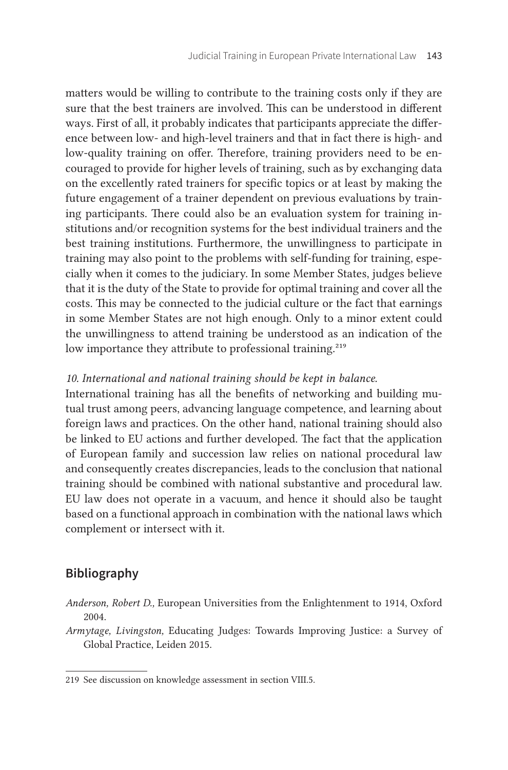matters would be willing to contribute to the training costs only if they are sure that the best trainers are involved. This can be understood in different ways. First of all, it probably indicates that participants appreciate the difference between low- and high-level trainers and that in fact there is high- and low-quality training on offer. Therefore, training providers need to be encouraged to provide for higher levels of training, such as by exchanging data on the excellently rated trainers for specific topics or at least by making the future engagement of a trainer dependent on previous evaluations by training participants. There could also be an evaluation system for training institutions and/or recognition systems for the best individual trainers and the best training institutions. Furthermore, the unwillingness to participate in training may also point to the problems with self-funding for training, especially when it comes to the judiciary. In some Member States, judges believe that it is the duty of the State to provide for optimal training and cover all the costs. This may be connected to the judicial culture or the fact that earnings in some Member States are not high enough. Only to a minor extent could the unwillingness to attend training be understood as an indication of the low importance they attribute to professional training.[219]

*10. International and national training should be kept in balance.*

International training has all the benefits of networking and building mutual trust among peers, advancing language competence, and learning about foreign laws and practices. On the other hand, national training should also be linked to EU actions and further developed. The fact that the application of European family and succession law relies on national procedural law and consequently creates discrepancies, leads to the conclusion that national training should be combined with national substantive and procedural law. EU law does not operate in a vacuum, and hence it should also be taught based on a functional approach in combination with the national laws which complement or intersect with it.

## Bibliography

*Anderson, Robert D.,* European Universities from the Enlightenment to 1914, Oxford 2004.

*Armytage, Livingston,* Educating Judges: Towards Improving Justice: a Survey of Global Practice, Leiden 2015.

---

219 See discussion on knowledge assessment in section VIII.5.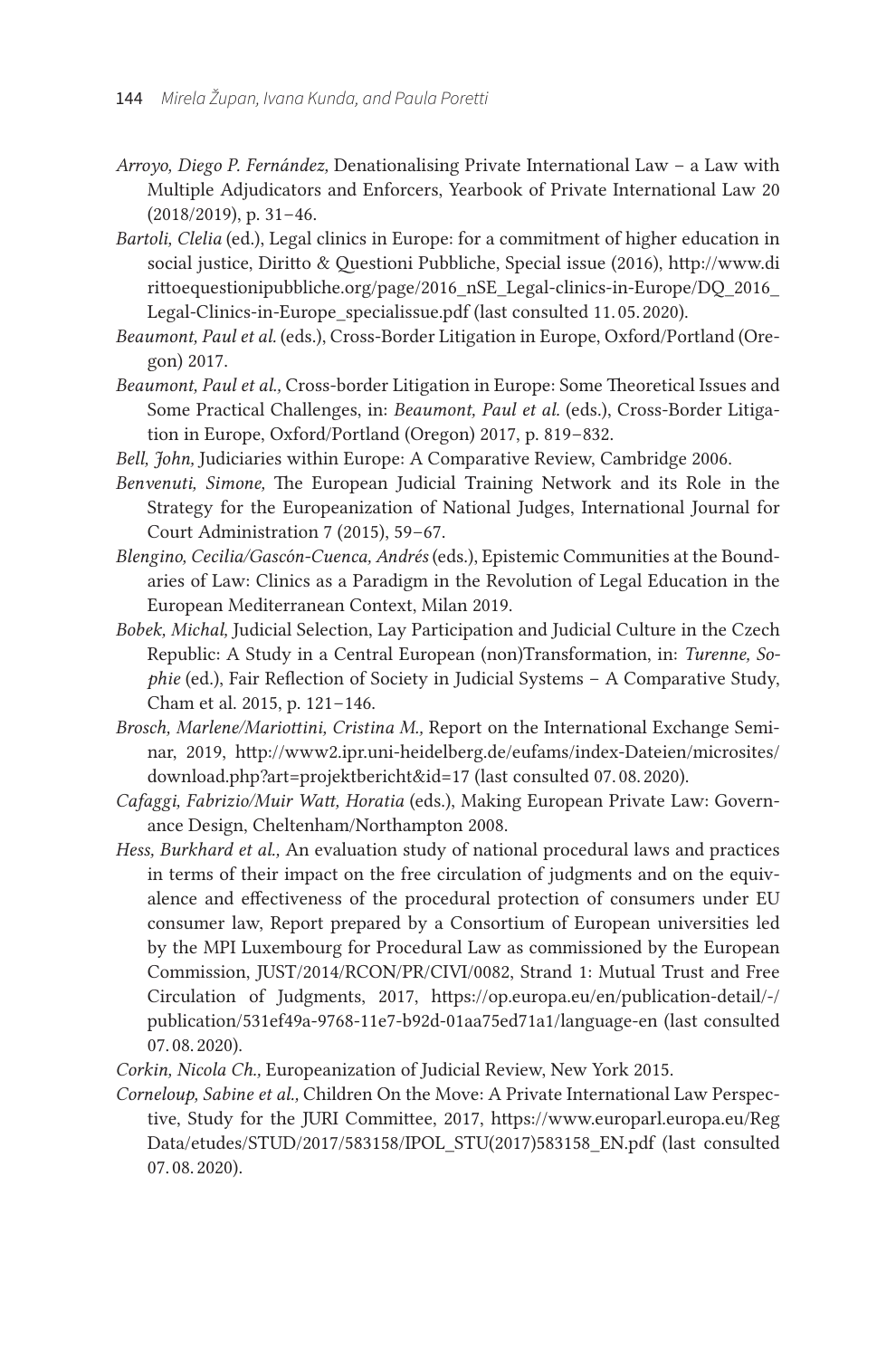*Arroyo, Diego P. Fernández,* Denationalising Private International Law – a Law with Multiple Adjudicators and Enforcers, Yearbook of Private International Law 20 (2018/2019), p. 31–46.

*Bartoli, Clelia* (ed.), Legal clinics in Europe: for a commitment of higher education in social justice, Diritto & Questioni Pubbliche, Special issue (2016), http://www.dirittoequestionipubbliche.org/page/2016_nSE_Legal-clinics-in-Europe/DQ_2016_Legal-Clinics-in-Europe_specialissue.pdf (last consulted 11. 05. 2020).

*Beaumont, Paul et al.* (eds.), Cross-Border Litigation in Europe, Oxford/Portland (Oregon) 2017.

*Beaumont, Paul et al.,* Cross-border Litigation in Europe: Some Theoretical Issues and Some Practical Challenges, in: *Beaumont, Paul et al.* (eds.), Cross-Border Litigation in Europe, Oxford/Portland (Oregon) 2017, p. 819–832.

*Bell, John,* Judiciaries within Europe: A Comparative Review, Cambridge 2006.

*Benvenuti, Simone,* The European Judicial Training Network and its Role in the Strategy for the Europeanization of National Judges, International Journal for Court Administration 7 (2015), 59–67.

*Blengino, Cecilia/Gascón-Cuenca, Andrés* (eds.), Epistemic Communities at the Boundaries of Law: Clinics as a Paradigm in the Revolution of Legal Education in the European Mediterranean Context, Milan 2019.

*Bobek, Michal,* Judicial Selection, Lay Participation and Judicial Culture in the Czech Republic: A Study in a Central European (non)Transformation, in: *Turenne, Sophie* (ed.), Fair Reflection of Society in Judicial Systems – A Comparative Study, Cham et al. 2015, p. 121–146.

*Brosch, Marlene/Mariottini, Cristina M.,* Report on the International Exchange Seminar, 2019, http://www2.ipr.uni-heidelberg.de/eufams/index-Dateien/microsites/download.php?art=projektbericht&id=17 (last consulted 07. 08. 2020).

*Cafaggi, Fabrizio/Muir Watt, Horatia* (eds.), Making European Private Law: Governance Design, Cheltenham/Northampton 2008.

*Hess, Burkhard et al.,* An evaluation study of national procedural laws and practices in terms of their impact on the free circulation of judgments and on the equivalence and effectiveness of the procedural protection of consumers under EU consumer law, Report prepared by a Consortium of European universities led by the MPI Luxembourg for Procedural Law as commissioned by the European Commission, JUST/2014/RCON/PR/CIVI/0082, Strand 1: Mutual Trust and Free Circulation of Judgments, 2017, https://op.europa.eu/en/publication-detail/-/publication/531ef49a-9768-11e7-b92d-01aa75ed71a1/language-en (last consulted 07. 08. 2020).

*Corkin, Nicola Ch.,* Europeanization of Judicial Review, New York 2015.

*Corneloup, Sabine et al.,* Children On the Move: A Private International Law Perspective, Study for the JURI Committee, 2017, https://www.europarl.europa.eu/RegData/etudes/STUD/2017/583158/IPOL_STU(2017)583158_EN.pdf (last consulted 07. 08. 2020).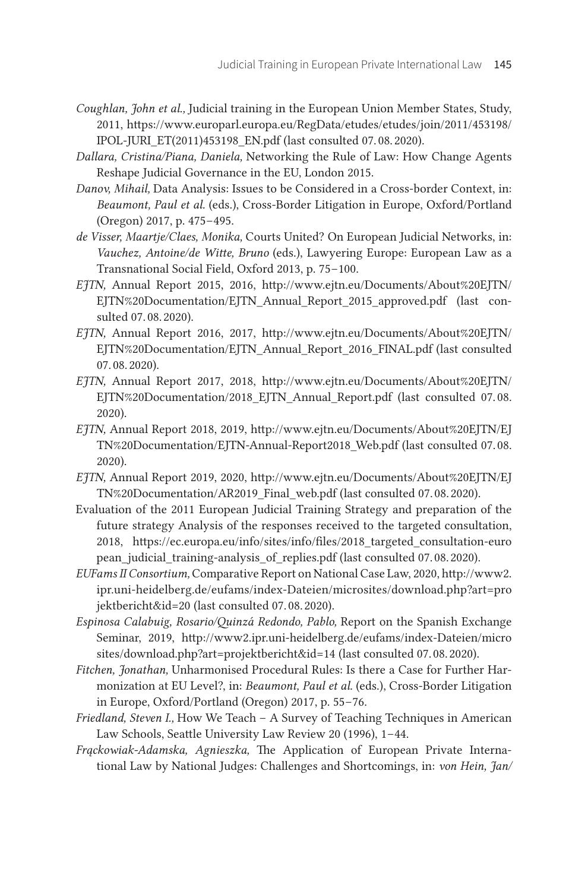*Coughlan, John et al.*, Judicial training in the European Union Member States, Study, 2011, https://www.europarl.europa.eu/RegData/etudes/etudes/join/2011/453198/IPOL-JURI_ET(2011)453198_EN.pdf (last consulted 07. 08. 2020).

*Dallara, Cristina/Piana, Daniela*, Networking the Rule of Law: How Change Agents Reshape Judicial Governance in the EU, London 2015.

*Danov, Mihail*, Data Analysis: Issues to be Considered in a Cross-border Context, in: *Beaumont, Paul et al.* (eds.), Cross-Border Litigation in Europe, Oxford/Portland (Oregon) 2017, p. 475–495.

*de Visser, Maartje/Claes, Monika*, Courts United? On European Judicial Networks, in: *Vauchez, Antoine/de Witte, Bruno* (eds.), Lawyering Europe: European Law as a Transnational Social Field, Oxford 2013, p. 75–100.

*EJTN*, Annual Report 2015, 2016, http://www.ejtn.eu/Documents/About%20EJTN/EJTN%20Documentation/EJTN_Annual_Report_2015_approved.pdf (last consulted 07. 08. 2020).

*EJTN*, Annual Report 2016, 2017, http://www.ejtn.eu/Documents/About%20EJTN/EJTN%20Documentation/EJTN_Annual_Report_2016_FINAL.pdf (last consulted 07. 08. 2020).

*EJTN*, Annual Report 2017, 2018, http://www.ejtn.eu/Documents/About%20EJTN/EJTN%20Documentation/2018_EJTN_Annual_Report.pdf (last consulted 07. 08. 2020).

*EJTN*, Annual Report 2018, 2019, http://www.ejtn.eu/Documents/About%20EJTN/EJTN%20Documentation/EJTN-Annual-Report2018_Web.pdf (last consulted 07. 08. 2020).

*EJTN*, Annual Report 2019, 2020, http://www.ejtn.eu/Documents/About%20EJTN/EJTN%20Documentation/AR2019_Final_web.pdf (last consulted 07. 08. 2020).

Evaluation of the 2011 European Judicial Training Strategy and preparation of the future strategy Analysis of the responses received to the targeted consultation, 2018, https://ec.europa.eu/info/sites/info/files/2018_targeted_consultation-european_judicial_training-analysis_of_replies.pdf (last consulted 07. 08. 2020).

*EUFams II Consortium*, Comparative Report on National Case Law, 2020, http://www2.ipr.uni-heidelberg.de/eufams/index-Dateien/microsites/download.php?art=projektbericht&id=20 (last consulted 07. 08. 2020).

*Espinosa Calabuig, Rosario/Quinzá Redondo, Pablo*, Report on the Spanish Exchange Seminar, 2019, http://www2.ipr.uni-heidelberg.de/eufams/index-Dateien/microsites/download.php?art=projektbericht&id=14 (last consulted 07. 08. 2020).

*Fitchen, Jonathan*, Unharmonised Procedural Rules: Is there a Case for Further Harmonization at EU Level?, in: *Beaumont, Paul et al.* (eds.), Cross-Border Litigation in Europe, Oxford/Portland (Oregon) 2017, p. 55–76.

*Friedland, Steven I.*, How We Teach – A Survey of Teaching Techniques in American Law Schools, Seattle University Law Review 20 (1996), 1–44.

*Frąckowiak-Adamska, Agnieszka*, The Application of European Private International Law by National Judges: Challenges and Shortcomings, in: *von Hein, Jan/*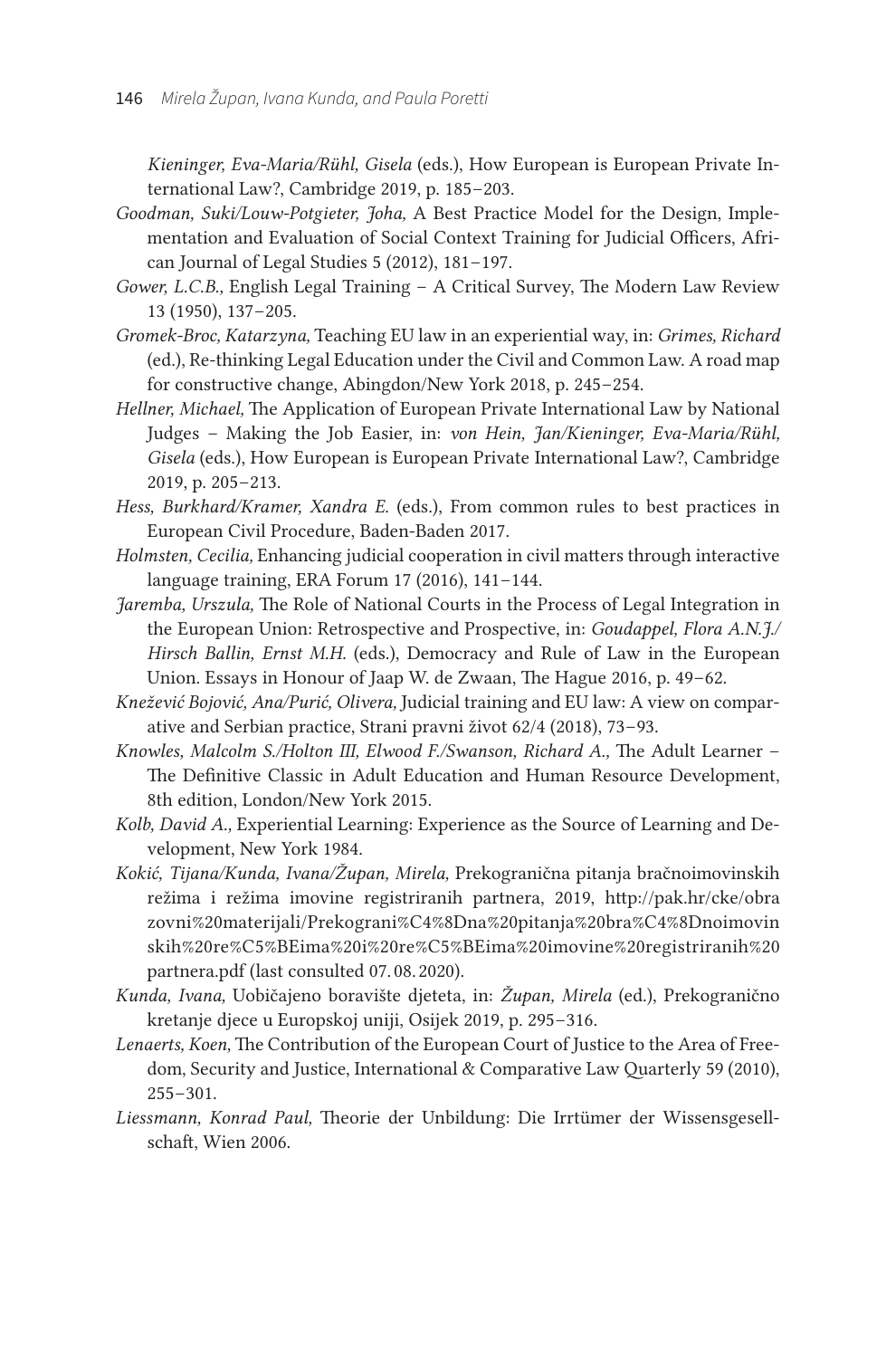*Kieninger, Eva-Maria/Rühl, Gisela* (eds.), How European is European Private International Law?, Cambridge 2019, p. 185–203.

*Goodman, Suki/Louw-Potgieter, Joha,* A Best Practice Model for the Design, Implementation and Evaluation of Social Context Training for Judicial Officers, African Journal of Legal Studies 5 (2012), 181–197.

*Gower, L.C.B.,* English Legal Training – A Critical Survey, The Modern Law Review 13 (1950), 137–205.

*Gromek-Broc, Katarzyna,* Teaching EU law in an experiential way, in: *Grimes, Richard* (ed.), Re-thinking Legal Education under the Civil and Common Law. A road map for constructive change, Abingdon/New York 2018, p. 245–254.

*Hellner, Michael,* The Application of European Private International Law by National Judges – Making the Job Easier, in: *von Hein, Jan/Kieninger, Eva-Maria/Rühl, Gisela* (eds.), How European is European Private International Law?, Cambridge 2019, p. 205–213.

*Hess, Burkhard/Kramer, Xandra E.* (eds.), From common rules to best practices in European Civil Procedure, Baden-Baden 2017.

*Holmsten, Cecilia,* Enhancing judicial cooperation in civil matters through interactive language training, ERA Forum 17 (2016), 141–144.

*Jaremba, Urszula,* The Role of National Courts in the Process of Legal Integration in the European Union: Retrospective and Prospective, in: *Goudappel, Flora A.N.J./Hirsch Ballin, Ernst M.H.* (eds.), Democracy and Rule of Law in the European Union. Essays in Honour of Jaap W. de Zwaan, The Hague 2016, p. 49–62.

*Knežević Bojović, Ana/Purić, Olivera,* Judicial training and EU law: A view on comparative and Serbian practice, Strani pravni život 62/4 (2018), 73–93.

*Knowles, Malcolm S./Holton III, Elwood F./Swanson, Richard A.,* The Adult Learner – The Definitive Classic in Adult Education and Human Resource Development, 8th edition, London/New York 2015.

*Kolb, David A.,* Experiential Learning: Experience as the Source of Learning and Development, New York 1984.

*Kokić, Tijana/Kunda, Ivana/Župan, Mirela,* Prekogranična pitanja bračnoimovinskih režima i režima imovine registriranih partnera, 2019, http://pak.hr/cke/obrazovni%20materijali/Prekograni%C4%8Dna%20pitanja%20bra%C4%8Dnoimovinskih%20re%C5%BEima%20i%20re%C5%BEima%20imovine%20registriranih%20partnera.pdf (last consulted 07. 08. 2020).

*Kunda, Ivana,* Uobičajeno boravište djeteta, in: *Župan, Mirela* (ed.), Prekogranično kretanje djece u Europskoj uniji, Osijek 2019, p. 295–316.

*Lenaerts, Koen,* The Contribution of the European Court of Justice to the Area of Freedom, Security and Justice, International & Comparative Law Quarterly 59 (2010), 255–301.

*Liessmann, Konrad Paul,* Theorie der Unbildung: Die Irrtümer der Wissensgesellschaft, Wien 2006.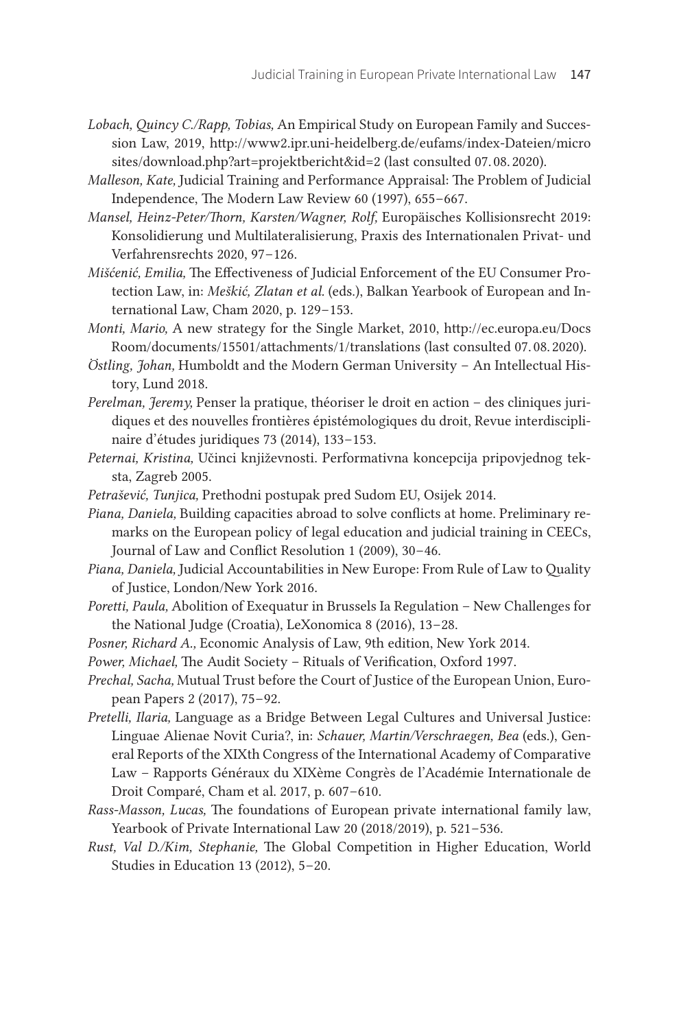*Lobach, Quincy C./Rapp, Tobias,* An Empirical Study on European Family and Succession Law, 2019, http://www2.ipr.uni-heidelberg.de/eufams/index-Dateien/microsites/download.php?art=projektbericht&id=2 (last consulted 07. 08. 2020).

*Malleson, Kate,* Judicial Training and Performance Appraisal: The Problem of Judicial Independence, The Modern Law Review 60 (1997), 655–667.

*Mansel, Heinz-Peter/Thorn, Karsten/Wagner, Rolf,* Europäisches Kollisionsrecht 2019: Konsolidierung und Multilateralisierung, Praxis des Internationalen Privat- und Verfahrensrechts 2020, 97–126.

*Mišćenić, Emilia,* The Effectiveness of Judicial Enforcement of the EU Consumer Protection Law, in: *Meškić, Zlatan et al.* (eds.), Balkan Yearbook of European and International Law, Cham 2020, p. 129–153.

*Monti, Mario,* A new strategy for the Single Market, 2010, http://ec.europa.eu/DocsRoom/documents/15501/attachments/1/translations (last consulted 07. 08. 2020).

*Östling, Johan,* Humboldt and the Modern German University – An Intellectual History, Lund 2018.

*Perelman, Jeremy,* Penser la pratique, théoriser le droit en action – des cliniques juridiques et des nouvelles frontières épistémologiques du droit, Revue interdisciplinaire d'études juridiques 73 (2014), 133–153.

*Peternai, Kristina,* Učinci književnosti. Performativna koncepcija pripovjednog teksta, Zagreb 2005.

*Petrašević, Tunjica,* Prethodni postupak pred Sudom EU, Osijek 2014.

*Piana, Daniela,* Building capacities abroad to solve conflicts at home. Preliminary remarks on the European policy of legal education and judicial training in CEECs, Journal of Law and Conflict Resolution 1 (2009), 30–46.

*Piana, Daniela,* Judicial Accountabilities in New Europe: From Rule of Law to Quality of Justice, London/New York 2016.

*Poretti, Paula,* Abolition of Exequatur in Brussels Ia Regulation – New Challenges for the National Judge (Croatia), LeXonomica 8 (2016), 13–28.

*Posner, Richard A.,* Economic Analysis of Law, 9th edition, New York 2014.

*Power, Michael,* The Audit Society – Rituals of Verification, Oxford 1997.

*Prechal, Sacha,* Mutual Trust before the Court of Justice of the European Union, European Papers 2 (2017), 75–92.

*Pretelli, Ilaria,* Language as a Bridge Between Legal Cultures and Universal Justice: Linguae Alienae Novit Curia?, in: *Schauer, Martin/Verschraegen, Bea* (eds.), General Reports of the XIXth Congress of the International Academy of Comparative Law – Rapports Généraux du XIXème Congrès de l'Académie Internationale de Droit Comparé, Cham et al. 2017, p. 607–610.

*Rass-Masson, Lucas,* The foundations of European private international family law, Yearbook of Private International Law 20 (2018/2019), p. 521–536.

*Rust, Val D./Kim, Stephanie,* The Global Competition in Higher Education, World Studies in Education 13 (2012), 5–20.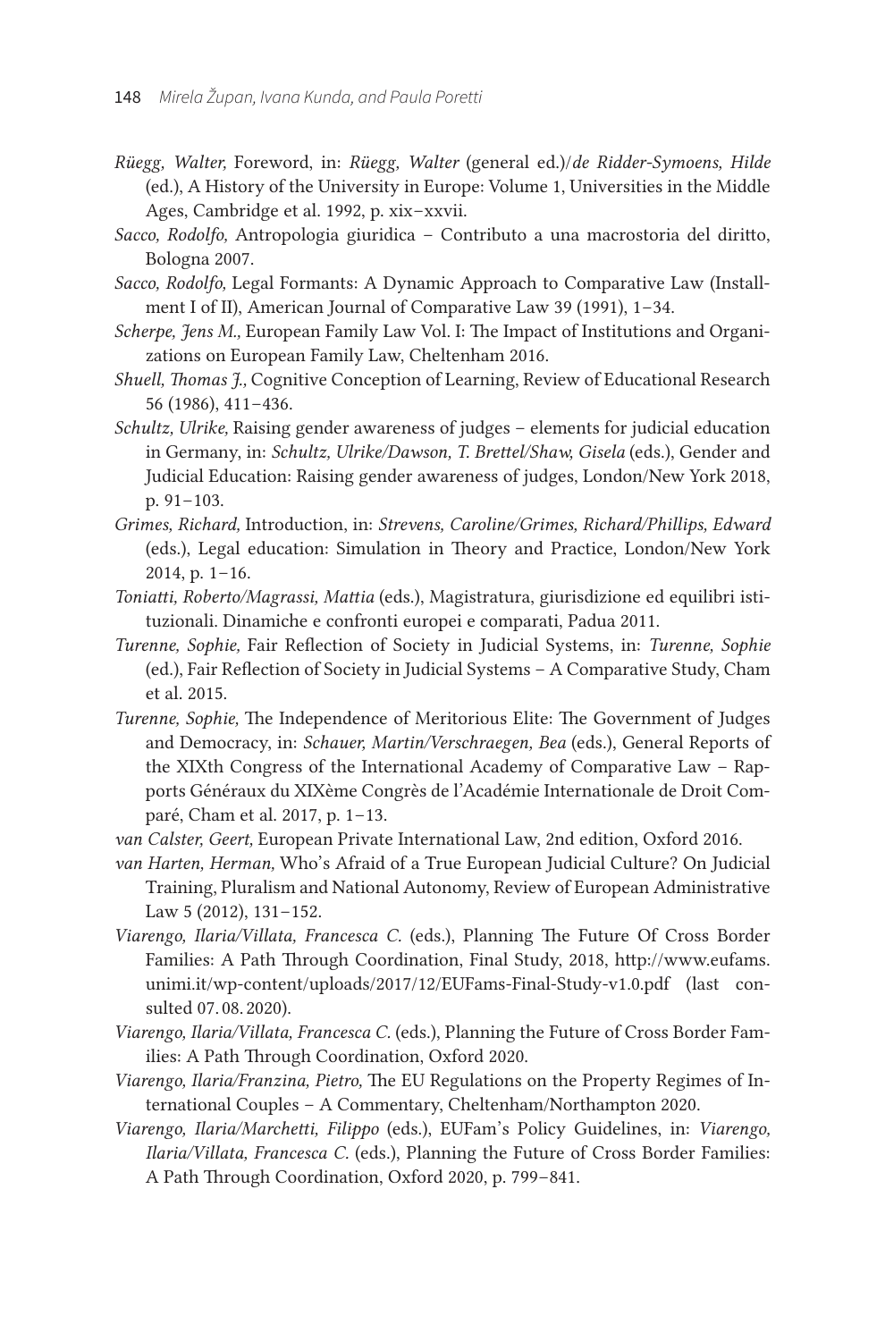*Rüegg, Walter,* Foreword, in: *Rüegg, Walter* (general ed.)/*de Ridder-Symoens, Hilde* (ed.), A History of the University in Europe: Volume 1, Universities in the Middle Ages, Cambridge et al. 1992, p. xix–xxvii.

*Sacco, Rodolfo,* Antropologia giuridica – Contributo a una macrostoria del diritto, Bologna 2007.

*Sacco, Rodolfo,* Legal Formants: A Dynamic Approach to Comparative Law (Installment I of II), American Journal of Comparative Law 39 (1991), 1–34.

*Scherpe, Jens M.,* European Family Law Vol. I: The Impact of Institutions and Organizations on European Family Law, Cheltenham 2016.

*Shuell, Thomas J.,* Cognitive Conception of Learning, Review of Educational Research 56 (1986), 411–436.

*Schultz, Ulrike,* Raising gender awareness of judges – elements for judicial education in Germany, in: *Schultz, Ulrike/Dawson, T. Brettel/Shaw, Gisela* (eds.), Gender and Judicial Education: Raising gender awareness of judges, London/New York 2018, p. 91–103.

*Grimes, Richard,* Introduction, in: *Strevens, Caroline/Grimes, Richard/Phillips, Edward* (eds.), Legal education: Simulation in Theory and Practice, London/New York 2014, p. 1–16.

*Toniatti, Roberto/Magrassi, Mattia* (eds.), Magistratura, giurisdizione ed equilibri istituzionali. Dinamiche e confronti europei e comparati, Padua 2011.

*Turenne, Sophie,* Fair Reflection of Society in Judicial Systems, in: *Turenne, Sophie* (ed.), Fair Reflection of Society in Judicial Systems – A Comparative Study, Cham et al. 2015.

*Turenne, Sophie,* The Independence of Meritorious Elite: The Government of Judges and Democracy, in: *Schauer, Martin/Verschraegen, Bea* (eds.), General Reports of the XIXth Congress of the International Academy of Comparative Law – Rapports Généraux du XIXème Congrès de l'Académie Internationale de Droit Comparé, Cham et al. 2017, p. 1–13.

*van Calster, Geert,* European Private International Law, 2nd edition, Oxford 2016.

*van Harten, Herman,* Who's Afraid of a True European Judicial Culture? On Judicial Training, Pluralism and National Autonomy, Review of European Administrative Law 5 (2012), 131–152.

*Viarengo, Ilaria/Villata, Francesca C.* (eds.), Planning The Future Of Cross Border Families: A Path Through Coordination, Final Study, 2018, http://www.eufams.unimi.it/wp-content/uploads/2017/12/EUFams-Final-Study-v1.0.pdf (last consulted 07. 08. 2020).

*Viarengo, Ilaria/Villata, Francesca C.* (eds.), Planning the Future of Cross Border Families: A Path Through Coordination, Oxford 2020.

*Viarengo, Ilaria/Franzina, Pietro,* The EU Regulations on the Property Regimes of International Couples – A Commentary, Cheltenham/Northampton 2020.

*Viarengo, Ilaria/Marchetti, Filippo* (eds.), EUFam's Policy Guidelines, in: *Viarengo, Ilaria/Villata, Francesca C.* (eds.), Planning the Future of Cross Border Families: A Path Through Coordination, Oxford 2020, p. 799–841.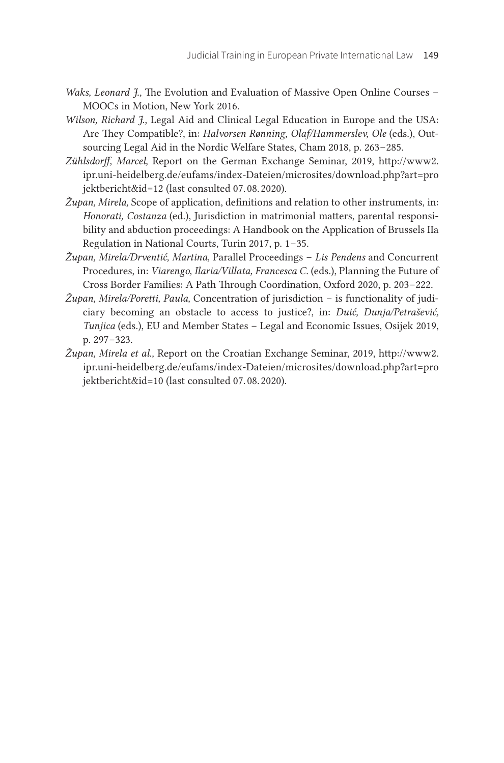*Waks, Leonard J.,* The Evolution and Evaluation of Massive Open Online Courses – MOOCs in Motion, New York 2016.

*Wilson, Richard J.,* Legal Aid and Clinical Legal Education in Europe and the USA: Are They Compatible?, in: *Halvorsen Rønning, Olaf/Hammerslev, Ole* (eds.), Outsourcing Legal Aid in the Nordic Welfare States, Cham 2018, p. 263–285.

*Zühlsdorff, Marcel,* Report on the German Exchange Seminar, 2019, http://www2.ipr.uni-heidelberg.de/eufams/index-Dateien/microsites/download.php?art=projektbericht&id=12 (last consulted 07. 08. 2020).

*Župan, Mirela,* Scope of application, definitions and relation to other instruments, in: *Honorati, Costanza* (ed.), Jurisdiction in matrimonial matters, parental responsibility and abduction proceedings: A Handbook on the Application of Brussels IIa Regulation in National Courts, Turin 2017, p. 1–35.

*Župan, Mirela/Drventić, Martina,* Parallel Proceedings – *Lis Pendens* and Concurrent Procedures, in: *Viarengo, Ilaria/Villata, Francesca C.* (eds.), Planning the Future of Cross Border Families: A Path Through Coordination, Oxford 2020, p. 203–222.

*Župan, Mirela/Poretti, Paula,* Concentration of jurisdiction – is functionality of judiciary becoming an obstacle to access to justice?, in: *Duić, Dunja/Petrašević, Tunjica* (eds.), EU and Member States – Legal and Economic Issues, Osijek 2019, p. 297–323.

*Župan, Mirela et al.,* Report on the Croatian Exchange Seminar, 2019, http://www2.ipr.uni-heidelberg.de/eufams/index-Dateien/microsites/download.php?art=projektbericht&id=10 (last consulted 07. 08. 2020).